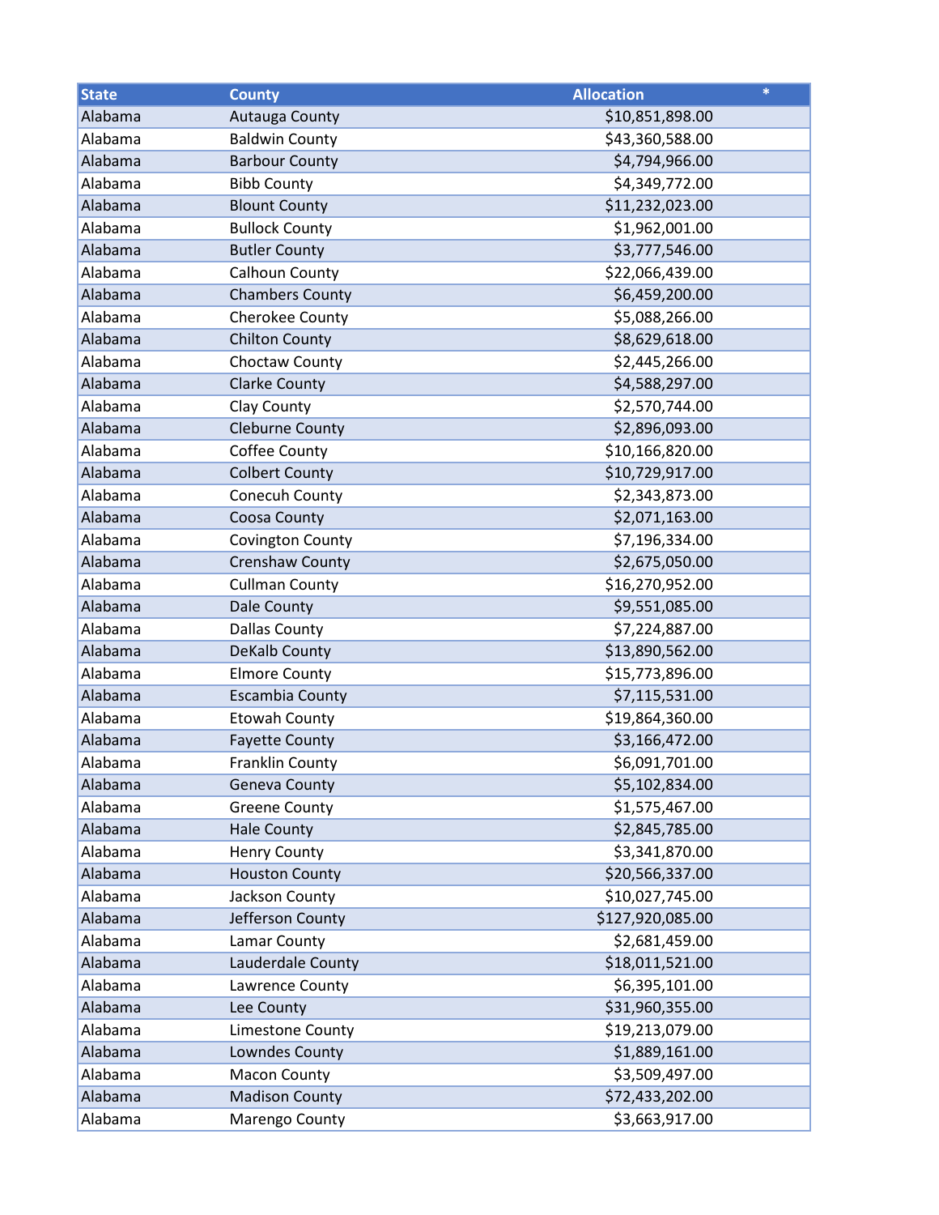| State | County | Allocation | * |
|---|---|---|---|
| Alabama | Autauga County | $10,851,898.00 | |
| Alabama | Baldwin County | $43,360,588.00 | |
| Alabama | Barbour County | $4,794,966.00 | |
| Alabama | Bibb County | $4,349,772.00 | |
| Alabama | Blount County | $11,232,023.00 | |
| Alabama | Bullock County | $1,962,001.00 | |
| Alabama | Butler County | $3,777,546.00 | |
| Alabama | Calhoun County | $22,066,439.00 | |
| Alabama | Chambers County | $6,459,200.00 | |
| Alabama | Cherokee County | $5,088,266.00 | |
| Alabama | Chilton County | $8,629,618.00 | |
| Alabama | Choctaw County | $2,445,266.00 | |
| Alabama | Clarke County | $4,588,297.00 | |
| Alabama | Clay County | $2,570,744.00 | |
| Alabama | Cleburne County | $2,896,093.00 | |
| Alabama | Coffee County | $10,166,820.00 | |
| Alabama | Colbert County | $10,729,917.00 | |
| Alabama | Conecuh County | $2,343,873.00 | |
| Alabama | Coosa County | $2,071,163.00 | |
| Alabama | Covington County | $7,196,334.00 | |
| Alabama | Crenshaw County | $2,675,050.00 | |
| Alabama | Cullman County | $16,270,952.00 | |
| Alabama | Dale County | $9,551,085.00 | |
| Alabama | Dallas County | $7,224,887.00 | |
| Alabama | DeKalb County | $13,890,562.00 | |
| Alabama | Elmore County | $15,773,896.00 | |
| Alabama | Escambia County | $7,115,531.00 | |
| Alabama | Etowah County | $19,864,360.00 | |
| Alabama | Fayette County | $3,166,472.00 | |
| Alabama | Franklin County | $6,091,701.00 | |
| Alabama | Geneva County | $5,102,834.00 | |
| Alabama | Greene County | $1,575,467.00 | |
| Alabama | Hale County | $2,845,785.00 | |
| Alabama | Henry County | $3,341,870.00 | |
| Alabama | Houston County | $20,566,337.00 | |
| Alabama | Jackson County | $10,027,745.00 | |
| Alabama | Jefferson County | $127,920,085.00 | |
| Alabama | Lamar County | $2,681,459.00 | |
| Alabama | Lauderdale County | $18,011,521.00 | |
| Alabama | Lawrence County | $6,395,101.00 | |
| Alabama | Lee County | $31,960,355.00 | |
| Alabama | Limestone County | $19,213,079.00 | |
| Alabama | Lowndes County | $1,889,161.00 | |
| Alabama | Macon County | $3,509,497.00 | |
| Alabama | Madison County | $72,433,202.00 | |
| Alabama | Marengo County | $3,663,917.00 | |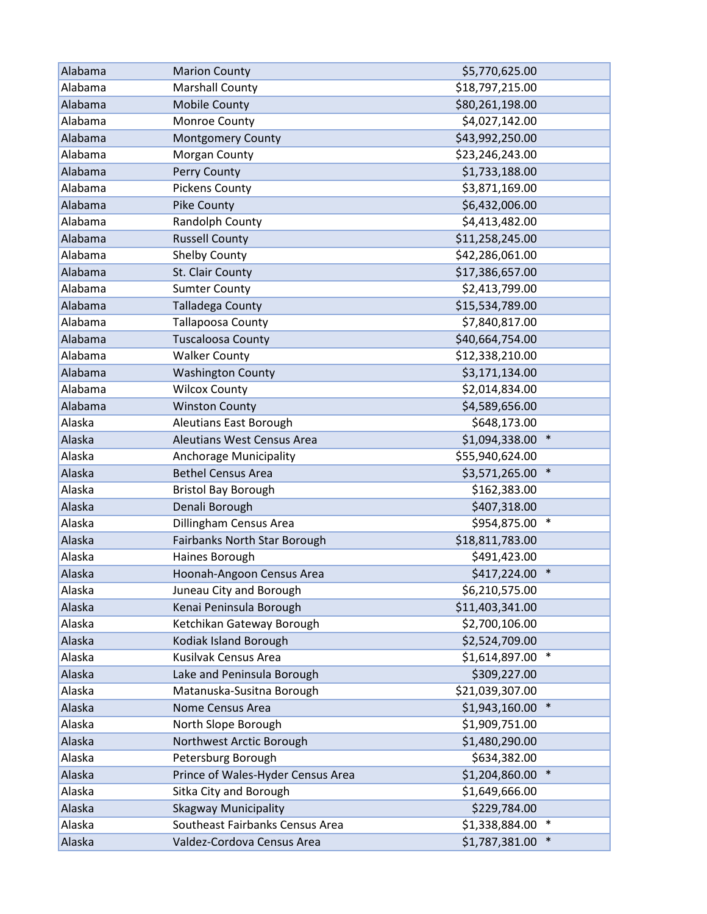| | | | |
|---|---|---|---|
| Alabama | Marion County | $5,770,625.00 | |
| Alabama | Marshall County | $18,797,215.00 | |
| Alabama | Mobile County | $80,261,198.00 | |
| Alabama | Monroe County | $4,027,142.00 | |
| Alabama | Montgomery County | $43,992,250.00 | |
| Alabama | Morgan County | $23,246,243.00 | |
| Alabama | Perry County | $1,733,188.00 | |
| Alabama | Pickens County | $3,871,169.00 | |
| Alabama | Pike County | $6,432,006.00 | |
| Alabama | Randolph County | $4,413,482.00 | |
| Alabama | Russell County | $11,258,245.00 | |
| Alabama | Shelby County | $42,286,061.00 | |
| Alabama | St. Clair County | $17,386,657.00 | |
| Alabama | Sumter County | $2,413,799.00 | |
| Alabama | Talladega County | $15,534,789.00 | |
| Alabama | Tallapoosa County | $7,840,817.00 | |
| Alabama | Tuscaloosa County | $40,664,754.00 | |
| Alabama | Walker County | $12,338,210.00 | |
| Alabama | Washington County | $3,171,134.00 | |
| Alabama | Wilcox County | $2,014,834.00 | |
| Alabama | Winston County | $4,589,656.00 | |
| Alaska | Aleutians East Borough | $648,173.00 | |
| Alaska | Aleutians West Census Area | $1,094,338.00 | * |
| Alaska | Anchorage Municipality | $55,940,624.00 | |
| Alaska | Bethel Census Area | $3,571,265.00 | * |
| Alaska | Bristol Bay Borough | $162,383.00 | |
| Alaska | Denali Borough | $407,318.00 | |
| Alaska | Dillingham Census Area | $954,875.00 | * |
| Alaska | Fairbanks North Star Borough | $18,811,783.00 | |
| Alaska | Haines Borough | $491,423.00 | |
| Alaska | Hoonah-Angoon Census Area | $417,224.00 | * |
| Alaska | Juneau City and Borough | $6,210,575.00 | |
| Alaska | Kenai Peninsula Borough | $11,403,341.00 | |
| Alaska | Ketchikan Gateway Borough | $2,700,106.00 | |
| Alaska | Kodiak Island Borough | $2,524,709.00 | |
| Alaska | Kusilvak Census Area | $1,614,897.00 | * |
| Alaska | Lake and Peninsula Borough | $309,227.00 | |
| Alaska | Matanuska-Susitna Borough | $21,039,307.00 | |
| Alaska | Nome Census Area | $1,943,160.00 | * |
| Alaska | North Slope Borough | $1,909,751.00 | |
| Alaska | Northwest Arctic Borough | $1,480,290.00 | |
| Alaska | Petersburg Borough | $634,382.00 | |
| Alaska | Prince of Wales-Hyder Census Area | $1,204,860.00 | * |
| Alaska | Sitka City and Borough | $1,649,666.00 | |
| Alaska | Skagway Municipality | $229,784.00 | |
| Alaska | Southeast Fairbanks Census Area | $1,338,884.00 | * |
| Alaska | Valdez-Cordova Census Area | $1,787,381.00 | * |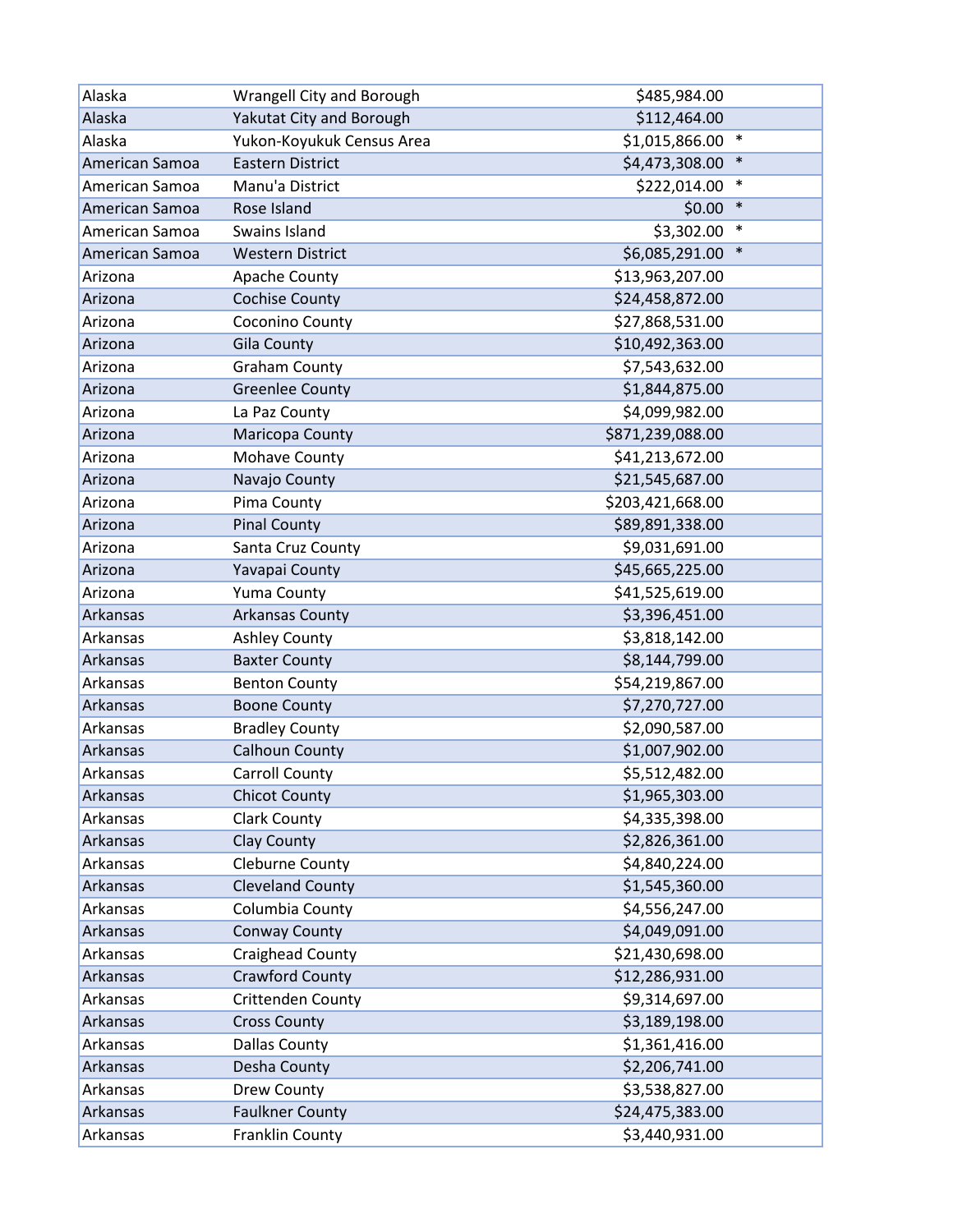| | | | |
|---|---|---|---|
| Alaska | Wrangell City and Borough | $485,984.00 | |
| Alaska | Yakutat City and Borough | $112,464.00 | |
| Alaska | Yukon-Koyukuk Census Area | $1,015,866.00 | * |
| American Samoa | Eastern District | $4,473,308.00 | * |
| American Samoa | Manu'a District | $222,014.00 | * |
| American Samoa | Rose Island | $0.00 | * |
| American Samoa | Swains Island | $3,302.00 | * |
| American Samoa | Western District | $6,085,291.00 | * |
| Arizona | Apache County | $13,963,207.00 | |
| Arizona | Cochise County | $24,458,872.00 | |
| Arizona | Coconino County | $27,868,531.00 | |
| Arizona | Gila County | $10,492,363.00 | |
| Arizona | Graham County | $7,543,632.00 | |
| Arizona | Greenlee County | $1,844,875.00 | |
| Arizona | La Paz County | $4,099,982.00 | |
| Arizona | Maricopa County | $871,239,088.00 | |
| Arizona | Mohave County | $41,213,672.00 | |
| Arizona | Navajo County | $21,545,687.00 | |
| Arizona | Pima County | $203,421,668.00 | |
| Arizona | Pinal County | $89,891,338.00 | |
| Arizona | Santa Cruz County | $9,031,691.00 | |
| Arizona | Yavapai County | $45,665,225.00 | |
| Arizona | Yuma County | $41,525,619.00 | |
| Arkansas | Arkansas County | $3,396,451.00 | |
| Arkansas | Ashley County | $3,818,142.00 | |
| Arkansas | Baxter County | $8,144,799.00 | |
| Arkansas | Benton County | $54,219,867.00 | |
| Arkansas | Boone County | $7,270,727.00 | |
| Arkansas | Bradley County | $2,090,587.00 | |
| Arkansas | Calhoun County | $1,007,902.00 | |
| Arkansas | Carroll County | $5,512,482.00 | |
| Arkansas | Chicot County | $1,965,303.00 | |
| Arkansas | Clark County | $4,335,398.00 | |
| Arkansas | Clay County | $2,826,361.00 | |
| Arkansas | Cleburne County | $4,840,224.00 | |
| Arkansas | Cleveland County | $1,545,360.00 | |
| Arkansas | Columbia County | $4,556,247.00 | |
| Arkansas | Conway County | $4,049,091.00 | |
| Arkansas | Craighead County | $21,430,698.00 | |
| Arkansas | Crawford County | $12,286,931.00 | |
| Arkansas | Crittenden County | $9,314,697.00 | |
| Arkansas | Cross County | $3,189,198.00 | |
| Arkansas | Dallas County | $1,361,416.00 | |
| Arkansas | Desha County | $2,206,741.00 | |
| Arkansas | Drew County | $3,538,827.00 | |
| Arkansas | Faulkner County | $24,475,383.00 | |
| Arkansas | Franklin County | $3,440,931.00 | |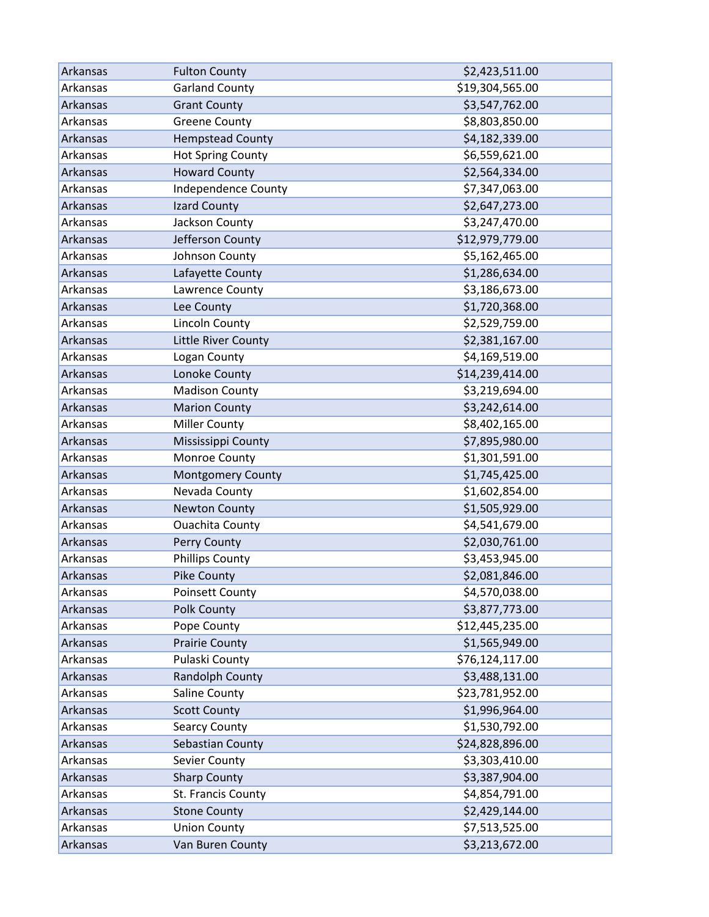| | | |
|---|---|---|
| Arkansas | Fulton County | $2,423,511.00 |
| Arkansas | Garland County | $19,304,565.00 |
| Arkansas | Grant County | $3,547,762.00 |
| Arkansas | Greene County | $8,803,850.00 |
| Arkansas | Hempstead County | $4,182,339.00 |
| Arkansas | Hot Spring County | $6,559,621.00 |
| Arkansas | Howard County | $2,564,334.00 |
| Arkansas | Independence County | $7,347,063.00 |
| Arkansas | Izard County | $2,647,273.00 |
| Arkansas | Jackson County | $3,247,470.00 |
| Arkansas | Jefferson County | $12,979,779.00 |
| Arkansas | Johnson County | $5,162,465.00 |
| Arkansas | Lafayette County | $1,286,634.00 |
| Arkansas | Lawrence County | $3,186,673.00 |
| Arkansas | Lee County | $1,720,368.00 |
| Arkansas | Lincoln County | $2,529,759.00 |
| Arkansas | Little River County | $2,381,167.00 |
| Arkansas | Logan County | $4,169,519.00 |
| Arkansas | Lonoke County | $14,239,414.00 |
| Arkansas | Madison County | $3,219,694.00 |
| Arkansas | Marion County | $3,242,614.00 |
| Arkansas | Miller County | $8,402,165.00 |
| Arkansas | Mississippi County | $7,895,980.00 |
| Arkansas | Monroe County | $1,301,591.00 |
| Arkansas | Montgomery County | $1,745,425.00 |
| Arkansas | Nevada County | $1,602,854.00 |
| Arkansas | Newton County | $1,505,929.00 |
| Arkansas | Ouachita County | $4,541,679.00 |
| Arkansas | Perry County | $2,030,761.00 |
| Arkansas | Phillips County | $3,453,945.00 |
| Arkansas | Pike County | $2,081,846.00 |
| Arkansas | Poinsett County | $4,570,038.00 |
| Arkansas | Polk County | $3,877,773.00 |
| Arkansas | Pope County | $12,445,235.00 |
| Arkansas | Prairie County | $1,565,949.00 |
| Arkansas | Pulaski County | $76,124,117.00 |
| Arkansas | Randolph County | $3,488,131.00 |
| Arkansas | Saline County | $23,781,952.00 |
| Arkansas | Scott County | $1,996,964.00 |
| Arkansas | Searcy County | $1,530,792.00 |
| Arkansas | Sebastian County | $24,828,896.00 |
| Arkansas | Sevier County | $3,303,410.00 |
| Arkansas | Sharp County | $3,387,904.00 |
| Arkansas | St. Francis County | $4,854,791.00 |
| Arkansas | Stone County | $2,429,144.00 |
| Arkansas | Union County | $7,513,525.00 |
| Arkansas | Van Buren County | $3,213,672.00 |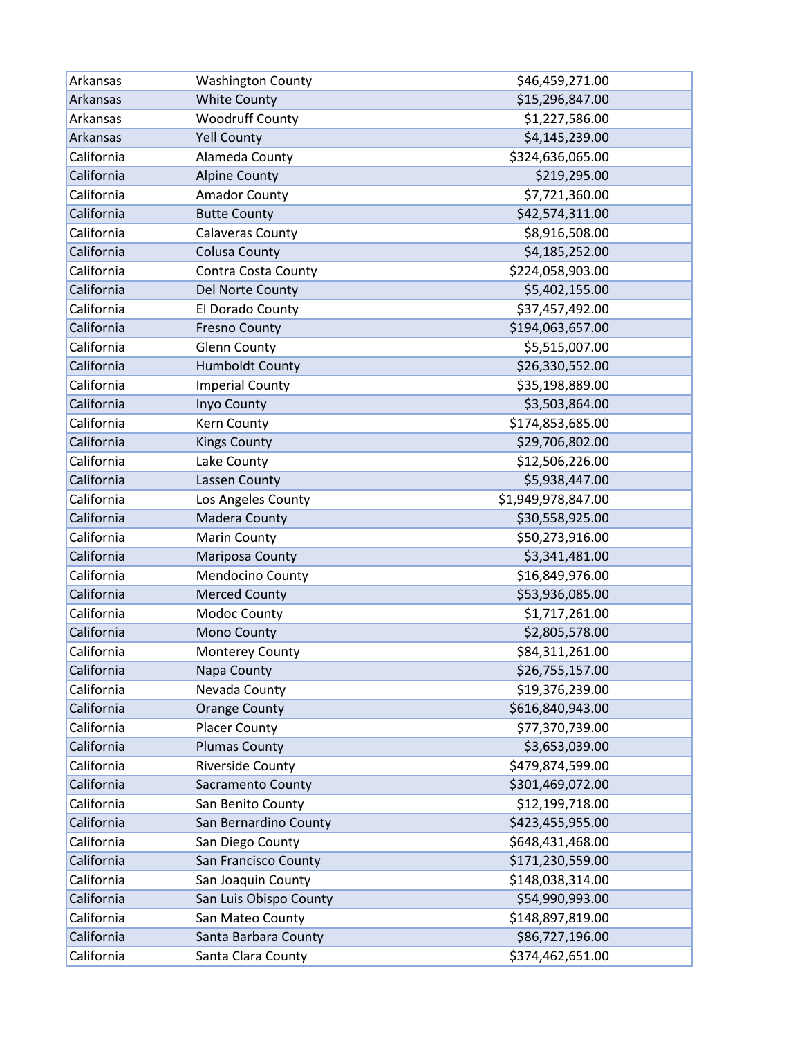| | | |
|---|---|---|
| Arkansas | Washington County | $46,459,271.00 |
| Arkansas | White County | $15,296,847.00 |
| Arkansas | Woodruff County | $1,227,586.00 |
| Arkansas | Yell County | $4,145,239.00 |
| California | Alameda County | $324,636,065.00 |
| California | Alpine County | $219,295.00 |
| California | Amador County | $7,721,360.00 |
| California | Butte County | $42,574,311.00 |
| California | Calaveras County | $8,916,508.00 |
| California | Colusa County | $4,185,252.00 |
| California | Contra Costa County | $224,058,903.00 |
| California | Del Norte County | $5,402,155.00 |
| California | El Dorado County | $37,457,492.00 |
| California | Fresno County | $194,063,657.00 |
| California | Glenn County | $5,515,007.00 |
| California | Humboldt County | $26,330,552.00 |
| California | Imperial County | $35,198,889.00 |
| California | Inyo County | $3,503,864.00 |
| California | Kern County | $174,853,685.00 |
| California | Kings County | $29,706,802.00 |
| California | Lake County | $12,506,226.00 |
| California | Lassen County | $5,938,447.00 |
| California | Los Angeles County | $1,949,978,847.00 |
| California | Madera County | $30,558,925.00 |
| California | Marin County | $50,273,916.00 |
| California | Mariposa County | $3,341,481.00 |
| California | Mendocino County | $16,849,976.00 |
| California | Merced County | $53,936,085.00 |
| California | Modoc County | $1,717,261.00 |
| California | Mono County | $2,805,578.00 |
| California | Monterey County | $84,311,261.00 |
| California | Napa County | $26,755,157.00 |
| California | Nevada County | $19,376,239.00 |
| California | Orange County | $616,840,943.00 |
| California | Placer County | $77,370,739.00 |
| California | Plumas County | $3,653,039.00 |
| California | Riverside County | $479,874,599.00 |
| California | Sacramento County | $301,469,072.00 |
| California | San Benito County | $12,199,718.00 |
| California | San Bernardino County | $423,455,955.00 |
| California | San Diego County | $648,431,468.00 |
| California | San Francisco County | $171,230,559.00 |
| California | San Joaquin County | $148,038,314.00 |
| California | San Luis Obispo County | $54,990,993.00 |
| California | San Mateo County | $148,897,819.00 |
| California | Santa Barbara County | $86,727,196.00 |
| California | Santa Clara County | $374,462,651.00 |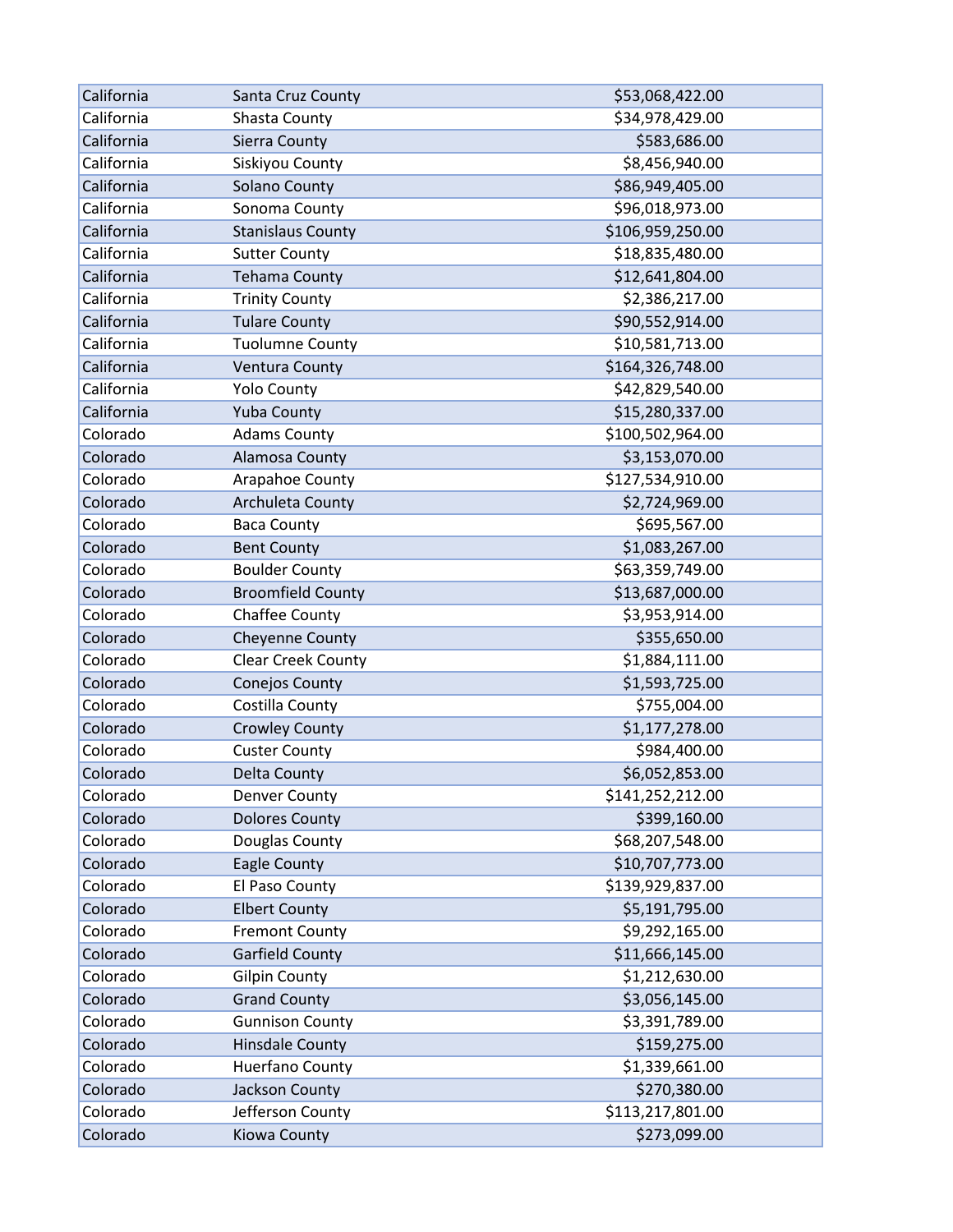| | | |
|---|---|---|
| California | Santa Cruz County | $53,068,422.00 |
| California | Shasta County | $34,978,429.00 |
| California | Sierra County | $583,686.00 |
| California | Siskiyou County | $8,456,940.00 |
| California | Solano County | $86,949,405.00 |
| California | Sonoma County | $96,018,973.00 |
| California | Stanislaus County | $106,959,250.00 |
| California | Sutter County | $18,835,480.00 |
| California | Tehama County | $12,641,804.00 |
| California | Trinity County | $2,386,217.00 |
| California | Tulare County | $90,552,914.00 |
| California | Tuolumne County | $10,581,713.00 |
| California | Ventura County | $164,326,748.00 |
| California | Yolo County | $42,829,540.00 |
| California | Yuba County | $15,280,337.00 |
| Colorado | Adams County | $100,502,964.00 |
| Colorado | Alamosa County | $3,153,070.00 |
| Colorado | Arapahoe County | $127,534,910.00 |
| Colorado | Archuleta County | $2,724,969.00 |
| Colorado | Baca County | $695,567.00 |
| Colorado | Bent County | $1,083,267.00 |
| Colorado | Boulder County | $63,359,749.00 |
| Colorado | Broomfield County | $13,687,000.00 |
| Colorado | Chaffee County | $3,953,914.00 |
| Colorado | Cheyenne County | $355,650.00 |
| Colorado | Clear Creek County | $1,884,111.00 |
| Colorado | Conejos County | $1,593,725.00 |
| Colorado | Costilla County | $755,004.00 |
| Colorado | Crowley County | $1,177,278.00 |
| Colorado | Custer County | $984,400.00 |
| Colorado | Delta County | $6,052,853.00 |
| Colorado | Denver County | $141,252,212.00 |
| Colorado | Dolores County | $399,160.00 |
| Colorado | Douglas County | $68,207,548.00 |
| Colorado | Eagle County | $10,707,773.00 |
| Colorado | El Paso County | $139,929,837.00 |
| Colorado | Elbert County | $5,191,795.00 |
| Colorado | Fremont County | $9,292,165.00 |
| Colorado | Garfield County | $11,666,145.00 |
| Colorado | Gilpin County | $1,212,630.00 |
| Colorado | Grand County | $3,056,145.00 |
| Colorado | Gunnison County | $3,391,789.00 |
| Colorado | Hinsdale County | $159,275.00 |
| Colorado | Huerfano County | $1,339,661.00 |
| Colorado | Jackson County | $270,380.00 |
| Colorado | Jefferson County | $113,217,801.00 |
| Colorado | Kiowa County | $273,099.00 |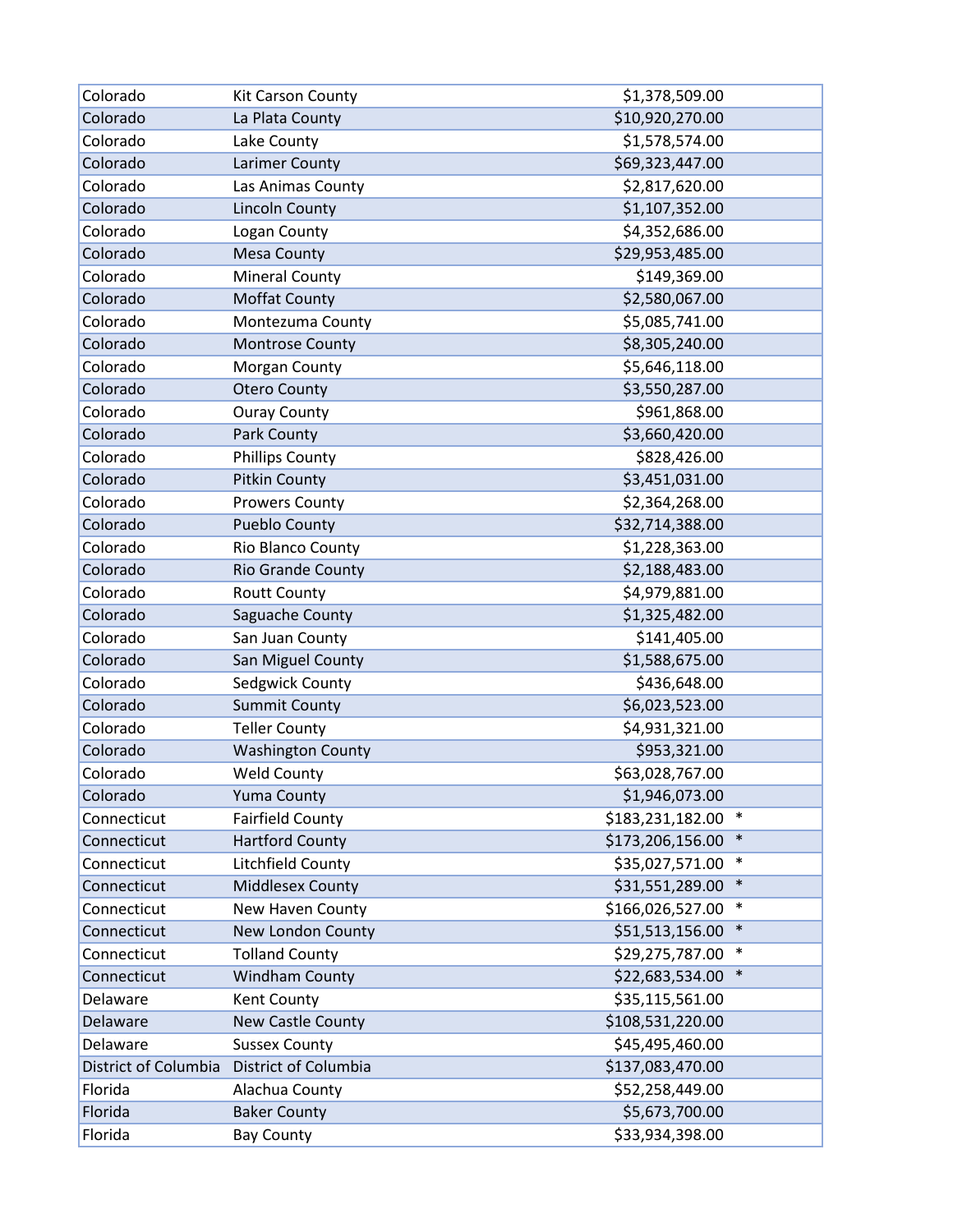| | | | |
|---|---|---|---|
| Colorado | Kit Carson County | $1,378,509.00 | |
| Colorado | La Plata County | $10,920,270.00 | |
| Colorado | Lake County | $1,578,574.00 | |
| Colorado | Larimer County | $69,323,447.00 | |
| Colorado | Las Animas County | $2,817,620.00 | |
| Colorado | Lincoln County | $1,107,352.00 | |
| Colorado | Logan County | $4,352,686.00 | |
| Colorado | Mesa County | $29,953,485.00 | |
| Colorado | Mineral County | $149,369.00 | |
| Colorado | Moffat County | $2,580,067.00 | |
| Colorado | Montezuma County | $5,085,741.00 | |
| Colorado | Montrose County | $8,305,240.00 | |
| Colorado | Morgan County | $5,646,118.00 | |
| Colorado | Otero County | $3,550,287.00 | |
| Colorado | Ouray County | $961,868.00 | |
| Colorado | Park County | $3,660,420.00 | |
| Colorado | Phillips County | $828,426.00 | |
| Colorado | Pitkin County | $3,451,031.00 | |
| Colorado | Prowers County | $2,364,268.00 | |
| Colorado | Pueblo County | $32,714,388.00 | |
| Colorado | Rio Blanco County | $1,228,363.00 | |
| Colorado | Rio Grande County | $2,188,483.00 | |
| Colorado | Routt County | $4,979,881.00 | |
| Colorado | Saguache County | $1,325,482.00 | |
| Colorado | San Juan County | $141,405.00 | |
| Colorado | San Miguel County | $1,588,675.00 | |
| Colorado | Sedgwick County | $436,648.00 | |
| Colorado | Summit County | $6,023,523.00 | |
| Colorado | Teller County | $4,931,321.00 | |
| Colorado | Washington County | $953,321.00 | |
| Colorado | Weld County | $63,028,767.00 | |
| Colorado | Yuma County | $1,946,073.00 | |
| Connecticut | Fairfield County | $183,231,182.00 | * |
| Connecticut | Hartford County | $173,206,156.00 | * |
| Connecticut | Litchfield County | $35,027,571.00 | * |
| Connecticut | Middlesex County | $31,551,289.00 | * |
| Connecticut | New Haven County | $166,026,527.00 | * |
| Connecticut | New London County | $51,513,156.00 | * |
| Connecticut | Tolland County | $29,275,787.00 | * |
| Connecticut | Windham County | $22,683,534.00 | * |
| Delaware | Kent County | $35,115,561.00 | |
| Delaware | New Castle County | $108,531,220.00 | |
| Delaware | Sussex County | $45,495,460.00 | |
| District of Columbia | District of Columbia | $137,083,470.00 | |
| Florida | Alachua County | $52,258,449.00 | |
| Florida | Baker County | $5,673,700.00 | |
| Florida | Bay County | $33,934,398.00 | |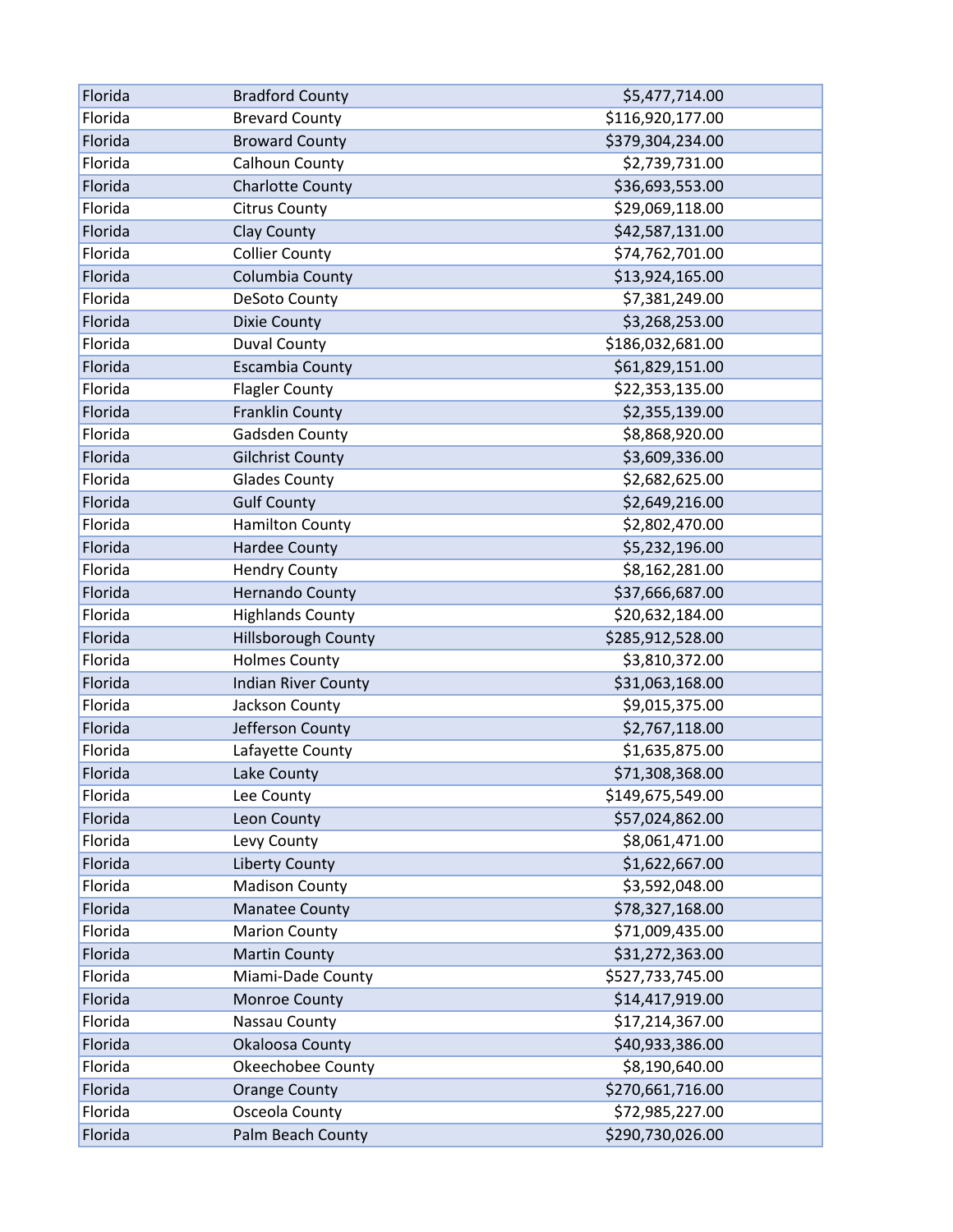| | | |
|---|---|---|
| Florida | Bradford County | $5,477,714.00 |
| Florida | Brevard County | $116,920,177.00 |
| Florida | Broward County | $379,304,234.00 |
| Florida | Calhoun County | $2,739,731.00 |
| Florida | Charlotte County | $36,693,553.00 |
| Florida | Citrus County | $29,069,118.00 |
| Florida | Clay County | $42,587,131.00 |
| Florida | Collier County | $74,762,701.00 |
| Florida | Columbia County | $13,924,165.00 |
| Florida | DeSoto County | $7,381,249.00 |
| Florida | Dixie County | $3,268,253.00 |
| Florida | Duval County | $186,032,681.00 |
| Florida | Escambia County | $61,829,151.00 |
| Florida | Flagler County | $22,353,135.00 |
| Florida | Franklin County | $2,355,139.00 |
| Florida | Gadsden County | $8,868,920.00 |
| Florida | Gilchrist County | $3,609,336.00 |
| Florida | Glades County | $2,682,625.00 |
| Florida | Gulf County | $2,649,216.00 |
| Florida | Hamilton County | $2,802,470.00 |
| Florida | Hardee County | $5,232,196.00 |
| Florida | Hendry County | $8,162,281.00 |
| Florida | Hernando County | $37,666,687.00 |
| Florida | Highlands County | $20,632,184.00 |
| Florida | Hillsborough County | $285,912,528.00 |
| Florida | Holmes County | $3,810,372.00 |
| Florida | Indian River County | $31,063,168.00 |
| Florida | Jackson County | $9,015,375.00 |
| Florida | Jefferson County | $2,767,118.00 |
| Florida | Lafayette County | $1,635,875.00 |
| Florida | Lake County | $71,308,368.00 |
| Florida | Lee County | $149,675,549.00 |
| Florida | Leon County | $57,024,862.00 |
| Florida | Levy County | $8,061,471.00 |
| Florida | Liberty County | $1,622,667.00 |
| Florida | Madison County | $3,592,048.00 |
| Florida | Manatee County | $78,327,168.00 |
| Florida | Marion County | $71,009,435.00 |
| Florida | Martin County | $31,272,363.00 |
| Florida | Miami-Dade County | $527,733,745.00 |
| Florida | Monroe County | $14,417,919.00 |
| Florida | Nassau County | $17,214,367.00 |
| Florida | Okaloosa County | $40,933,386.00 |
| Florida | Okeechobee County | $8,190,640.00 |
| Florida | Orange County | $270,661,716.00 |
| Florida | Osceola County | $72,985,227.00 |
| Florida | Palm Beach County | $290,730,026.00 |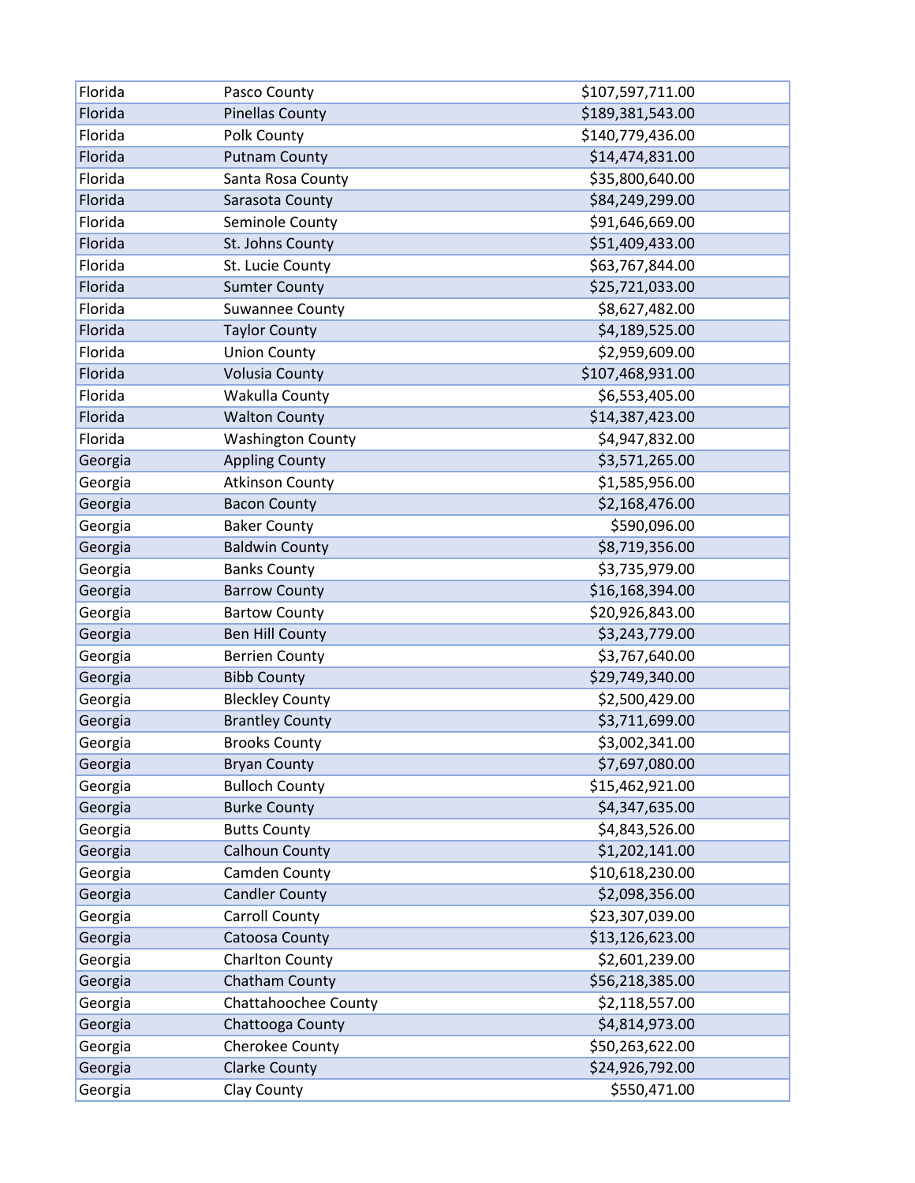| | | |
|---|---|---|
| Florida | Pasco County | $107,597,711.00 |
| Florida | Pinellas County | $189,381,543.00 |
| Florida | Polk County | $140,779,436.00 |
| Florida | Putnam County | $14,474,831.00 |
| Florida | Santa Rosa County | $35,800,640.00 |
| Florida | Sarasota County | $84,249,299.00 |
| Florida | Seminole County | $91,646,669.00 |
| Florida | St. Johns County | $51,409,433.00 |
| Florida | St. Lucie County | $63,767,844.00 |
| Florida | Sumter County | $25,721,033.00 |
| Florida | Suwannee County | $8,627,482.00 |
| Florida | Taylor County | $4,189,525.00 |
| Florida | Union County | $2,959,609.00 |
| Florida | Volusia County | $107,468,931.00 |
| Florida | Wakulla County | $6,553,405.00 |
| Florida | Walton County | $14,387,423.00 |
| Florida | Washington County | $4,947,832.00 |
| Georgia | Appling County | $3,571,265.00 |
| Georgia | Atkinson County | $1,585,956.00 |
| Georgia | Bacon County | $2,168,476.00 |
| Georgia | Baker County | $590,096.00 |
| Georgia | Baldwin County | $8,719,356.00 |
| Georgia | Banks County | $3,735,979.00 |
| Georgia | Barrow County | $16,168,394.00 |
| Georgia | Bartow County | $20,926,843.00 |
| Georgia | Ben Hill County | $3,243,779.00 |
| Georgia | Berrien County | $3,767,640.00 |
| Georgia | Bibb County | $29,749,340.00 |
| Georgia | Bleckley County | $2,500,429.00 |
| Georgia | Brantley County | $3,711,699.00 |
| Georgia | Brooks County | $3,002,341.00 |
| Georgia | Bryan County | $7,697,080.00 |
| Georgia | Bulloch County | $15,462,921.00 |
| Georgia | Burke County | $4,347,635.00 |
| Georgia | Butts County | $4,843,526.00 |
| Georgia | Calhoun County | $1,202,141.00 |
| Georgia | Camden County | $10,618,230.00 |
| Georgia | Candler County | $2,098,356.00 |
| Georgia | Carroll County | $23,307,039.00 |
| Georgia | Catoosa County | $13,126,623.00 |
| Georgia | Charlton County | $2,601,239.00 |
| Georgia | Chatham County | $56,218,385.00 |
| Georgia | Chattahoochee County | $2,118,557.00 |
| Georgia | Chattooga County | $4,814,973.00 |
| Georgia | Cherokee County | $50,263,622.00 |
| Georgia | Clarke County | $24,926,792.00 |
| Georgia | Clay County | $550,471.00 |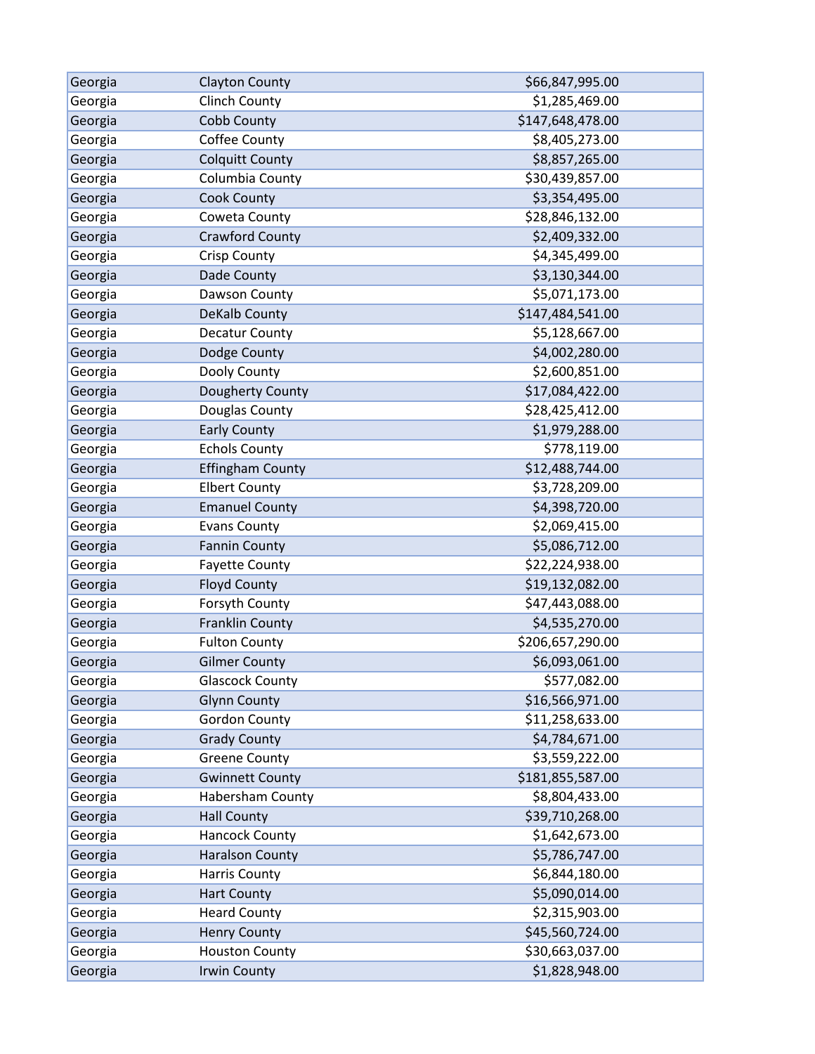| | | |
|---|---|---|
| Georgia | Clayton County | $66,847,995.00 |
| Georgia | Clinch County | $1,285,469.00 |
| Georgia | Cobb County | $147,648,478.00 |
| Georgia | Coffee County | $8,405,273.00 |
| Georgia | Colquitt County | $8,857,265.00 |
| Georgia | Columbia County | $30,439,857.00 |
| Georgia | Cook County | $3,354,495.00 |
| Georgia | Coweta County | $28,846,132.00 |
| Georgia | Crawford County | $2,409,332.00 |
| Georgia | Crisp County | $4,345,499.00 |
| Georgia | Dade County | $3,130,344.00 |
| Georgia | Dawson County | $5,071,173.00 |
| Georgia | DeKalb County | $147,484,541.00 |
| Georgia | Decatur County | $5,128,667.00 |
| Georgia | Dodge County | $4,002,280.00 |
| Georgia | Dooly County | $2,600,851.00 |
| Georgia | Dougherty County | $17,084,422.00 |
| Georgia | Douglas County | $28,425,412.00 |
| Georgia | Early County | $1,979,288.00 |
| Georgia | Echols County | $778,119.00 |
| Georgia | Effingham County | $12,488,744.00 |
| Georgia | Elbert County | $3,728,209.00 |
| Georgia | Emanuel County | $4,398,720.00 |
| Georgia | Evans County | $2,069,415.00 |
| Georgia | Fannin County | $5,086,712.00 |
| Georgia | Fayette County | $22,224,938.00 |
| Georgia | Floyd County | $19,132,082.00 |
| Georgia | Forsyth County | $47,443,088.00 |
| Georgia | Franklin County | $4,535,270.00 |
| Georgia | Fulton County | $206,657,290.00 |
| Georgia | Gilmer County | $6,093,061.00 |
| Georgia | Glascock County | $577,082.00 |
| Georgia | Glynn County | $16,566,971.00 |
| Georgia | Gordon County | $11,258,633.00 |
| Georgia | Grady County | $4,784,671.00 |
| Georgia | Greene County | $3,559,222.00 |
| Georgia | Gwinnett County | $181,855,587.00 |
| Georgia | Habersham County | $8,804,433.00 |
| Georgia | Hall County | $39,710,268.00 |
| Georgia | Hancock County | $1,642,673.00 |
| Georgia | Haralson County | $5,786,747.00 |
| Georgia | Harris County | $6,844,180.00 |
| Georgia | Hart County | $5,090,014.00 |
| Georgia | Heard County | $2,315,903.00 |
| Georgia | Henry County | $45,560,724.00 |
| Georgia | Houston County | $30,663,037.00 |
| Georgia | Irwin County | $1,828,948.00 |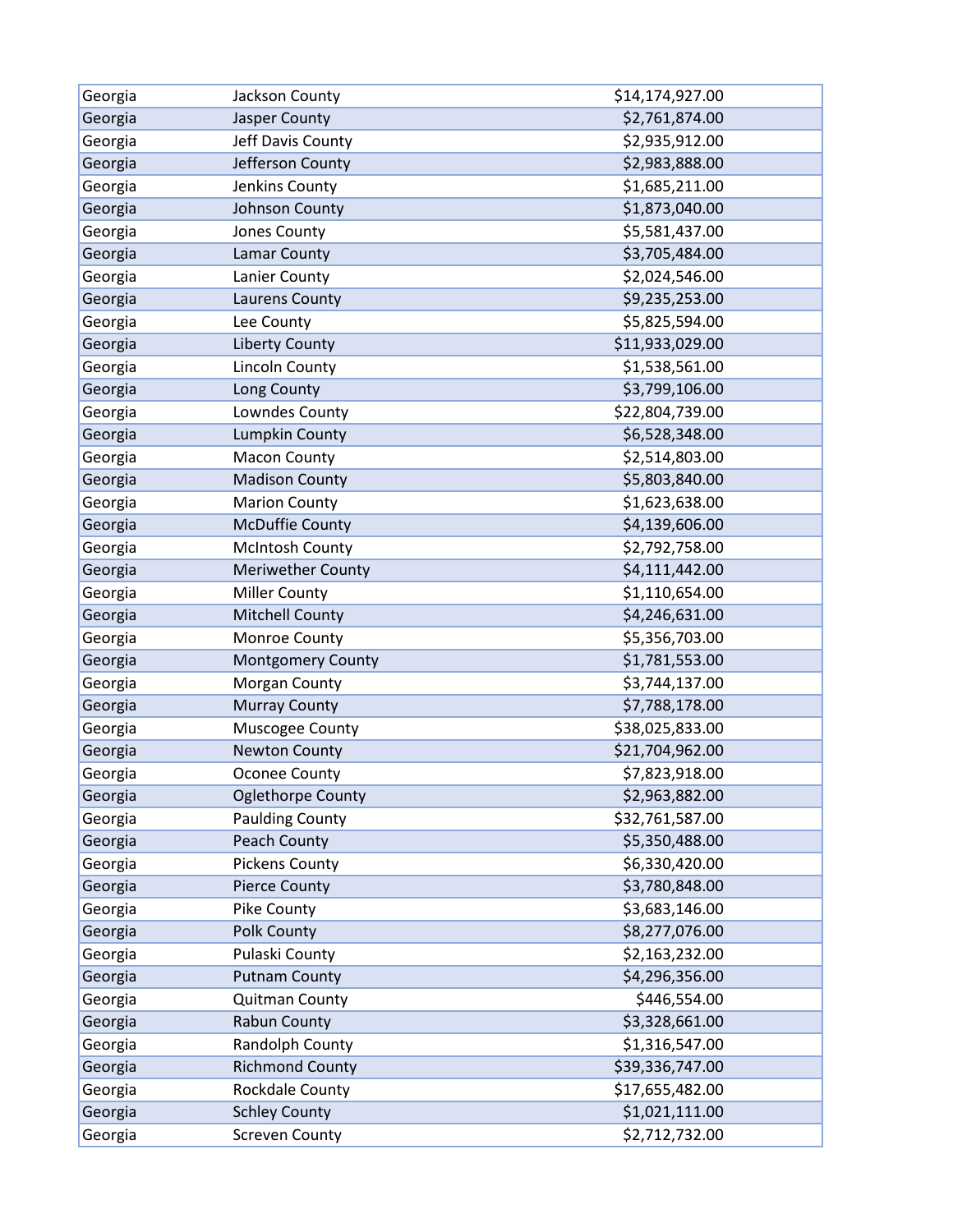| | | |
|---|---|---|
| Georgia | Jackson County | $14,174,927.00 |
| Georgia | Jasper County | $2,761,874.00 |
| Georgia | Jeff Davis County | $2,935,912.00 |
| Georgia | Jefferson County | $2,983,888.00 |
| Georgia | Jenkins County | $1,685,211.00 |
| Georgia | Johnson County | $1,873,040.00 |
| Georgia | Jones County | $5,581,437.00 |
| Georgia | Lamar County | $3,705,484.00 |
| Georgia | Lanier County | $2,024,546.00 |
| Georgia | Laurens County | $9,235,253.00 |
| Georgia | Lee County | $5,825,594.00 |
| Georgia | Liberty County | $11,933,029.00 |
| Georgia | Lincoln County | $1,538,561.00 |
| Georgia | Long County | $3,799,106.00 |
| Georgia | Lowndes County | $22,804,739.00 |
| Georgia | Lumpkin County | $6,528,348.00 |
| Georgia | Macon County | $2,514,803.00 |
| Georgia | Madison County | $5,803,840.00 |
| Georgia | Marion County | $1,623,638.00 |
| Georgia | McDuffie County | $4,139,606.00 |
| Georgia | McIntosh County | $2,792,758.00 |
| Georgia | Meriwether County | $4,111,442.00 |
| Georgia | Miller County | $1,110,654.00 |
| Georgia | Mitchell County | $4,246,631.00 |
| Georgia | Monroe County | $5,356,703.00 |
| Georgia | Montgomery County | $1,781,553.00 |
| Georgia | Morgan County | $3,744,137.00 |
| Georgia | Murray County | $7,788,178.00 |
| Georgia | Muscogee County | $38,025,833.00 |
| Georgia | Newton County | $21,704,962.00 |
| Georgia | Oconee County | $7,823,918.00 |
| Georgia | Oglethorpe County | $2,963,882.00 |
| Georgia | Paulding County | $32,761,587.00 |
| Georgia | Peach County | $5,350,488.00 |
| Georgia | Pickens County | $6,330,420.00 |
| Georgia | Pierce County | $3,780,848.00 |
| Georgia | Pike County | $3,683,146.00 |
| Georgia | Polk County | $8,277,076.00 |
| Georgia | Pulaski County | $2,163,232.00 |
| Georgia | Putnam County | $4,296,356.00 |
| Georgia | Quitman County | $446,554.00 |
| Georgia | Rabun County | $3,328,661.00 |
| Georgia | Randolph County | $1,316,547.00 |
| Georgia | Richmond County | $39,336,747.00 |
| Georgia | Rockdale County | $17,655,482.00 |
| Georgia | Schley County | $1,021,111.00 |
| Georgia | Screven County | $2,712,732.00 |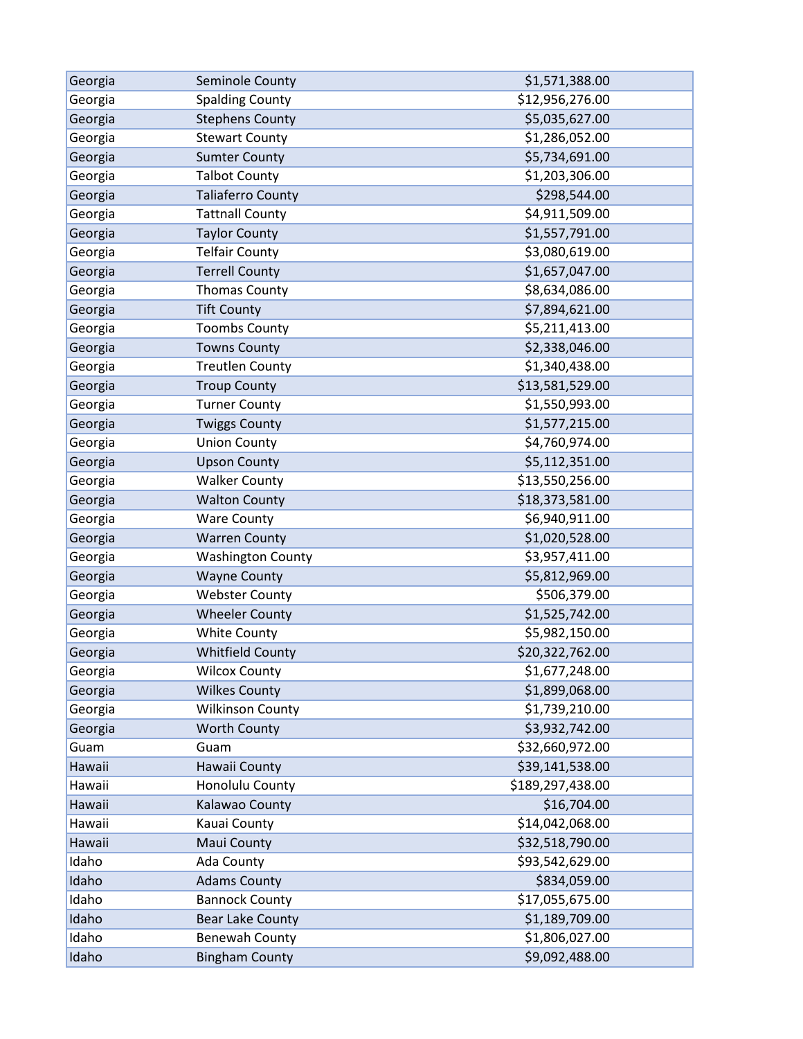| Georgia | Seminole County | $1,571,388.00 |
|---|---|---|
| Georgia | Spalding County | $12,956,276.00 |
| Georgia | Stephens County | $5,035,627.00 |
| Georgia | Stewart County | $1,286,052.00 |
| Georgia | Sumter County | $5,734,691.00 |
| Georgia | Talbot County | $1,203,306.00 |
| Georgia | Taliaferro County | $298,544.00 |
| Georgia | Tattnall County | $4,911,509.00 |
| Georgia | Taylor County | $1,557,791.00 |
| Georgia | Telfair County | $3,080,619.00 |
| Georgia | Terrell County | $1,657,047.00 |
| Georgia | Thomas County | $8,634,086.00 |
| Georgia | Tift County | $7,894,621.00 |
| Georgia | Toombs County | $5,211,413.00 |
| Georgia | Towns County | $2,338,046.00 |
| Georgia | Treutlen County | $1,340,438.00 |
| Georgia | Troup County | $13,581,529.00 |
| Georgia | Turner County | $1,550,993.00 |
| Georgia | Twiggs County | $1,577,215.00 |
| Georgia | Union County | $4,760,974.00 |
| Georgia | Upson County | $5,112,351.00 |
| Georgia | Walker County | $13,550,256.00 |
| Georgia | Walton County | $18,373,581.00 |
| Georgia | Ware County | $6,940,911.00 |
| Georgia | Warren County | $1,020,528.00 |
| Georgia | Washington County | $3,957,411.00 |
| Georgia | Wayne County | $5,812,969.00 |
| Georgia | Webster County | $506,379.00 |
| Georgia | Wheeler County | $1,525,742.00 |
| Georgia | White County | $5,982,150.00 |
| Georgia | Whitfield County | $20,322,762.00 |
| Georgia | Wilcox County | $1,677,248.00 |
| Georgia | Wilkes County | $1,899,068.00 |
| Georgia | Wilkinson County | $1,739,210.00 |
| Georgia | Worth County | $3,932,742.00 |
| Guam | Guam | $32,660,972.00 |
| Hawaii | Hawaii County | $39,141,538.00 |
| Hawaii | Honolulu County | $189,297,438.00 |
| Hawaii | Kalawao County | $16,704.00 |
| Hawaii | Kauai County | $14,042,068.00 |
| Hawaii | Maui County | $32,518,790.00 |
| Idaho | Ada County | $93,542,629.00 |
| Idaho | Adams County | $834,059.00 |
| Idaho | Bannock County | $17,055,675.00 |
| Idaho | Bear Lake County | $1,189,709.00 |
| Idaho | Benewah County | $1,806,027.00 |
| Idaho | Bingham County | $9,092,488.00 |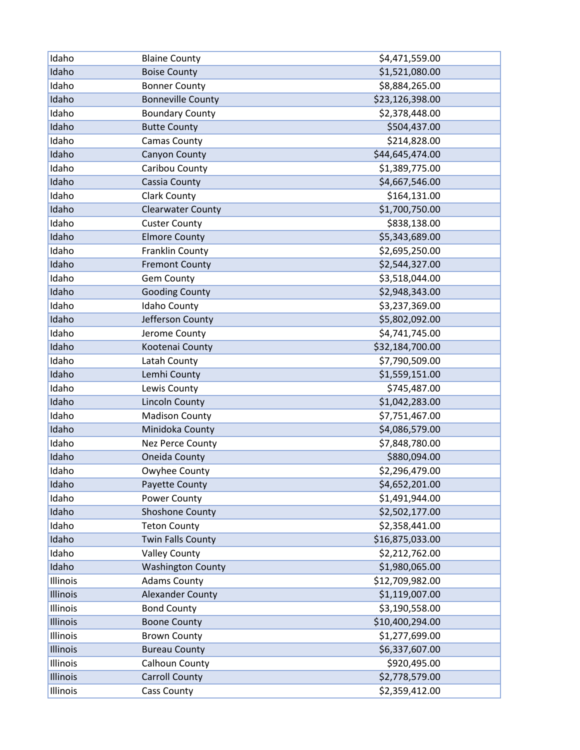| | | |
|---|---|---|
| Idaho | Blaine County | $4,471,559.00 |
| Idaho | Boise County | $1,521,080.00 |
| Idaho | Bonner County | $8,884,265.00 |
| Idaho | Bonneville County | $23,126,398.00 |
| Idaho | Boundary County | $2,378,448.00 |
| Idaho | Butte County | $504,437.00 |
| Idaho | Camas County | $214,828.00 |
| Idaho | Canyon County | $44,645,474.00 |
| Idaho | Caribou County | $1,389,775.00 |
| Idaho | Cassia County | $4,667,546.00 |
| Idaho | Clark County | $164,131.00 |
| Idaho | Clearwater County | $1,700,750.00 |
| Idaho | Custer County | $838,138.00 |
| Idaho | Elmore County | $5,343,689.00 |
| Idaho | Franklin County | $2,695,250.00 |
| Idaho | Fremont County | $2,544,327.00 |
| Idaho | Gem County | $3,518,044.00 |
| Idaho | Gooding County | $2,948,343.00 |
| Idaho | Idaho County | $3,237,369.00 |
| Idaho | Jefferson County | $5,802,092.00 |
| Idaho | Jerome County | $4,741,745.00 |
| Idaho | Kootenai County | $32,184,700.00 |
| Idaho | Latah County | $7,790,509.00 |
| Idaho | Lemhi County | $1,559,151.00 |
| Idaho | Lewis County | $745,487.00 |
| Idaho | Lincoln County | $1,042,283.00 |
| Idaho | Madison County | $7,751,467.00 |
| Idaho | Minidoka County | $4,086,579.00 |
| Idaho | Nez Perce County | $7,848,780.00 |
| Idaho | Oneida County | $880,094.00 |
| Idaho | Owyhee County | $2,296,479.00 |
| Idaho | Payette County | $4,652,201.00 |
| Idaho | Power County | $1,491,944.00 |
| Idaho | Shoshone County | $2,502,177.00 |
| Idaho | Teton County | $2,358,441.00 |
| Idaho | Twin Falls County | $16,875,033.00 |
| Idaho | Valley County | $2,212,762.00 |
| Idaho | Washington County | $1,980,065.00 |
| Illinois | Adams County | $12,709,982.00 |
| Illinois | Alexander County | $1,119,007.00 |
| Illinois | Bond County | $3,190,558.00 |
| Illinois | Boone County | $10,400,294.00 |
| Illinois | Brown County | $1,277,699.00 |
| Illinois | Bureau County | $6,337,607.00 |
| Illinois | Calhoun County | $920,495.00 |
| Illinois | Carroll County | $2,778,579.00 |
| Illinois | Cass County | $2,359,412.00 |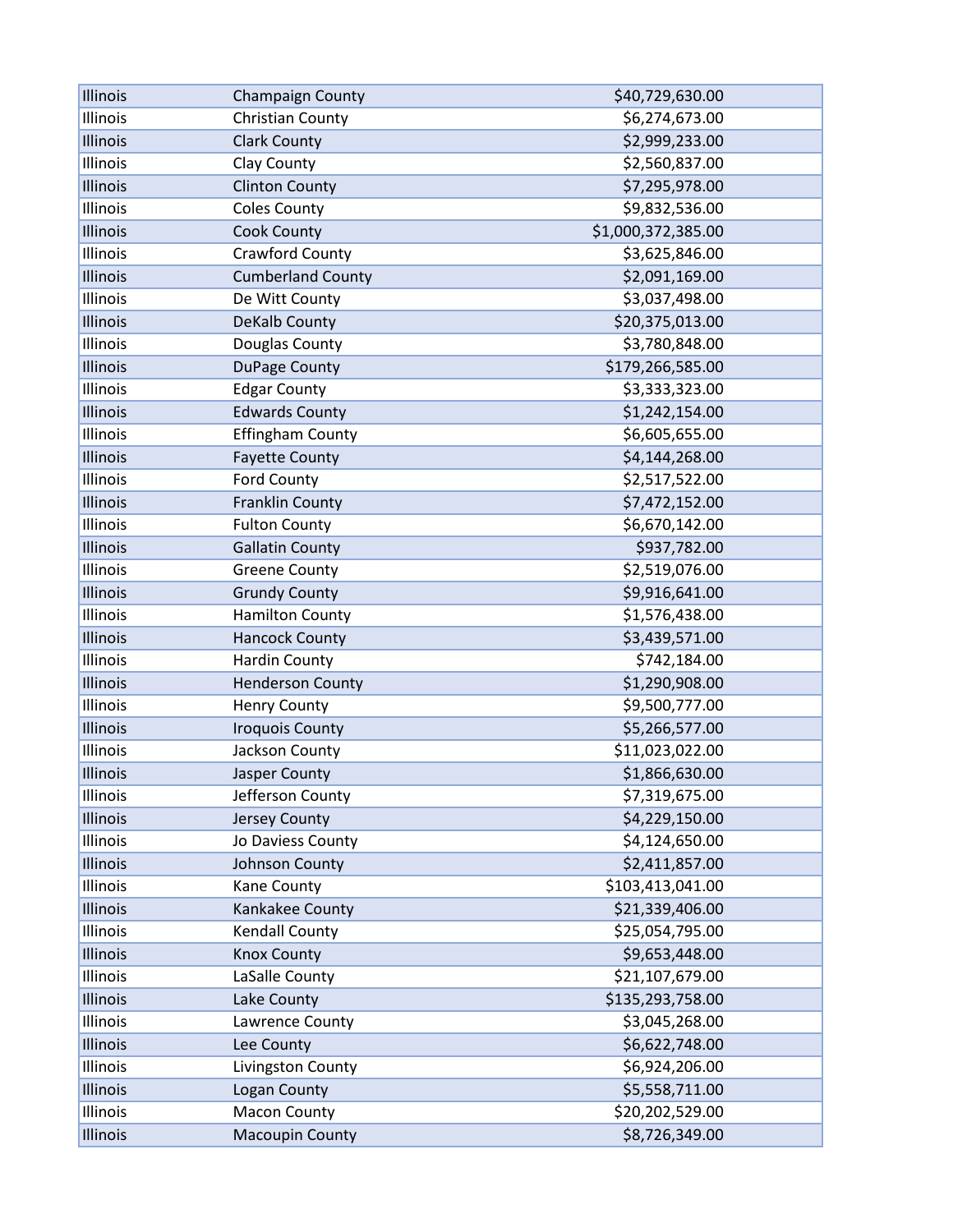| | | |
|---|---|---|
| Illinois | Champaign County | $40,729,630.00 |
| Illinois | Christian County | $6,274,673.00 |
| Illinois | Clark County | $2,999,233.00 |
| Illinois | Clay County | $2,560,837.00 |
| Illinois | Clinton County | $7,295,978.00 |
| Illinois | Coles County | $9,832,536.00 |
| Illinois | Cook County | $1,000,372,385.00 |
| Illinois | Crawford County | $3,625,846.00 |
| Illinois | Cumberland County | $2,091,169.00 |
| Illinois | De Witt County | $3,037,498.00 |
| Illinois | DeKalb County | $20,375,013.00 |
| Illinois | Douglas County | $3,780,848.00 |
| Illinois | DuPage County | $179,266,585.00 |
| Illinois | Edgar County | $3,333,323.00 |
| Illinois | Edwards County | $1,242,154.00 |
| Illinois | Effingham County | $6,605,655.00 |
| Illinois | Fayette County | $4,144,268.00 |
| Illinois | Ford County | $2,517,522.00 |
| Illinois | Franklin County | $7,472,152.00 |
| Illinois | Fulton County | $6,670,142.00 |
| Illinois | Gallatin County | $937,782.00 |
| Illinois | Greene County | $2,519,076.00 |
| Illinois | Grundy County | $9,916,641.00 |
| Illinois | Hamilton County | $1,576,438.00 |
| Illinois | Hancock County | $3,439,571.00 |
| Illinois | Hardin County | $742,184.00 |
| Illinois | Henderson County | $1,290,908.00 |
| Illinois | Henry County | $9,500,777.00 |
| Illinois | Iroquois County | $5,266,577.00 |
| Illinois | Jackson County | $11,023,022.00 |
| Illinois | Jasper County | $1,866,630.00 |
| Illinois | Jefferson County | $7,319,675.00 |
| Illinois | Jersey County | $4,229,150.00 |
| Illinois | Jo Daviess County | $4,124,650.00 |
| Illinois | Johnson County | $2,411,857.00 |
| Illinois | Kane County | $103,413,041.00 |
| Illinois | Kankakee County | $21,339,406.00 |
| Illinois | Kendall County | $25,054,795.00 |
| Illinois | Knox County | $9,653,448.00 |
| Illinois | LaSalle County | $21,107,679.00 |
| Illinois | Lake County | $135,293,758.00 |
| Illinois | Lawrence County | $3,045,268.00 |
| Illinois | Lee County | $6,622,748.00 |
| Illinois | Livingston County | $6,924,206.00 |
| Illinois | Logan County | $5,558,711.00 |
| Illinois | Macon County | $20,202,529.00 |
| Illinois | Macoupin County | $8,726,349.00 |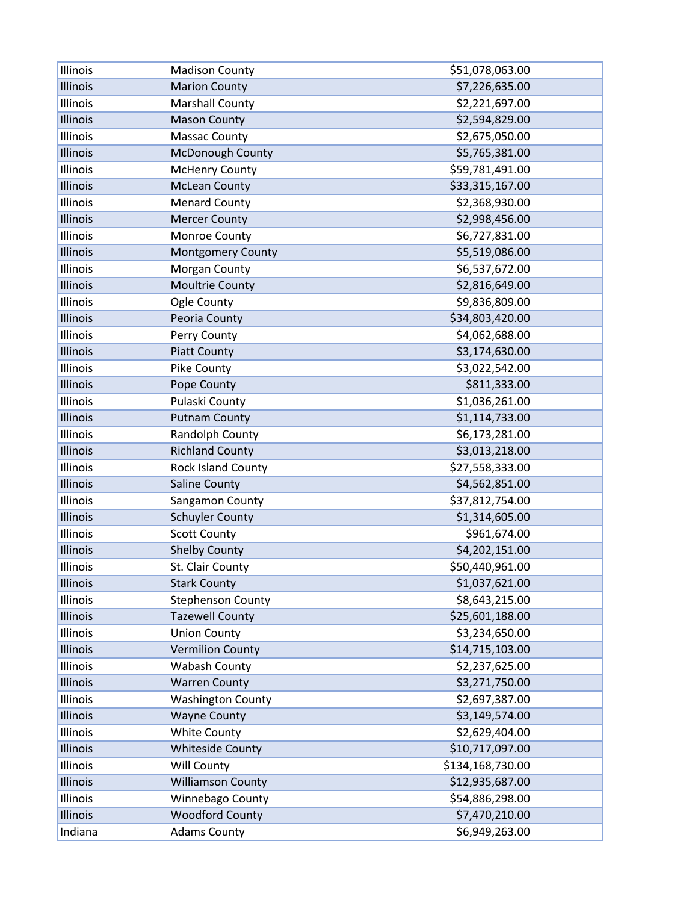| | | |
|---|---|---|
| Illinois | Madison County | $51,078,063.00 |
| Illinois | Marion County | $7,226,635.00 |
| Illinois | Marshall County | $2,221,697.00 |
| Illinois | Mason County | $2,594,829.00 |
| Illinois | Massac County | $2,675,050.00 |
| Illinois | McDonough County | $5,765,381.00 |
| Illinois | McHenry County | $59,781,491.00 |
| Illinois | McLean County | $33,315,167.00 |
| Illinois | Menard County | $2,368,930.00 |
| Illinois | Mercer County | $2,998,456.00 |
| Illinois | Monroe County | $6,727,831.00 |
| Illinois | Montgomery County | $5,519,086.00 |
| Illinois | Morgan County | $6,537,672.00 |
| Illinois | Moultrie County | $2,816,649.00 |
| Illinois | Ogle County | $9,836,809.00 |
| Illinois | Peoria County | $34,803,420.00 |
| Illinois | Perry County | $4,062,688.00 |
| Illinois | Piatt County | $3,174,630.00 |
| Illinois | Pike County | $3,022,542.00 |
| Illinois | Pope County | $811,333.00 |
| Illinois | Pulaski County | $1,036,261.00 |
| Illinois | Putnam County | $1,114,733.00 |
| Illinois | Randolph County | $6,173,281.00 |
| Illinois | Richland County | $3,013,218.00 |
| Illinois | Rock Island County | $27,558,333.00 |
| Illinois | Saline County | $4,562,851.00 |
| Illinois | Sangamon County | $37,812,754.00 |
| Illinois | Schuyler County | $1,314,605.00 |
| Illinois | Scott County | $961,674.00 |
| Illinois | Shelby County | $4,202,151.00 |
| Illinois | St. Clair County | $50,440,961.00 |
| Illinois | Stark County | $1,037,621.00 |
| Illinois | Stephenson County | $8,643,215.00 |
| Illinois | Tazewell County | $25,601,188.00 |
| Illinois | Union County | $3,234,650.00 |
| Illinois | Vermilion County | $14,715,103.00 |
| Illinois | Wabash County | $2,237,625.00 |
| Illinois | Warren County | $3,271,750.00 |
| Illinois | Washington County | $2,697,387.00 |
| Illinois | Wayne County | $3,149,574.00 |
| Illinois | White County | $2,629,404.00 |
| Illinois | Whiteside County | $10,717,097.00 |
| Illinois | Will County | $134,168,730.00 |
| Illinois | Williamson County | $12,935,687.00 |
| Illinois | Winnebago County | $54,886,298.00 |
| Illinois | Woodford County | $7,470,210.00 |
| Indiana | Adams County | $6,949,263.00 |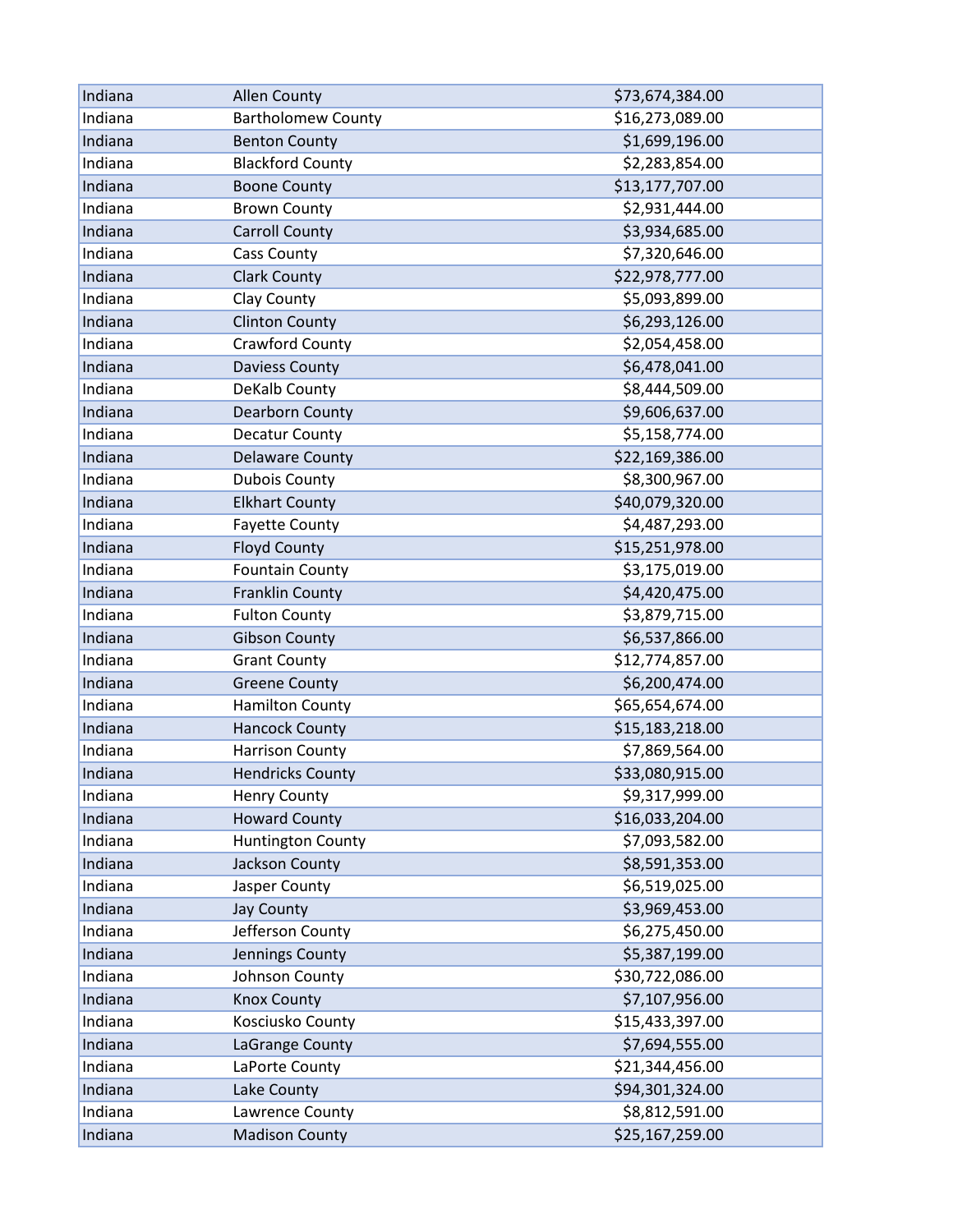| | | |
|---|---|---|
| Indiana | Allen County | $73,674,384.00 |
| Indiana | Bartholomew County | $16,273,089.00 |
| Indiana | Benton County | $1,699,196.00 |
| Indiana | Blackford County | $2,283,854.00 |
| Indiana | Boone County | $13,177,707.00 |
| Indiana | Brown County | $2,931,444.00 |
| Indiana | Carroll County | $3,934,685.00 |
| Indiana | Cass County | $7,320,646.00 |
| Indiana | Clark County | $22,978,777.00 |
| Indiana | Clay County | $5,093,899.00 |
| Indiana | Clinton County | $6,293,126.00 |
| Indiana | Crawford County | $2,054,458.00 |
| Indiana | Daviess County | $6,478,041.00 |
| Indiana | DeKalb County | $8,444,509.00 |
| Indiana | Dearborn County | $9,606,637.00 |
| Indiana | Decatur County | $5,158,774.00 |
| Indiana | Delaware County | $22,169,386.00 |
| Indiana | Dubois County | $8,300,967.00 |
| Indiana | Elkhart County | $40,079,320.00 |
| Indiana | Fayette County | $4,487,293.00 |
| Indiana | Floyd County | $15,251,978.00 |
| Indiana | Fountain County | $3,175,019.00 |
| Indiana | Franklin County | $4,420,475.00 |
| Indiana | Fulton County | $3,879,715.00 |
| Indiana | Gibson County | $6,537,866.00 |
| Indiana | Grant County | $12,774,857.00 |
| Indiana | Greene County | $6,200,474.00 |
| Indiana | Hamilton County | $65,654,674.00 |
| Indiana | Hancock County | $15,183,218.00 |
| Indiana | Harrison County | $7,869,564.00 |
| Indiana | Hendricks County | $33,080,915.00 |
| Indiana | Henry County | $9,317,999.00 |
| Indiana | Howard County | $16,033,204.00 |
| Indiana | Huntington County | $7,093,582.00 |
| Indiana | Jackson County | $8,591,353.00 |
| Indiana | Jasper County | $6,519,025.00 |
| Indiana | Jay County | $3,969,453.00 |
| Indiana | Jefferson County | $6,275,450.00 |
| Indiana | Jennings County | $5,387,199.00 |
| Indiana | Johnson County | $30,722,086.00 |
| Indiana | Knox County | $7,107,956.00 |
| Indiana | Kosciusko County | $15,433,397.00 |
| Indiana | LaGrange County | $7,694,555.00 |
| Indiana | LaPorte County | $21,344,456.00 |
| Indiana | Lake County | $94,301,324.00 |
| Indiana | Lawrence County | $8,812,591.00 |
| Indiana | Madison County | $25,167,259.00 |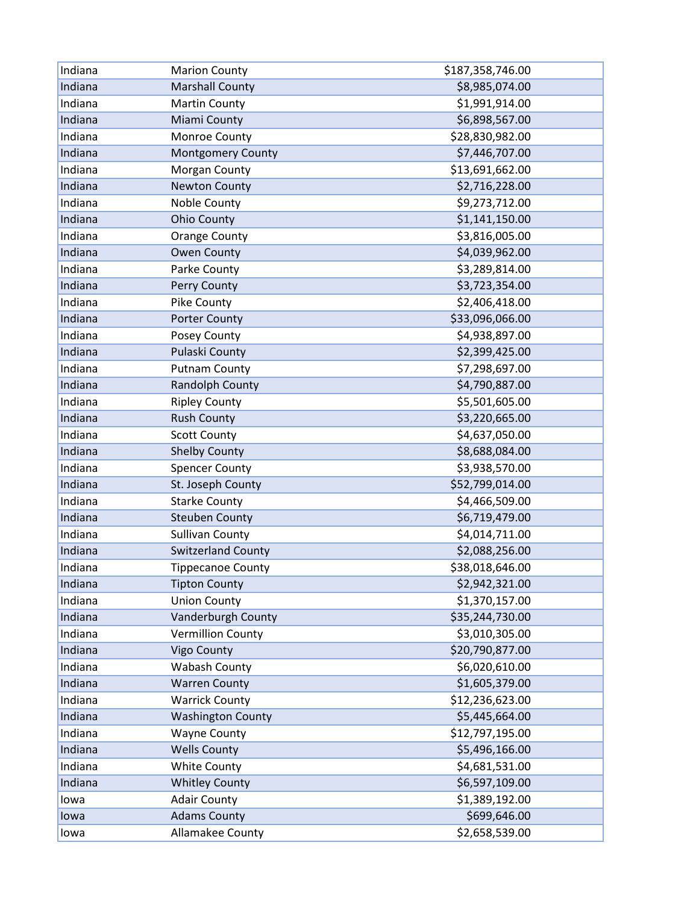| | | |
|---|---|---|
| Indiana | Marion County | $187,358,746.00 |
| Indiana | Marshall County | $8,985,074.00 |
| Indiana | Martin County | $1,991,914.00 |
| Indiana | Miami County | $6,898,567.00 |
| Indiana | Monroe County | $28,830,982.00 |
| Indiana | Montgomery County | $7,446,707.00 |
| Indiana | Morgan County | $13,691,662.00 |
| Indiana | Newton County | $2,716,228.00 |
| Indiana | Noble County | $9,273,712.00 |
| Indiana | Ohio County | $1,141,150.00 |
| Indiana | Orange County | $3,816,005.00 |
| Indiana | Owen County | $4,039,962.00 |
| Indiana | Parke County | $3,289,814.00 |
| Indiana | Perry County | $3,723,354.00 |
| Indiana | Pike County | $2,406,418.00 |
| Indiana | Porter County | $33,096,066.00 |
| Indiana | Posey County | $4,938,897.00 |
| Indiana | Pulaski County | $2,399,425.00 |
| Indiana | Putnam County | $7,298,697.00 |
| Indiana | Randolph County | $4,790,887.00 |
| Indiana | Ripley County | $5,501,605.00 |
| Indiana | Rush County | $3,220,665.00 |
| Indiana | Scott County | $4,637,050.00 |
| Indiana | Shelby County | $8,688,084.00 |
| Indiana | Spencer County | $3,938,570.00 |
| Indiana | St. Joseph County | $52,799,014.00 |
| Indiana | Starke County | $4,466,509.00 |
| Indiana | Steuben County | $6,719,479.00 |
| Indiana | Sullivan County | $4,014,711.00 |
| Indiana | Switzerland County | $2,088,256.00 |
| Indiana | Tippecanoe County | $38,018,646.00 |
| Indiana | Tipton County | $2,942,321.00 |
| Indiana | Union County | $1,370,157.00 |
| Indiana | Vanderburgh County | $35,244,730.00 |
| Indiana | Vermillion County | $3,010,305.00 |
| Indiana | Vigo County | $20,790,877.00 |
| Indiana | Wabash County | $6,020,610.00 |
| Indiana | Warren County | $1,605,379.00 |
| Indiana | Warrick County | $12,236,623.00 |
| Indiana | Washington County | $5,445,664.00 |
| Indiana | Wayne County | $12,797,195.00 |
| Indiana | Wells County | $5,496,166.00 |
| Indiana | White County | $4,681,531.00 |
| Indiana | Whitley County | $6,597,109.00 |
| Iowa | Adair County | $1,389,192.00 |
| Iowa | Adams County | $699,646.00 |
| Iowa | Allamakee County | $2,658,539.00 |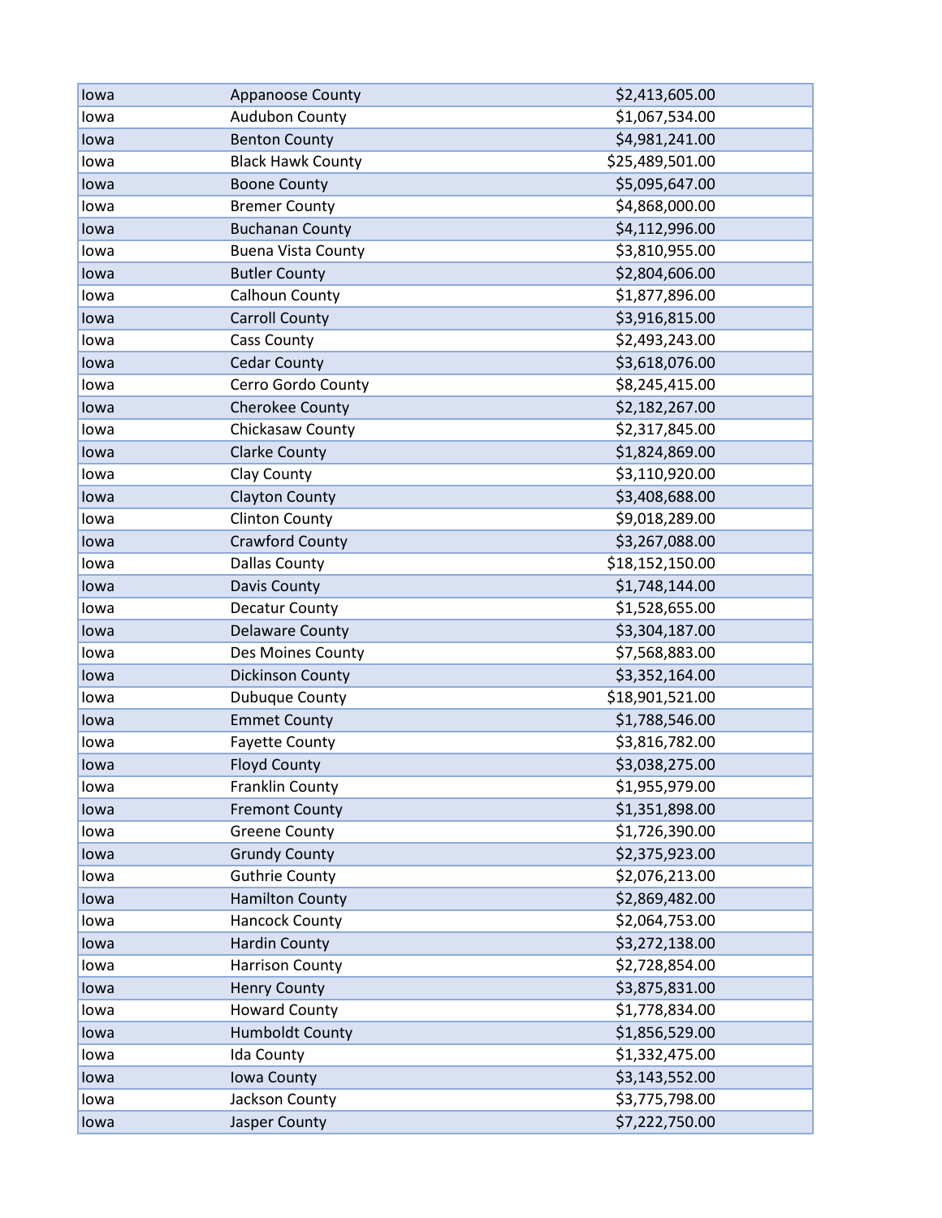| | | |
|---|---|---|
| Iowa | Appanoose County | $2,413,605.00 |
| Iowa | Audubon County | $1,067,534.00 |
| Iowa | Benton County | $4,981,241.00 |
| Iowa | Black Hawk County | $25,489,501.00 |
| Iowa | Boone County | $5,095,647.00 |
| Iowa | Bremer County | $4,868,000.00 |
| Iowa | Buchanan County | $4,112,996.00 |
| Iowa | Buena Vista County | $3,810,955.00 |
| Iowa | Butler County | $2,804,606.00 |
| Iowa | Calhoun County | $1,877,896.00 |
| Iowa | Carroll County | $3,916,815.00 |
| Iowa | Cass County | $2,493,243.00 |
| Iowa | Cedar County | $3,618,076.00 |
| Iowa | Cerro Gordo County | $8,245,415.00 |
| Iowa | Cherokee County | $2,182,267.00 |
| Iowa | Chickasaw County | $2,317,845.00 |
| Iowa | Clarke County | $1,824,869.00 |
| Iowa | Clay County | $3,110,920.00 |
| Iowa | Clayton County | $3,408,688.00 |
| Iowa | Clinton County | $9,018,289.00 |
| Iowa | Crawford County | $3,267,088.00 |
| Iowa | Dallas County | $18,152,150.00 |
| Iowa | Davis County | $1,748,144.00 |
| Iowa | Decatur County | $1,528,655.00 |
| Iowa | Delaware County | $3,304,187.00 |
| Iowa | Des Moines County | $7,568,883.00 |
| Iowa | Dickinson County | $3,352,164.00 |
| Iowa | Dubuque County | $18,901,521.00 |
| Iowa | Emmet County | $1,788,546.00 |
| Iowa | Fayette County | $3,816,782.00 |
| Iowa | Floyd County | $3,038,275.00 |
| Iowa | Franklin County | $1,955,979.00 |
| Iowa | Fremont County | $1,351,898.00 |
| Iowa | Greene County | $1,726,390.00 |
| Iowa | Grundy County | $2,375,923.00 |
| Iowa | Guthrie County | $2,076,213.00 |
| Iowa | Hamilton County | $2,869,482.00 |
| Iowa | Hancock County | $2,064,753.00 |
| Iowa | Hardin County | $3,272,138.00 |
| Iowa | Harrison County | $2,728,854.00 |
| Iowa | Henry County | $3,875,831.00 |
| Iowa | Howard County | $1,778,834.00 |
| Iowa | Humboldt County | $1,856,529.00 |
| Iowa | Ida County | $1,332,475.00 |
| Iowa | Iowa County | $3,143,552.00 |
| Iowa | Jackson County | $3,775,798.00 |
| Iowa | Jasper County | $7,222,750.00 |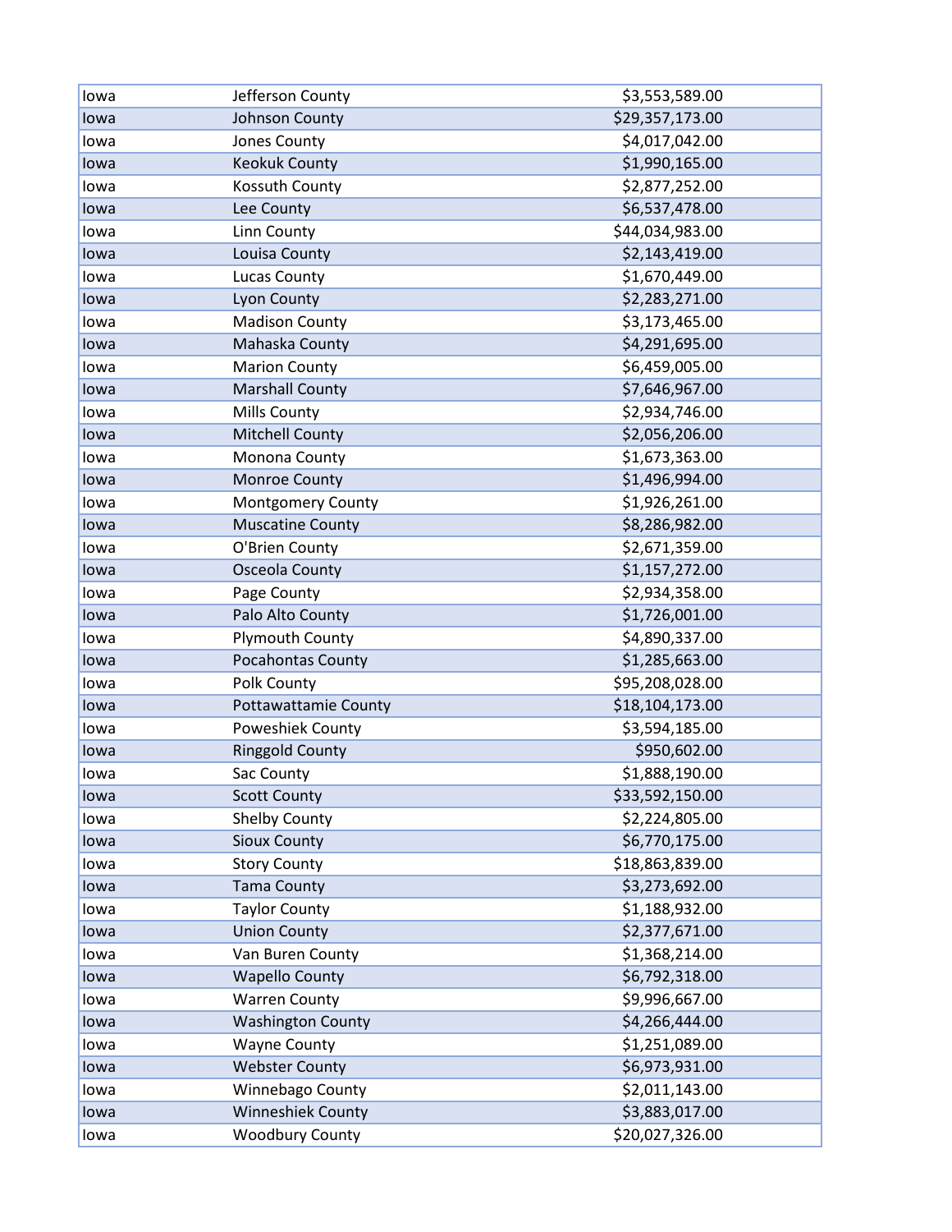| | | |
|---|---|---|
| Iowa | Jefferson County | $3,553,589.00 |
| Iowa | Johnson County | $29,357,173.00 |
| Iowa | Jones County | $4,017,042.00 |
| Iowa | Keokuk County | $1,990,165.00 |
| Iowa | Kossuth County | $2,877,252.00 |
| Iowa | Lee County | $6,537,478.00 |
| Iowa | Linn County | $44,034,983.00 |
| Iowa | Louisa County | $2,143,419.00 |
| Iowa | Lucas County | $1,670,449.00 |
| Iowa | Lyon County | $2,283,271.00 |
| Iowa | Madison County | $3,173,465.00 |
| Iowa | Mahaska County | $4,291,695.00 |
| Iowa | Marion County | $6,459,005.00 |
| Iowa | Marshall County | $7,646,967.00 |
| Iowa | Mills County | $2,934,746.00 |
| Iowa | Mitchell County | $2,056,206.00 |
| Iowa | Monona County | $1,673,363.00 |
| Iowa | Monroe County | $1,496,994.00 |
| Iowa | Montgomery County | $1,926,261.00 |
| Iowa | Muscatine County | $8,286,982.00 |
| Iowa | O'Brien County | $2,671,359.00 |
| Iowa | Osceola County | $1,157,272.00 |
| Iowa | Page County | $2,934,358.00 |
| Iowa | Palo Alto County | $1,726,001.00 |
| Iowa | Plymouth County | $4,890,337.00 |
| Iowa | Pocahontas County | $1,285,663.00 |
| Iowa | Polk County | $95,208,028.00 |
| Iowa | Pottawattamie County | $18,104,173.00 |
| Iowa | Poweshiek County | $3,594,185.00 |
| Iowa | Ringgold County | $950,602.00 |
| Iowa | Sac County | $1,888,190.00 |
| Iowa | Scott County | $33,592,150.00 |
| Iowa | Shelby County | $2,224,805.00 |
| Iowa | Sioux County | $6,770,175.00 |
| Iowa | Story County | $18,863,839.00 |
| Iowa | Tama County | $3,273,692.00 |
| Iowa | Taylor County | $1,188,932.00 |
| Iowa | Union County | $2,377,671.00 |
| Iowa | Van Buren County | $1,368,214.00 |
| Iowa | Wapello County | $6,792,318.00 |
| Iowa | Warren County | $9,996,667.00 |
| Iowa | Washington County | $4,266,444.00 |
| Iowa | Wayne County | $1,251,089.00 |
| Iowa | Webster County | $6,973,931.00 |
| Iowa | Winnebago County | $2,011,143.00 |
| Iowa | Winneshiek County | $3,883,017.00 |
| Iowa | Woodbury County | $20,027,326.00 |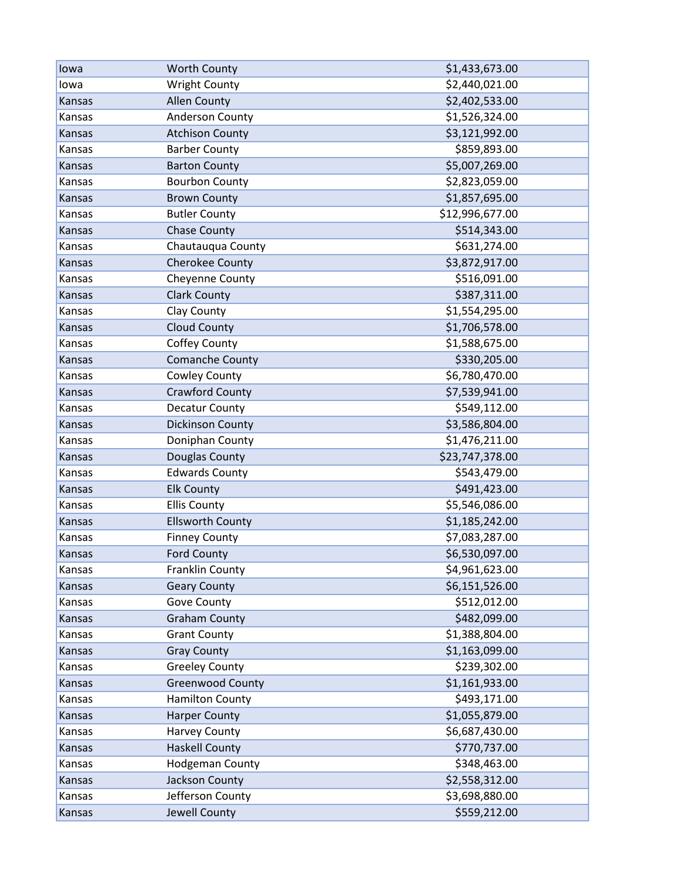| | | |
|---|---|---|
| Iowa | Worth County | $1,433,673.00 |
| Iowa | Wright County | $2,440,021.00 |
| Kansas | Allen County | $2,402,533.00 |
| Kansas | Anderson County | $1,526,324.00 |
| Kansas | Atchison County | $3,121,992.00 |
| Kansas | Barber County | $859,893.00 |
| Kansas | Barton County | $5,007,269.00 |
| Kansas | Bourbon County | $2,823,059.00 |
| Kansas | Brown County | $1,857,695.00 |
| Kansas | Butler County | $12,996,677.00 |
| Kansas | Chase County | $514,343.00 |
| Kansas | Chautauqua County | $631,274.00 |
| Kansas | Cherokee County | $3,872,917.00 |
| Kansas | Cheyenne County | $516,091.00 |
| Kansas | Clark County | $387,311.00 |
| Kansas | Clay County | $1,554,295.00 |
| Kansas | Cloud County | $1,706,578.00 |
| Kansas | Coffey County | $1,588,675.00 |
| Kansas | Comanche County | $330,205.00 |
| Kansas | Cowley County | $6,780,470.00 |
| Kansas | Crawford County | $7,539,941.00 |
| Kansas | Decatur County | $549,112.00 |
| Kansas | Dickinson County | $3,586,804.00 |
| Kansas | Doniphan County | $1,476,211.00 |
| Kansas | Douglas County | $23,747,378.00 |
| Kansas | Edwards County | $543,479.00 |
| Kansas | Elk County | $491,423.00 |
| Kansas | Ellis County | $5,546,086.00 |
| Kansas | Ellsworth County | $1,185,242.00 |
| Kansas | Finney County | $7,083,287.00 |
| Kansas | Ford County | $6,530,097.00 |
| Kansas | Franklin County | $4,961,623.00 |
| Kansas | Geary County | $6,151,526.00 |
| Kansas | Gove County | $512,012.00 |
| Kansas | Graham County | $482,099.00 |
| Kansas | Grant County | $1,388,804.00 |
| Kansas | Gray County | $1,163,099.00 |
| Kansas | Greeley County | $239,302.00 |
| Kansas | Greenwood County | $1,161,933.00 |
| Kansas | Hamilton County | $493,171.00 |
| Kansas | Harper County | $1,055,879.00 |
| Kansas | Harvey County | $6,687,430.00 |
| Kansas | Haskell County | $770,737.00 |
| Kansas | Hodgeman County | $348,463.00 |
| Kansas | Jackson County | $2,558,312.00 |
| Kansas | Jefferson County | $3,698,880.00 |
| Kansas | Jewell County | $559,212.00 |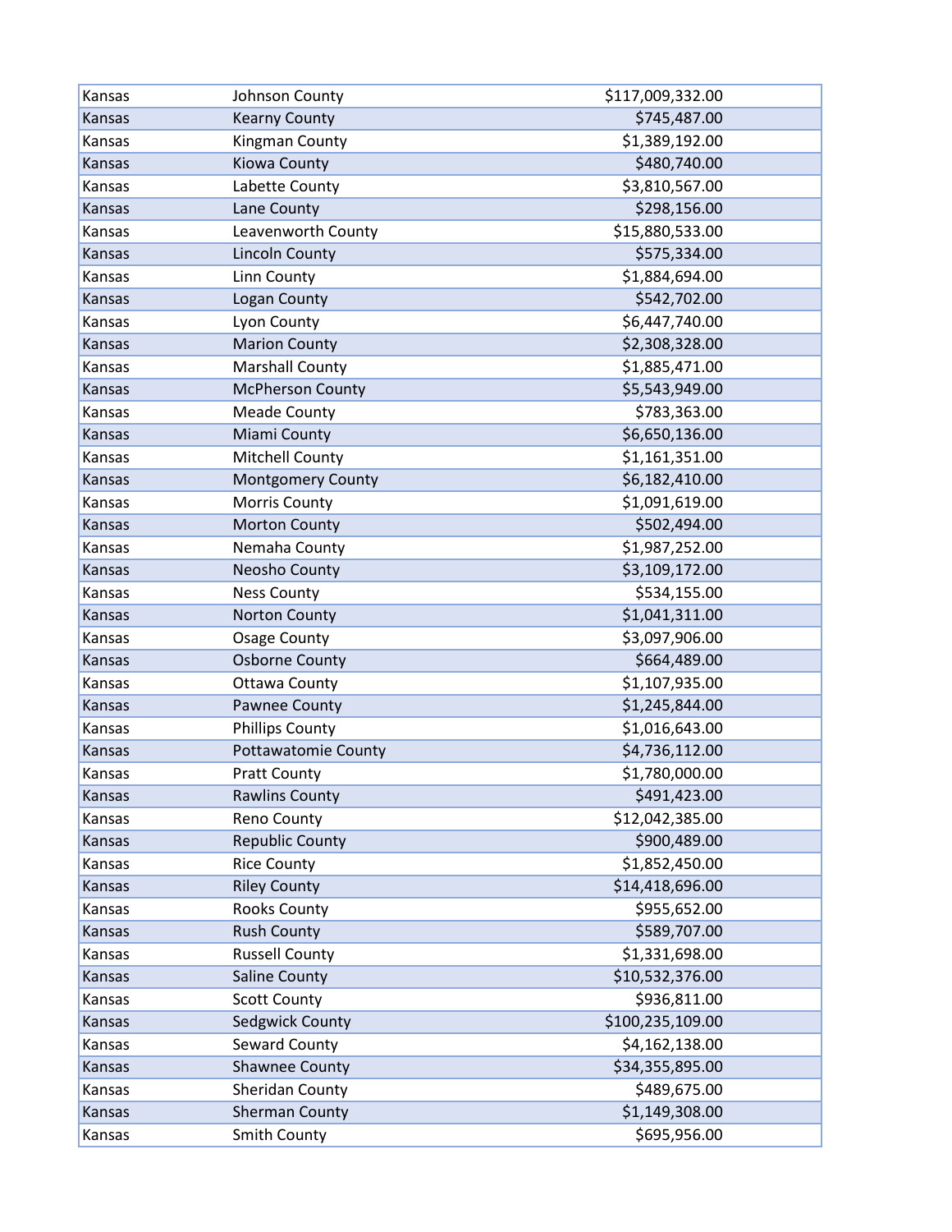| | | |
|---|---|---|
| Kansas | Johnson County | $117,009,332.00 |
| Kansas | Kearny County | $745,487.00 |
| Kansas | Kingman County | $1,389,192.00 |
| Kansas | Kiowa County | $480,740.00 |
| Kansas | Labette County | $3,810,567.00 |
| Kansas | Lane County | $298,156.00 |
| Kansas | Leavenworth County | $15,880,533.00 |
| Kansas | Lincoln County | $575,334.00 |
| Kansas | Linn County | $1,884,694.00 |
| Kansas | Logan County | $542,702.00 |
| Kansas | Lyon County | $6,447,740.00 |
| Kansas | Marion County | $2,308,328.00 |
| Kansas | Marshall County | $1,885,471.00 |
| Kansas | McPherson County | $5,543,949.00 |
| Kansas | Meade County | $783,363.00 |
| Kansas | Miami County | $6,650,136.00 |
| Kansas | Mitchell County | $1,161,351.00 |
| Kansas | Montgomery County | $6,182,410.00 |
| Kansas | Morris County | $1,091,619.00 |
| Kansas | Morton County | $502,494.00 |
| Kansas | Nemaha County | $1,987,252.00 |
| Kansas | Neosho County | $3,109,172.00 |
| Kansas | Ness County | $534,155.00 |
| Kansas | Norton County | $1,041,311.00 |
| Kansas | Osage County | $3,097,906.00 |
| Kansas | Osborne County | $664,489.00 |
| Kansas | Ottawa County | $1,107,935.00 |
| Kansas | Pawnee County | $1,245,844.00 |
| Kansas | Phillips County | $1,016,643.00 |
| Kansas | Pottawatomie County | $4,736,112.00 |
| Kansas | Pratt County | $1,780,000.00 |
| Kansas | Rawlins County | $491,423.00 |
| Kansas | Reno County | $12,042,385.00 |
| Kansas | Republic County | $900,489.00 |
| Kansas | Rice County | $1,852,450.00 |
| Kansas | Riley County | $14,418,696.00 |
| Kansas | Rooks County | $955,652.00 |
| Kansas | Rush County | $589,707.00 |
| Kansas | Russell County | $1,331,698.00 |
| Kansas | Saline County | $10,532,376.00 |
| Kansas | Scott County | $936,811.00 |
| Kansas | Sedgwick County | $100,235,109.00 |
| Kansas | Seward County | $4,162,138.00 |
| Kansas | Shawnee County | $34,355,895.00 |
| Kansas | Sheridan County | $489,675.00 |
| Kansas | Sherman County | $1,149,308.00 |
| Kansas | Smith County | $695,956.00 |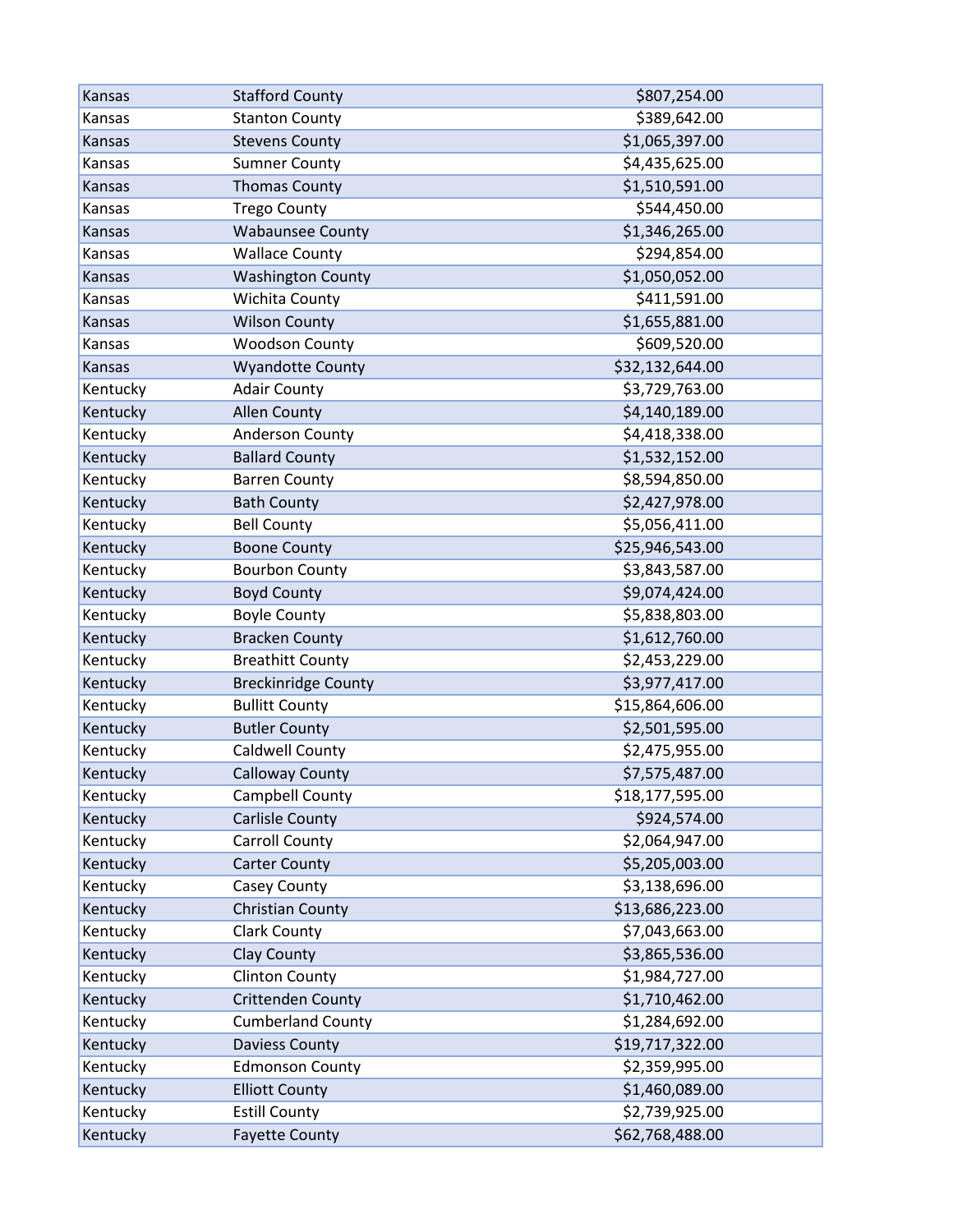| | | |
|---|---|---|
| Kansas | Stafford County | $807,254.00 |
| Kansas | Stanton County | $389,642.00 |
| Kansas | Stevens County | $1,065,397.00 |
| Kansas | Sumner County | $4,435,625.00 |
| Kansas | Thomas County | $1,510,591.00 |
| Kansas | Trego County | $544,450.00 |
| Kansas | Wabaunsee County | $1,346,265.00 |
| Kansas | Wallace County | $294,854.00 |
| Kansas | Washington County | $1,050,052.00 |
| Kansas | Wichita County | $411,591.00 |
| Kansas | Wilson County | $1,655,881.00 |
| Kansas | Woodson County | $609,520.00 |
| Kansas | Wyandotte County | $32,132,644.00 |
| Kentucky | Adair County | $3,729,763.00 |
| Kentucky | Allen County | $4,140,189.00 |
| Kentucky | Anderson County | $4,418,338.00 |
| Kentucky | Ballard County | $1,532,152.00 |
| Kentucky | Barren County | $8,594,850.00 |
| Kentucky | Bath County | $2,427,978.00 |
| Kentucky | Bell County | $5,056,411.00 |
| Kentucky | Boone County | $25,946,543.00 |
| Kentucky | Bourbon County | $3,843,587.00 |
| Kentucky | Boyd County | $9,074,424.00 |
| Kentucky | Boyle County | $5,838,803.00 |
| Kentucky | Bracken County | $1,612,760.00 |
| Kentucky | Breathitt County | $2,453,229.00 |
| Kentucky | Breckinridge County | $3,977,417.00 |
| Kentucky | Bullitt County | $15,864,606.00 |
| Kentucky | Butler County | $2,501,595.00 |
| Kentucky | Caldwell County | $2,475,955.00 |
| Kentucky | Calloway County | $7,575,487.00 |
| Kentucky | Campbell County | $18,177,595.00 |
| Kentucky | Carlisle County | $924,574.00 |
| Kentucky | Carroll County | $2,064,947.00 |
| Kentucky | Carter County | $5,205,003.00 |
| Kentucky | Casey County | $3,138,696.00 |
| Kentucky | Christian County | $13,686,223.00 |
| Kentucky | Clark County | $7,043,663.00 |
| Kentucky | Clay County | $3,865,536.00 |
| Kentucky | Clinton County | $1,984,727.00 |
| Kentucky | Crittenden County | $1,710,462.00 |
| Kentucky | Cumberland County | $1,284,692.00 |
| Kentucky | Daviess County | $19,717,322.00 |
| Kentucky | Edmonson County | $2,359,995.00 |
| Kentucky | Elliott County | $1,460,089.00 |
| Kentucky | Estill County | $2,739,925.00 |
| Kentucky | Fayette County | $62,768,488.00 |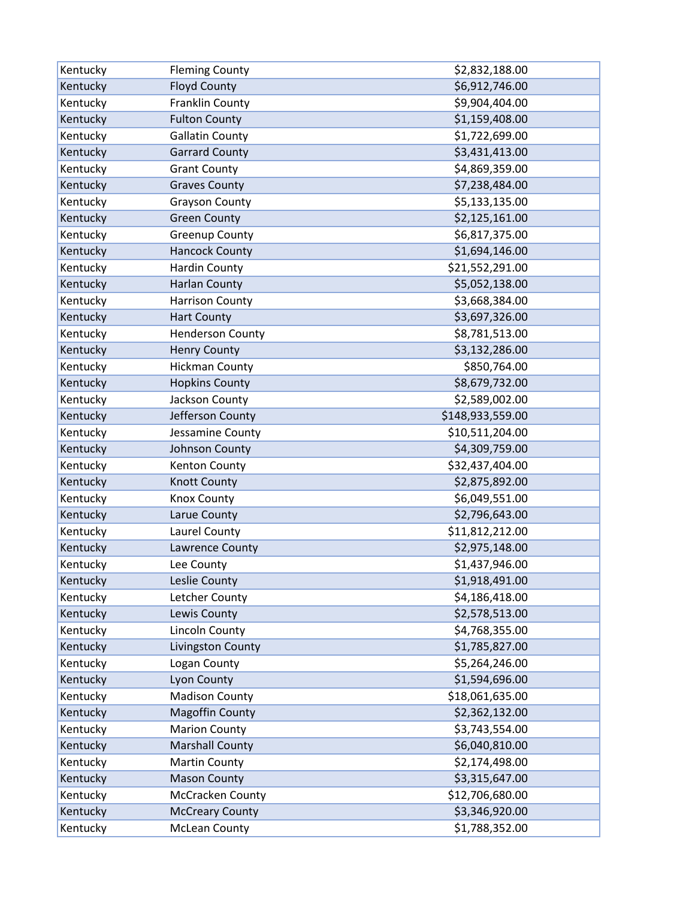| | | |
|---|---|---|
| Kentucky | Fleming County | $2,832,188.00 |
| Kentucky | Floyd County | $6,912,746.00 |
| Kentucky | Franklin County | $9,904,404.00 |
| Kentucky | Fulton County | $1,159,408.00 |
| Kentucky | Gallatin County | $1,722,699.00 |
| Kentucky | Garrard County | $3,431,413.00 |
| Kentucky | Grant County | $4,869,359.00 |
| Kentucky | Graves County | $7,238,484.00 |
| Kentucky | Grayson County | $5,133,135.00 |
| Kentucky | Green County | $2,125,161.00 |
| Kentucky | Greenup County | $6,817,375.00 |
| Kentucky | Hancock County | $1,694,146.00 |
| Kentucky | Hardin County | $21,552,291.00 |
| Kentucky | Harlan County | $5,052,138.00 |
| Kentucky | Harrison County | $3,668,384.00 |
| Kentucky | Hart County | $3,697,326.00 |
| Kentucky | Henderson County | $8,781,513.00 |
| Kentucky | Henry County | $3,132,286.00 |
| Kentucky | Hickman County | $850,764.00 |
| Kentucky | Hopkins County | $8,679,732.00 |
| Kentucky | Jackson County | $2,589,002.00 |
| Kentucky | Jefferson County | $148,933,559.00 |
| Kentucky | Jessamine County | $10,511,204.00 |
| Kentucky | Johnson County | $4,309,759.00 |
| Kentucky | Kenton County | $32,437,404.00 |
| Kentucky | Knott County | $2,875,892.00 |
| Kentucky | Knox County | $6,049,551.00 |
| Kentucky | Larue County | $2,796,643.00 |
| Kentucky | Laurel County | $11,812,212.00 |
| Kentucky | Lawrence County | $2,975,148.00 |
| Kentucky | Lee County | $1,437,946.00 |
| Kentucky | Leslie County | $1,918,491.00 |
| Kentucky | Letcher County | $4,186,418.00 |
| Kentucky | Lewis County | $2,578,513.00 |
| Kentucky | Lincoln County | $4,768,355.00 |
| Kentucky | Livingston County | $1,785,827.00 |
| Kentucky | Logan County | $5,264,246.00 |
| Kentucky | Lyon County | $1,594,696.00 |
| Kentucky | Madison County | $18,061,635.00 |
| Kentucky | Magoffin County | $2,362,132.00 |
| Kentucky | Marion County | $3,743,554.00 |
| Kentucky | Marshall County | $6,040,810.00 |
| Kentucky | Martin County | $2,174,498.00 |
| Kentucky | Mason County | $3,315,647.00 |
| Kentucky | McCracken County | $12,706,680.00 |
| Kentucky | McCreary County | $3,346,920.00 |
| Kentucky | McLean County | $1,788,352.00 |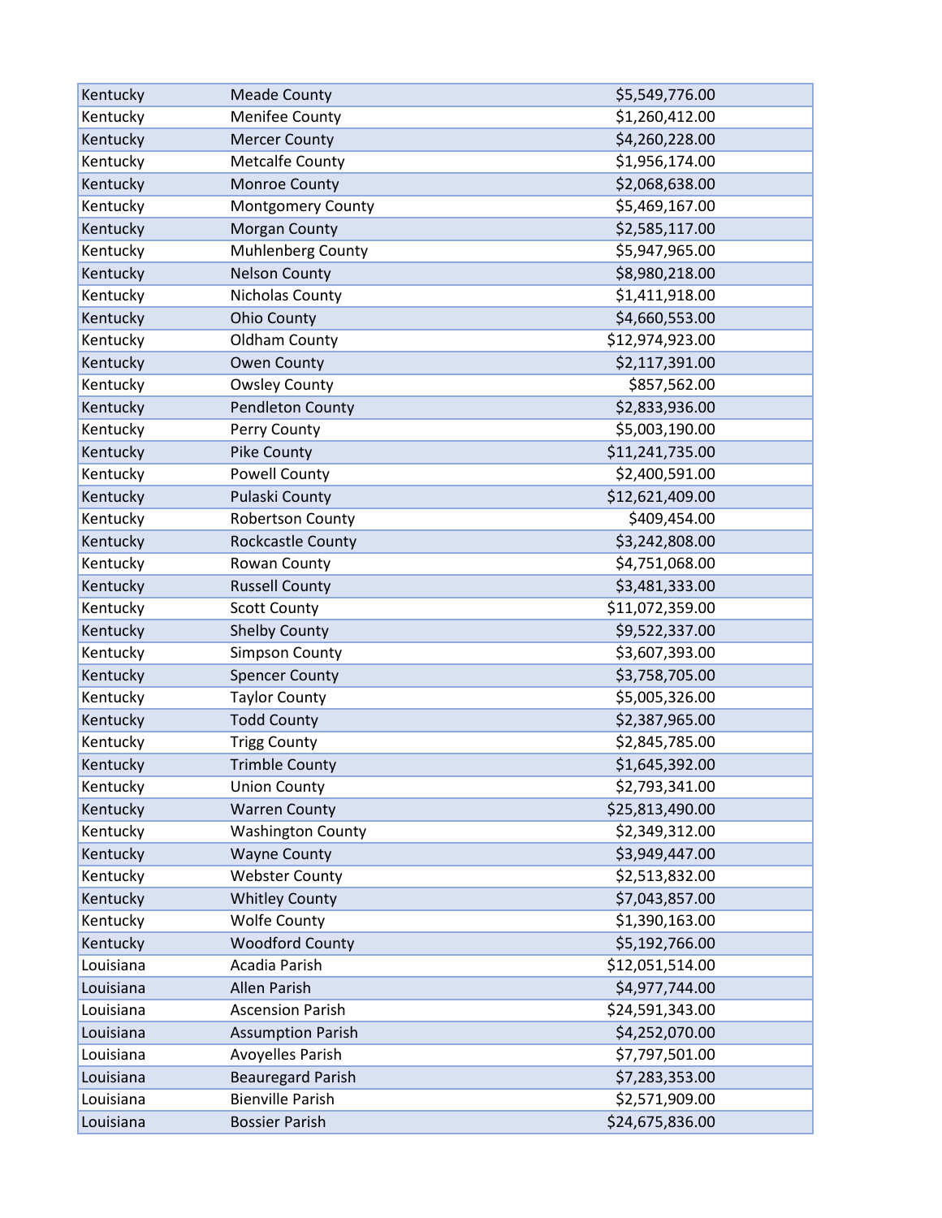| Kentucky | Meade County | $5,549,776.00 |
|---|---|---|
| Kentucky | Menifee County | $1,260,412.00 |
| Kentucky | Mercer County | $4,260,228.00 |
| Kentucky | Metcalfe County | $1,956,174.00 |
| Kentucky | Monroe County | $2,068,638.00 |
| Kentucky | Montgomery County | $5,469,167.00 |
| Kentucky | Morgan County | $2,585,117.00 |
| Kentucky | Muhlenberg County | $5,947,965.00 |
| Kentucky | Nelson County | $8,980,218.00 |
| Kentucky | Nicholas County | $1,411,918.00 |
| Kentucky | Ohio County | $4,660,553.00 |
| Kentucky | Oldham County | $12,974,923.00 |
| Kentucky | Owen County | $2,117,391.00 |
| Kentucky | Owsley County | $857,562.00 |
| Kentucky | Pendleton County | $2,833,936.00 |
| Kentucky | Perry County | $5,003,190.00 |
| Kentucky | Pike County | $11,241,735.00 |
| Kentucky | Powell County | $2,400,591.00 |
| Kentucky | Pulaski County | $12,621,409.00 |
| Kentucky | Robertson County | $409,454.00 |
| Kentucky | Rockcastle County | $3,242,808.00 |
| Kentucky | Rowan County | $4,751,068.00 |
| Kentucky | Russell County | $3,481,333.00 |
| Kentucky | Scott County | $11,072,359.00 |
| Kentucky | Shelby County | $9,522,337.00 |
| Kentucky | Simpson County | $3,607,393.00 |
| Kentucky | Spencer County | $3,758,705.00 |
| Kentucky | Taylor County | $5,005,326.00 |
| Kentucky | Todd County | $2,387,965.00 |
| Kentucky | Trigg County | $2,845,785.00 |
| Kentucky | Trimble County | $1,645,392.00 |
| Kentucky | Union County | $2,793,341.00 |
| Kentucky | Warren County | $25,813,490.00 |
| Kentucky | Washington County | $2,349,312.00 |
| Kentucky | Wayne County | $3,949,447.00 |
| Kentucky | Webster County | $2,513,832.00 |
| Kentucky | Whitley County | $7,043,857.00 |
| Kentucky | Wolfe County | $1,390,163.00 |
| Kentucky | Woodford County | $5,192,766.00 |
| Louisiana | Acadia Parish | $12,051,514.00 |
| Louisiana | Allen Parish | $4,977,744.00 |
| Louisiana | Ascension Parish | $24,591,343.00 |
| Louisiana | Assumption Parish | $4,252,070.00 |
| Louisiana | Avoyelles Parish | $7,797,501.00 |
| Louisiana | Beauregard Parish | $7,283,353.00 |
| Louisiana | Bienville Parish | $2,571,909.00 |
| Louisiana | Bossier Parish | $24,675,836.00 |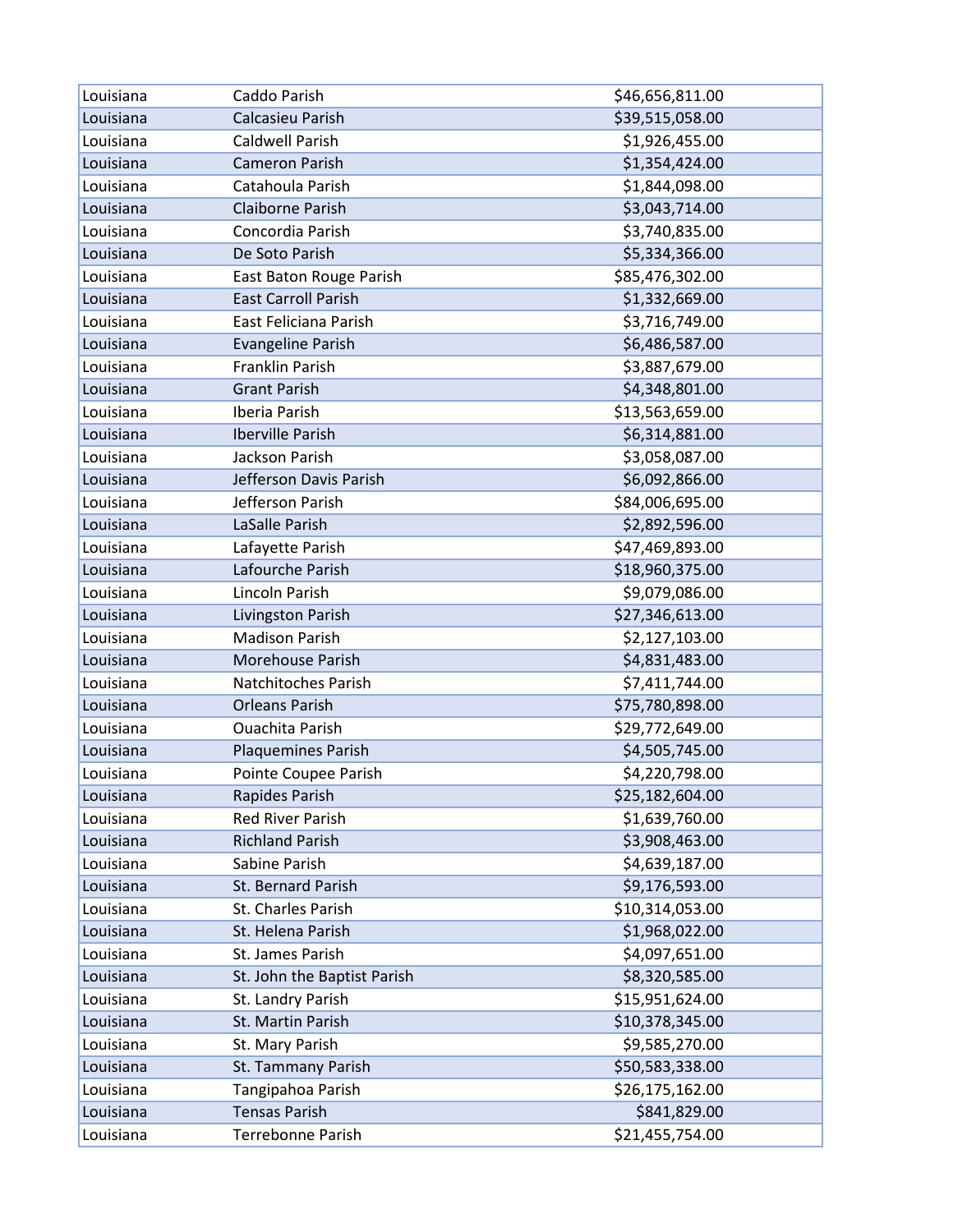| | | |
|---|---|---|
| Louisiana | Caddo Parish | $46,656,811.00 |
| Louisiana | Calcasieu Parish | $39,515,058.00 |
| Louisiana | Caldwell Parish | $1,926,455.00 |
| Louisiana | Cameron Parish | $1,354,424.00 |
| Louisiana | Catahoula Parish | $1,844,098.00 |
| Louisiana | Claiborne Parish | $3,043,714.00 |
| Louisiana | Concordia Parish | $3,740,835.00 |
| Louisiana | De Soto Parish | $5,334,366.00 |
| Louisiana | East Baton Rouge Parish | $85,476,302.00 |
| Louisiana | East Carroll Parish | $1,332,669.00 |
| Louisiana | East Feliciana Parish | $3,716,749.00 |
| Louisiana | Evangeline Parish | $6,486,587.00 |
| Louisiana | Franklin Parish | $3,887,679.00 |
| Louisiana | Grant Parish | $4,348,801.00 |
| Louisiana | Iberia Parish | $13,563,659.00 |
| Louisiana | Iberville Parish | $6,314,881.00 |
| Louisiana | Jackson Parish | $3,058,087.00 |
| Louisiana | Jefferson Davis Parish | $6,092,866.00 |
| Louisiana | Jefferson Parish | $84,006,695.00 |
| Louisiana | LaSalle Parish | $2,892,596.00 |
| Louisiana | Lafayette Parish | $47,469,893.00 |
| Louisiana | Lafourche Parish | $18,960,375.00 |
| Louisiana | Lincoln Parish | $9,079,086.00 |
| Louisiana | Livingston Parish | $27,346,613.00 |
| Louisiana | Madison Parish | $2,127,103.00 |
| Louisiana | Morehouse Parish | $4,831,483.00 |
| Louisiana | Natchitoches Parish | $7,411,744.00 |
| Louisiana | Orleans Parish | $75,780,898.00 |
| Louisiana | Ouachita Parish | $29,772,649.00 |
| Louisiana | Plaquemines Parish | $4,505,745.00 |
| Louisiana | Pointe Coupee Parish | $4,220,798.00 |
| Louisiana | Rapides Parish | $25,182,604.00 |
| Louisiana | Red River Parish | $1,639,760.00 |
| Louisiana | Richland Parish | $3,908,463.00 |
| Louisiana | Sabine Parish | $4,639,187.00 |
| Louisiana | St. Bernard Parish | $9,176,593.00 |
| Louisiana | St. Charles Parish | $10,314,053.00 |
| Louisiana | St. Helena Parish | $1,968,022.00 |
| Louisiana | St. James Parish | $4,097,651.00 |
| Louisiana | St. John the Baptist Parish | $8,320,585.00 |
| Louisiana | St. Landry Parish | $15,951,624.00 |
| Louisiana | St. Martin Parish | $10,378,345.00 |
| Louisiana | St. Mary Parish | $9,585,270.00 |
| Louisiana | St. Tammany Parish | $50,583,338.00 |
| Louisiana | Tangipahoa Parish | $26,175,162.00 |
| Louisiana | Tensas Parish | $841,829.00 |
| Louisiana | Terrebonne Parish | $21,455,754.00 |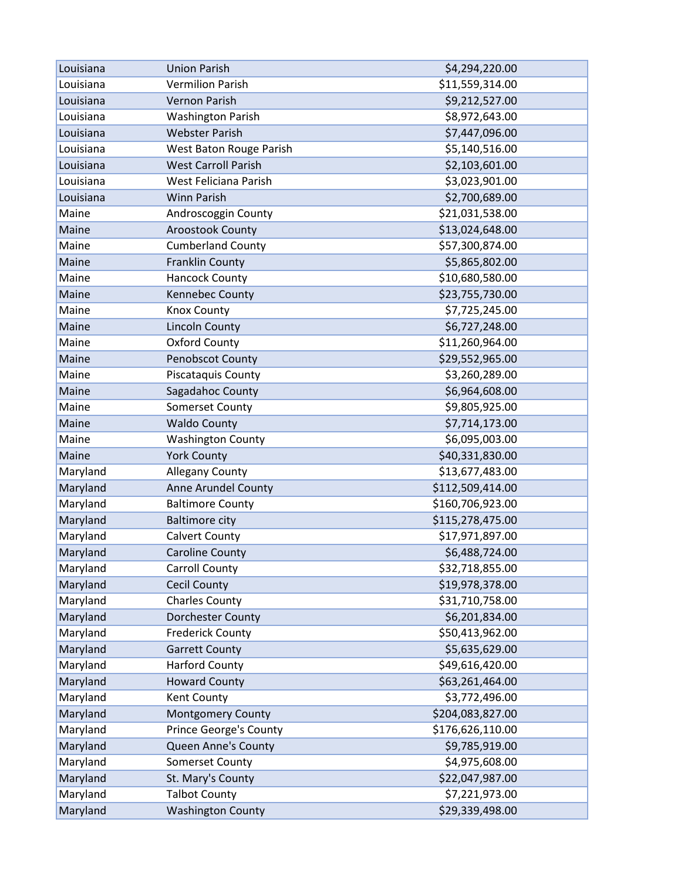| | | |
|---|---|---|
| Louisiana | Union Parish | $4,294,220.00 |
| Louisiana | Vermilion Parish | $11,559,314.00 |
| Louisiana | Vernon Parish | $9,212,527.00 |
| Louisiana | Washington Parish | $8,972,643.00 |
| Louisiana | Webster Parish | $7,447,096.00 |
| Louisiana | West Baton Rouge Parish | $5,140,516.00 |
| Louisiana | West Carroll Parish | $2,103,601.00 |
| Louisiana | West Feliciana Parish | $3,023,901.00 |
| Louisiana | Winn Parish | $2,700,689.00 |
| Maine | Androscoggin County | $21,031,538.00 |
| Maine | Aroostook County | $13,024,648.00 |
| Maine | Cumberland County | $57,300,874.00 |
| Maine | Franklin County | $5,865,802.00 |
| Maine | Hancock County | $10,680,580.00 |
| Maine | Kennebec County | $23,755,730.00 |
| Maine | Knox County | $7,725,245.00 |
| Maine | Lincoln County | $6,727,248.00 |
| Maine | Oxford County | $11,260,964.00 |
| Maine | Penobscot County | $29,552,965.00 |
| Maine | Piscataquis County | $3,260,289.00 |
| Maine | Sagadahoc County | $6,964,608.00 |
| Maine | Somerset County | $9,805,925.00 |
| Maine | Waldo County | $7,714,173.00 |
| Maine | Washington County | $6,095,003.00 |
| Maine | York County | $40,331,830.00 |
| Maryland | Allegany County | $13,677,483.00 |
| Maryland | Anne Arundel County | $112,509,414.00 |
| Maryland | Baltimore County | $160,706,923.00 |
| Maryland | Baltimore city | $115,278,475.00 |
| Maryland | Calvert County | $17,971,897.00 |
| Maryland | Caroline County | $6,488,724.00 |
| Maryland | Carroll County | $32,718,855.00 |
| Maryland | Cecil County | $19,978,378.00 |
| Maryland | Charles County | $31,710,758.00 |
| Maryland | Dorchester County | $6,201,834.00 |
| Maryland | Frederick County | $50,413,962.00 |
| Maryland | Garrett County | $5,635,629.00 |
| Maryland | Harford County | $49,616,420.00 |
| Maryland | Howard County | $63,261,464.00 |
| Maryland | Kent County | $3,772,496.00 |
| Maryland | Montgomery County | $204,083,827.00 |
| Maryland | Prince George's County | $176,626,110.00 |
| Maryland | Queen Anne's County | $9,785,919.00 |
| Maryland | Somerset County | $4,975,608.00 |
| Maryland | St. Mary's County | $22,047,987.00 |
| Maryland | Talbot County | $7,221,973.00 |
| Maryland | Washington County | $29,339,498.00 |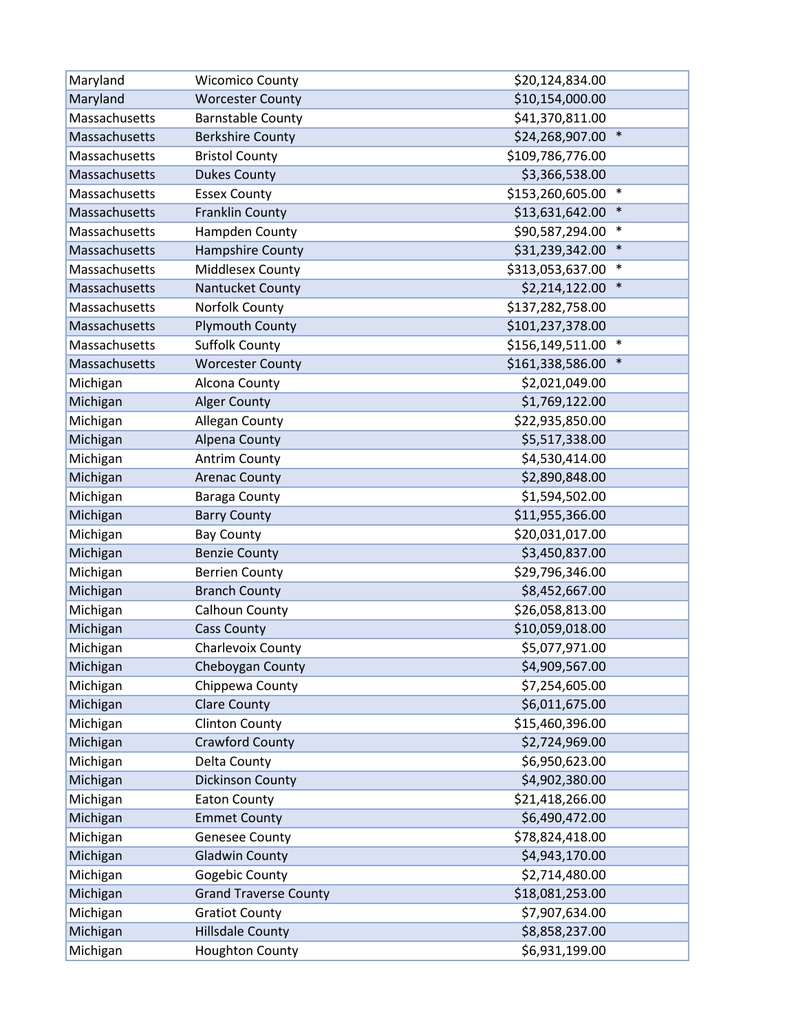| | | | |
|---|---|---|---|
| Maryland | Wicomico County | $20,124,834.00 | |
| Maryland | Worcester County | $10,154,000.00 | |
| Massachusetts | Barnstable County | $41,370,811.00 | |
| Massachusetts | Berkshire County | $24,268,907.00 | * |
| Massachusetts | Bristol County | $109,786,776.00 | |
| Massachusetts | Dukes County | $3,366,538.00 | |
| Massachusetts | Essex County | $153,260,605.00 | * |
| Massachusetts | Franklin County | $13,631,642.00 | * |
| Massachusetts | Hampden County | $90,587,294.00 | * |
| Massachusetts | Hampshire County | $31,239,342.00 | * |
| Massachusetts | Middlesex County | $313,053,637.00 | * |
| Massachusetts | Nantucket County | $2,214,122.00 | * |
| Massachusetts | Norfolk County | $137,282,758.00 | |
| Massachusetts | Plymouth County | $101,237,378.00 | |
| Massachusetts | Suffolk County | $156,149,511.00 | * |
| Massachusetts | Worcester County | $161,338,586.00 | * |
| Michigan | Alcona County | $2,021,049.00 | |
| Michigan | Alger County | $1,769,122.00 | |
| Michigan | Allegan County | $22,935,850.00 | |
| Michigan | Alpena County | $5,517,338.00 | |
| Michigan | Antrim County | $4,530,414.00 | |
| Michigan | Arenac County | $2,890,848.00 | |
| Michigan | Baraga County | $1,594,502.00 | |
| Michigan | Barry County | $11,955,366.00 | |
| Michigan | Bay County | $20,031,017.00 | |
| Michigan | Benzie County | $3,450,837.00 | |
| Michigan | Berrien County | $29,796,346.00 | |
| Michigan | Branch County | $8,452,667.00 | |
| Michigan | Calhoun County | $26,058,813.00 | |
| Michigan | Cass County | $10,059,018.00 | |
| Michigan | Charlevoix County | $5,077,971.00 | |
| Michigan | Cheboygan County | $4,909,567.00 | |
| Michigan | Chippewa County | $7,254,605.00 | |
| Michigan | Clare County | $6,011,675.00 | |
| Michigan | Clinton County | $15,460,396.00 | |
| Michigan | Crawford County | $2,724,969.00 | |
| Michigan | Delta County | $6,950,623.00 | |
| Michigan | Dickinson County | $4,902,380.00 | |
| Michigan | Eaton County | $21,418,266.00 | |
| Michigan | Emmet County | $6,490,472.00 | |
| Michigan | Genesee County | $78,824,418.00 | |
| Michigan | Gladwin County | $4,943,170.00 | |
| Michigan | Gogebic County | $2,714,480.00 | |
| Michigan | Grand Traverse County | $18,081,253.00 | |
| Michigan | Gratiot County | $7,907,634.00 | |
| Michigan | Hillsdale County | $8,858,237.00 | |
| Michigan | Houghton County | $6,931,199.00 | |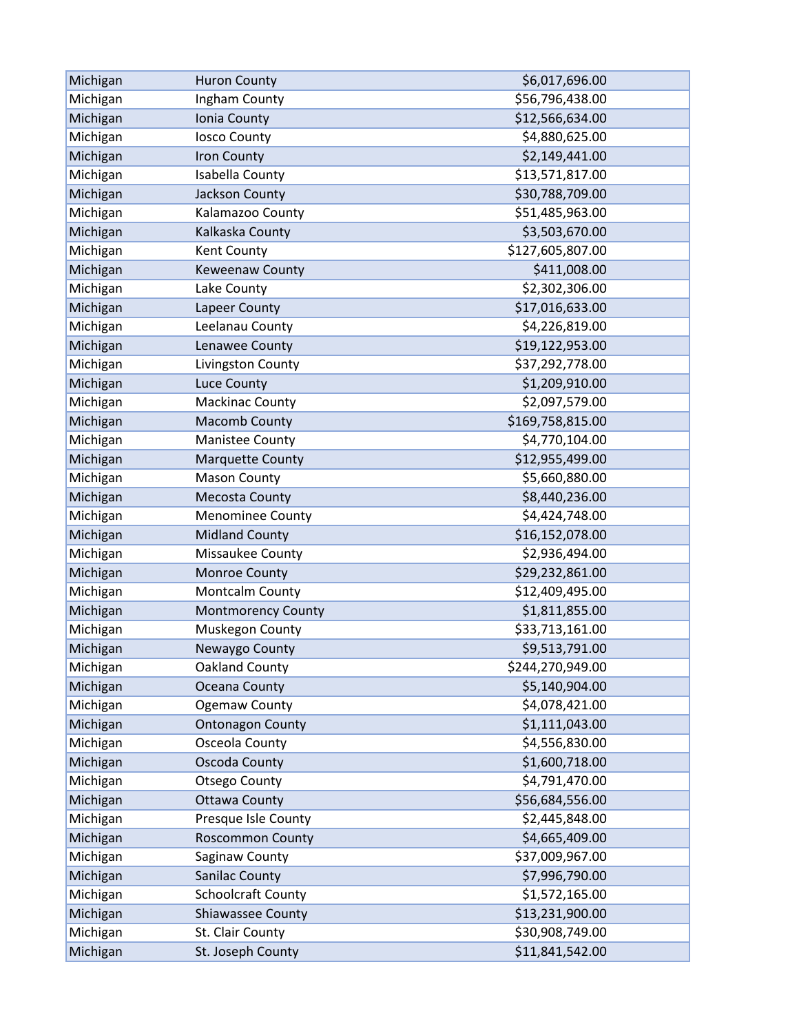| | | |
|---|---|---|
| Michigan | Huron County | $6,017,696.00 |
| Michigan | Ingham County | $56,796,438.00 |
| Michigan | Ionia County | $12,566,634.00 |
| Michigan | Iosco County | $4,880,625.00 |
| Michigan | Iron County | $2,149,441.00 |
| Michigan | Isabella County | $13,571,817.00 |
| Michigan | Jackson County | $30,788,709.00 |
| Michigan | Kalamazoo County | $51,485,963.00 |
| Michigan | Kalkaska County | $3,503,670.00 |
| Michigan | Kent County | $127,605,807.00 |
| Michigan | Keweenaw County | $411,008.00 |
| Michigan | Lake County | $2,302,306.00 |
| Michigan | Lapeer County | $17,016,633.00 |
| Michigan | Leelanau County | $4,226,819.00 |
| Michigan | Lenawee County | $19,122,953.00 |
| Michigan | Livingston County | $37,292,778.00 |
| Michigan | Luce County | $1,209,910.00 |
| Michigan | Mackinac County | $2,097,579.00 |
| Michigan | Macomb County | $169,758,815.00 |
| Michigan | Manistee County | $4,770,104.00 |
| Michigan | Marquette County | $12,955,499.00 |
| Michigan | Mason County | $5,660,880.00 |
| Michigan | Mecosta County | $8,440,236.00 |
| Michigan | Menominee County | $4,424,748.00 |
| Michigan | Midland County | $16,152,078.00 |
| Michigan | Missaukee County | $2,936,494.00 |
| Michigan | Monroe County | $29,232,861.00 |
| Michigan | Montcalm County | $12,409,495.00 |
| Michigan | Montmorency County | $1,811,855.00 |
| Michigan | Muskegon County | $33,713,161.00 |
| Michigan | Newaygo County | $9,513,791.00 |
| Michigan | Oakland County | $244,270,949.00 |
| Michigan | Oceana County | $5,140,904.00 |
| Michigan | Ogemaw County | $4,078,421.00 |
| Michigan | Ontonagon County | $1,111,043.00 |
| Michigan | Osceola County | $4,556,830.00 |
| Michigan | Oscoda County | $1,600,718.00 |
| Michigan | Otsego County | $4,791,470.00 |
| Michigan | Ottawa County | $56,684,556.00 |
| Michigan | Presque Isle County | $2,445,848.00 |
| Michigan | Roscommon County | $4,665,409.00 |
| Michigan | Saginaw County | $37,009,967.00 |
| Michigan | Sanilac County | $7,996,790.00 |
| Michigan | Schoolcraft County | $1,572,165.00 |
| Michigan | Shiawassee County | $13,231,900.00 |
| Michigan | St. Clair County | $30,908,749.00 |
| Michigan | St. Joseph County | $11,841,542.00 |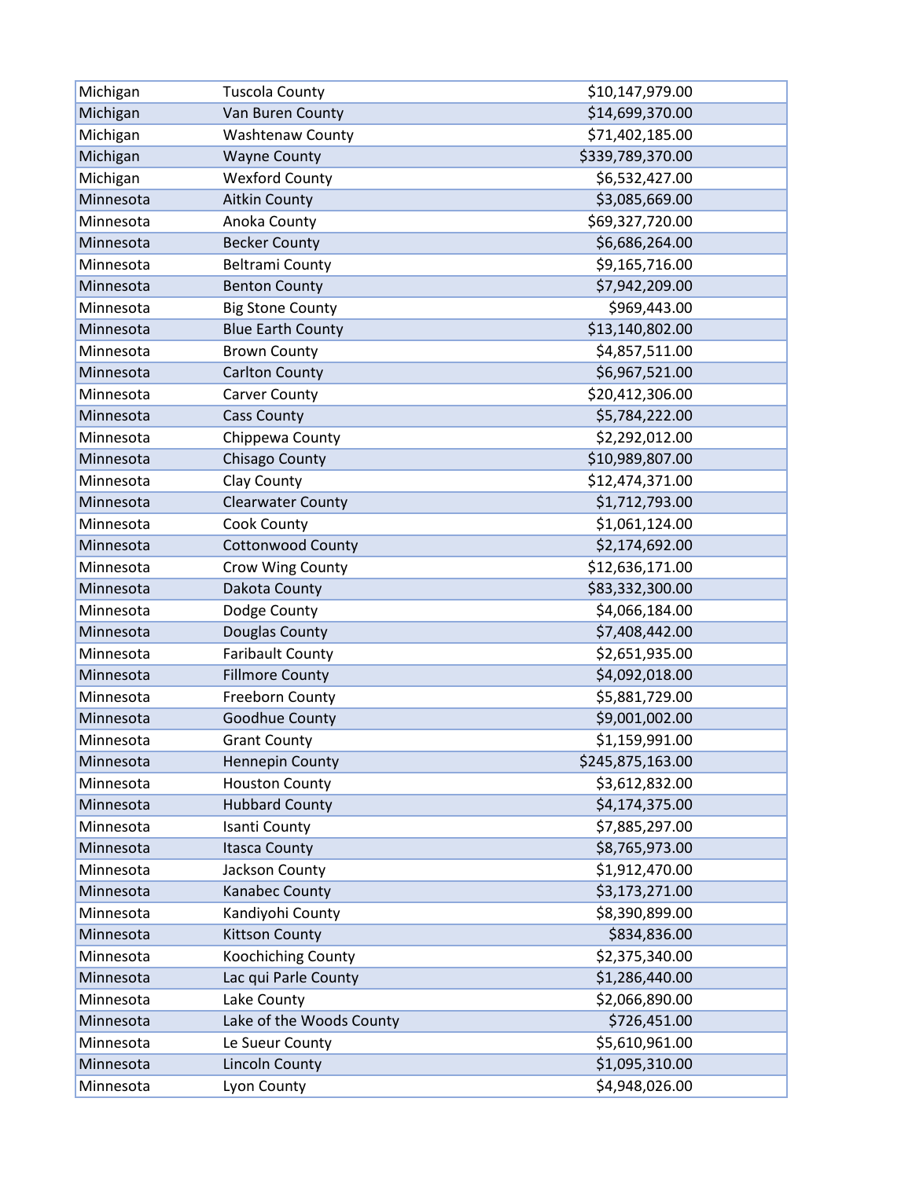| | | |
|---|---|---|
| Michigan | Tuscola County | $10,147,979.00 |
| Michigan | Van Buren County | $14,699,370.00 |
| Michigan | Washtenaw County | $71,402,185.00 |
| Michigan | Wayne County | $339,789,370.00 |
| Michigan | Wexford County | $6,532,427.00 |
| Minnesota | Aitkin County | $3,085,669.00 |
| Minnesota | Anoka County | $69,327,720.00 |
| Minnesota | Becker County | $6,686,264.00 |
| Minnesota | Beltrami County | $9,165,716.00 |
| Minnesota | Benton County | $7,942,209.00 |
| Minnesota | Big Stone County | $969,443.00 |
| Minnesota | Blue Earth County | $13,140,802.00 |
| Minnesota | Brown County | $4,857,511.00 |
| Minnesota | Carlton County | $6,967,521.00 |
| Minnesota | Carver County | $20,412,306.00 |
| Minnesota | Cass County | $5,784,222.00 |
| Minnesota | Chippewa County | $2,292,012.00 |
| Minnesota | Chisago County | $10,989,807.00 |
| Minnesota | Clay County | $12,474,371.00 |
| Minnesota | Clearwater County | $1,712,793.00 |
| Minnesota | Cook County | $1,061,124.00 |
| Minnesota | Cottonwood County | $2,174,692.00 |
| Minnesota | Crow Wing County | $12,636,171.00 |
| Minnesota | Dakota County | $83,332,300.00 |
| Minnesota | Dodge County | $4,066,184.00 |
| Minnesota | Douglas County | $7,408,442.00 |
| Minnesota | Faribault County | $2,651,935.00 |
| Minnesota | Fillmore County | $4,092,018.00 |
| Minnesota | Freeborn County | $5,881,729.00 |
| Minnesota | Goodhue County | $9,001,002.00 |
| Minnesota | Grant County | $1,159,991.00 |
| Minnesota | Hennepin County | $245,875,163.00 |
| Minnesota | Houston County | $3,612,832.00 |
| Minnesota | Hubbard County | $4,174,375.00 |
| Minnesota | Isanti County | $7,885,297.00 |
| Minnesota | Itasca County | $8,765,973.00 |
| Minnesota | Jackson County | $1,912,470.00 |
| Minnesota | Kanabec County | $3,173,271.00 |
| Minnesota | Kandiyohi County | $8,390,899.00 |
| Minnesota | Kittson County | $834,836.00 |
| Minnesota | Koochiching County | $2,375,340.00 |
| Minnesota | Lac qui Parle County | $1,286,440.00 |
| Minnesota | Lake County | $2,066,890.00 |
| Minnesota | Lake of the Woods County | $726,451.00 |
| Minnesota | Le Sueur County | $5,610,961.00 |
| Minnesota | Lincoln County | $1,095,310.00 |
| Minnesota | Lyon County | $4,948,026.00 |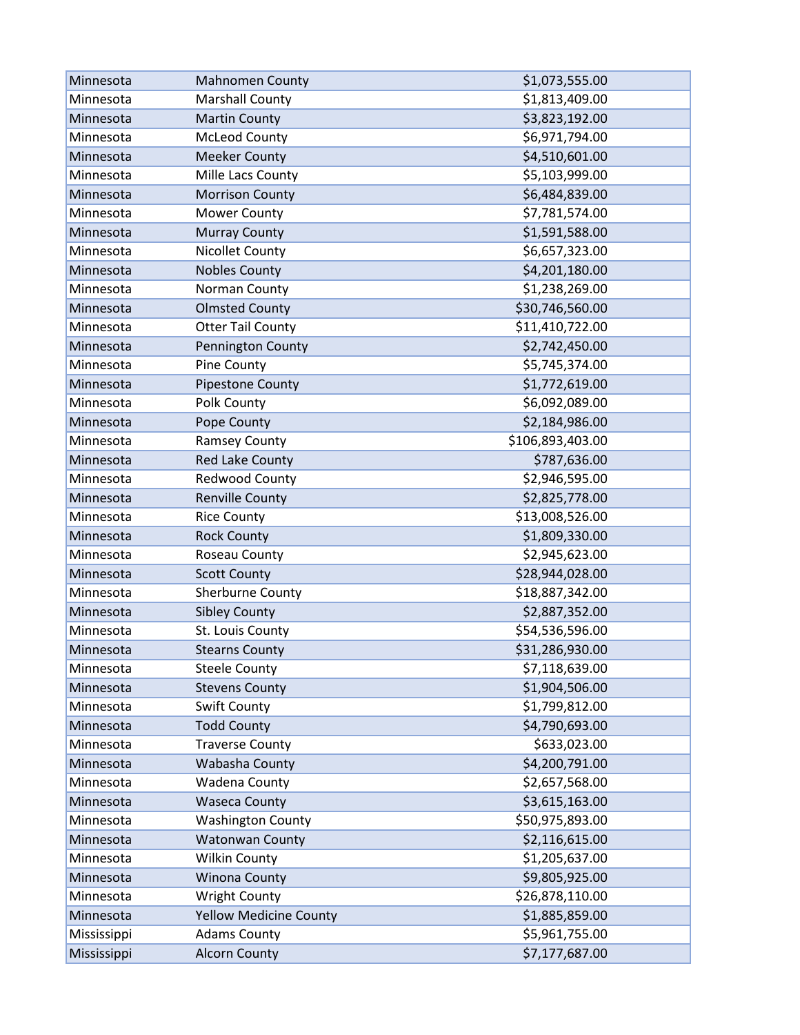| | | |
|---|---|---|
| Minnesota | Mahnomen County | $1,073,555.00 |
| Minnesota | Marshall County | $1,813,409.00 |
| Minnesota | Martin County | $3,823,192.00 |
| Minnesota | McLeod County | $6,971,794.00 |
| Minnesota | Meeker County | $4,510,601.00 |
| Minnesota | Mille Lacs County | $5,103,999.00 |
| Minnesota | Morrison County | $6,484,839.00 |
| Minnesota | Mower County | $7,781,574.00 |
| Minnesota | Murray County | $1,591,588.00 |
| Minnesota | Nicollet County | $6,657,323.00 |
| Minnesota | Nobles County | $4,201,180.00 |
| Minnesota | Norman County | $1,238,269.00 |
| Minnesota | Olmsted County | $30,746,560.00 |
| Minnesota | Otter Tail County | $11,410,722.00 |
| Minnesota | Pennington County | $2,742,450.00 |
| Minnesota | Pine County | $5,745,374.00 |
| Minnesota | Pipestone County | $1,772,619.00 |
| Minnesota | Polk County | $6,092,089.00 |
| Minnesota | Pope County | $2,184,986.00 |
| Minnesota | Ramsey County | $106,893,403.00 |
| Minnesota | Red Lake County | $787,636.00 |
| Minnesota | Redwood County | $2,946,595.00 |
| Minnesota | Renville County | $2,825,778.00 |
| Minnesota | Rice County | $13,008,526.00 |
| Minnesota | Rock County | $1,809,330.00 |
| Minnesota | Roseau County | $2,945,623.00 |
| Minnesota | Scott County | $28,944,028.00 |
| Minnesota | Sherburne County | $18,887,342.00 |
| Minnesota | Sibley County | $2,887,352.00 |
| Minnesota | St. Louis County | $54,536,596.00 |
| Minnesota | Stearns County | $31,286,930.00 |
| Minnesota | Steele County | $7,118,639.00 |
| Minnesota | Stevens County | $1,904,506.00 |
| Minnesota | Swift County | $1,799,812.00 |
| Minnesota | Todd County | $4,790,693.00 |
| Minnesota | Traverse County | $633,023.00 |
| Minnesota | Wabasha County | $4,200,791.00 |
| Minnesota | Wadena County | $2,657,568.00 |
| Minnesota | Waseca County | $3,615,163.00 |
| Minnesota | Washington County | $50,975,893.00 |
| Minnesota | Watonwan County | $2,116,615.00 |
| Minnesota | Wilkin County | $1,205,637.00 |
| Minnesota | Winona County | $9,805,925.00 |
| Minnesota | Wright County | $26,878,110.00 |
| Minnesota | Yellow Medicine County | $1,885,859.00 |
| Mississippi | Adams County | $5,961,755.00 |
| Mississippi | Alcorn County | $7,177,687.00 |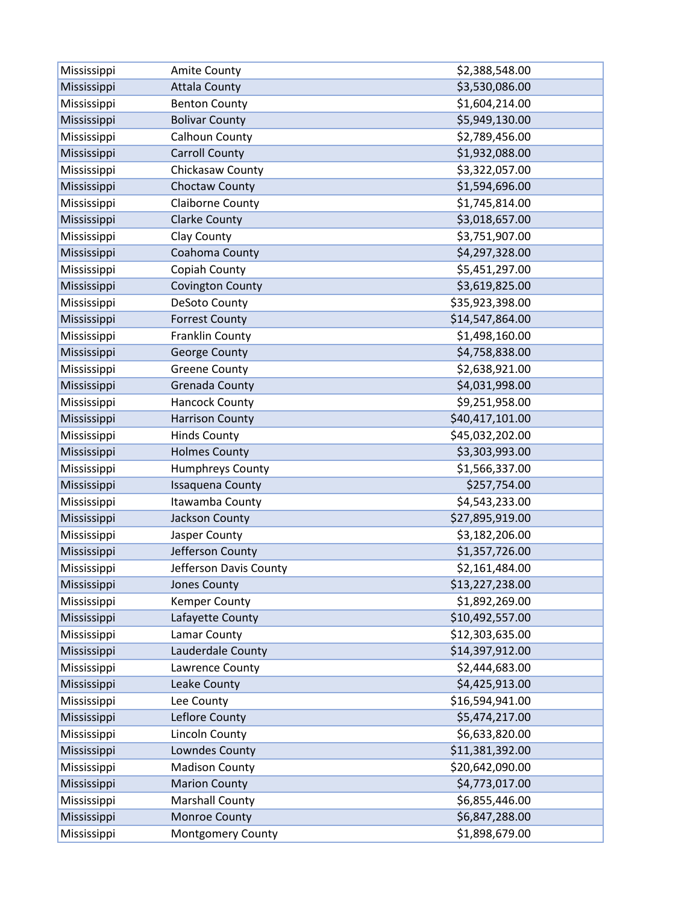| | | |
|---|---|---|
| Mississippi | Amite County | $2,388,548.00 |
| Mississippi | Attala County | $3,530,086.00 |
| Mississippi | Benton County | $1,604,214.00 |
| Mississippi | Bolivar County | $5,949,130.00 |
| Mississippi | Calhoun County | $2,789,456.00 |
| Mississippi | Carroll County | $1,932,088.00 |
| Mississippi | Chickasaw County | $3,322,057.00 |
| Mississippi | Choctaw County | $1,594,696.00 |
| Mississippi | Claiborne County | $1,745,814.00 |
| Mississippi | Clarke County | $3,018,657.00 |
| Mississippi | Clay County | $3,751,907.00 |
| Mississippi | Coahoma County | $4,297,328.00 |
| Mississippi | Copiah County | $5,451,297.00 |
| Mississippi | Covington County | $3,619,825.00 |
| Mississippi | DeSoto County | $35,923,398.00 |
| Mississippi | Forrest County | $14,547,864.00 |
| Mississippi | Franklin County | $1,498,160.00 |
| Mississippi | George County | $4,758,838.00 |
| Mississippi | Greene County | $2,638,921.00 |
| Mississippi | Grenada County | $4,031,998.00 |
| Mississippi | Hancock County | $9,251,958.00 |
| Mississippi | Harrison County | $40,417,101.00 |
| Mississippi | Hinds County | $45,032,202.00 |
| Mississippi | Holmes County | $3,303,993.00 |
| Mississippi | Humphreys County | $1,566,337.00 |
| Mississippi | Issaquena County | $257,754.00 |
| Mississippi | Itawamba County | $4,543,233.00 |
| Mississippi | Jackson County | $27,895,919.00 |
| Mississippi | Jasper County | $3,182,206.00 |
| Mississippi | Jefferson County | $1,357,726.00 |
| Mississippi | Jefferson Davis County | $2,161,484.00 |
| Mississippi | Jones County | $13,227,238.00 |
| Mississippi | Kemper County | $1,892,269.00 |
| Mississippi | Lafayette County | $10,492,557.00 |
| Mississippi | Lamar County | $12,303,635.00 |
| Mississippi | Lauderdale County | $14,397,912.00 |
| Mississippi | Lawrence County | $2,444,683.00 |
| Mississippi | Leake County | $4,425,913.00 |
| Mississippi | Lee County | $16,594,941.00 |
| Mississippi | Leflore County | $5,474,217.00 |
| Mississippi | Lincoln County | $6,633,820.00 |
| Mississippi | Lowndes County | $11,381,392.00 |
| Mississippi | Madison County | $20,642,090.00 |
| Mississippi | Marion County | $4,773,017.00 |
| Mississippi | Marshall County | $6,855,446.00 |
| Mississippi | Monroe County | $6,847,288.00 |
| Mississippi | Montgomery County | $1,898,679.00 |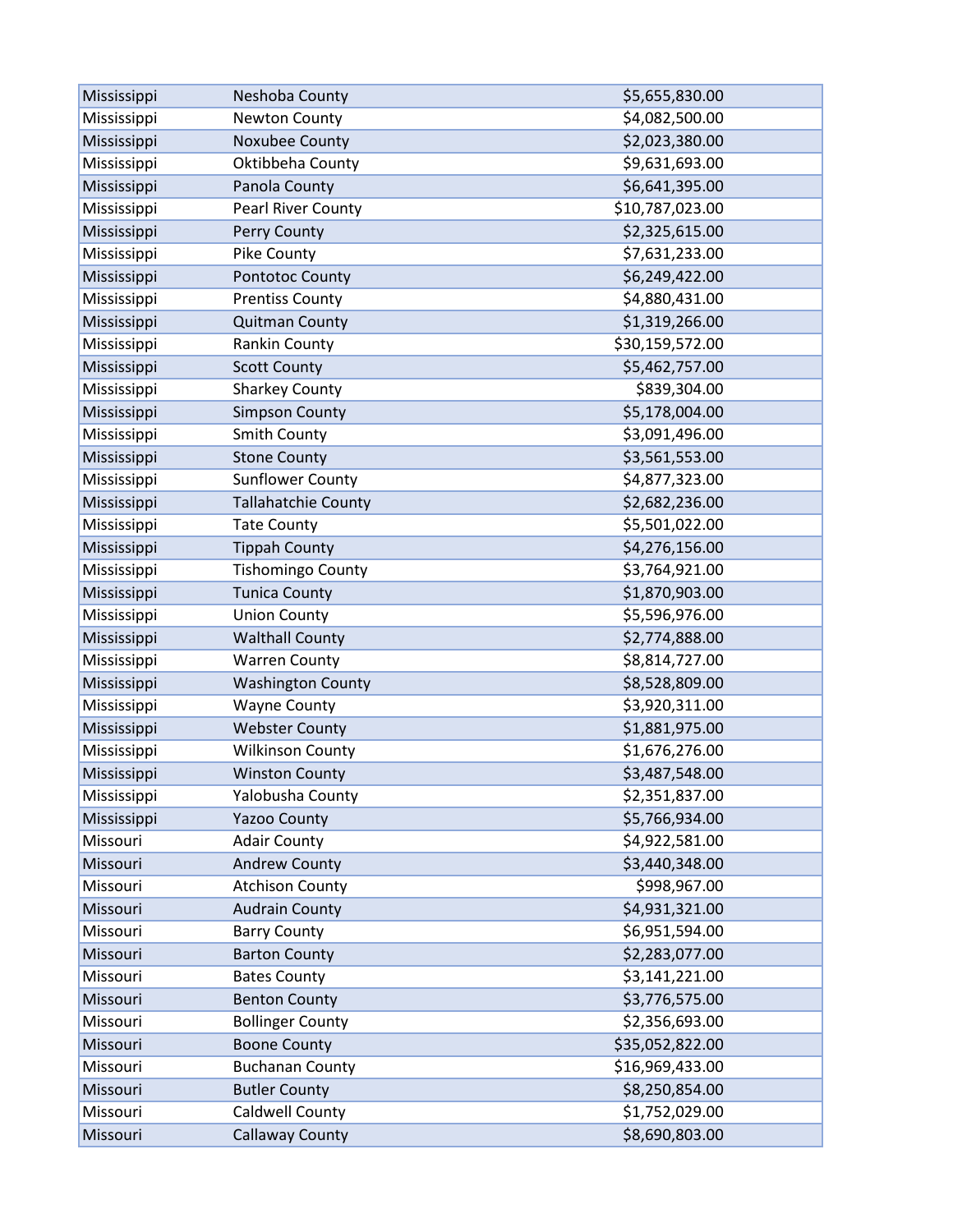| | | |
|---|---|---|
| Mississippi | Neshoba County | $5,655,830.00 |
| Mississippi | Newton County | $4,082,500.00 |
| Mississippi | Noxubee County | $2,023,380.00 |
| Mississippi | Oktibbeha County | $9,631,693.00 |
| Mississippi | Panola County | $6,641,395.00 |
| Mississippi | Pearl River County | $10,787,023.00 |
| Mississippi | Perry County | $2,325,615.00 |
| Mississippi | Pike County | $7,631,233.00 |
| Mississippi | Pontotoc County | $6,249,422.00 |
| Mississippi | Prentiss County | $4,880,431.00 |
| Mississippi | Quitman County | $1,319,266.00 |
| Mississippi | Rankin County | $30,159,572.00 |
| Mississippi | Scott County | $5,462,757.00 |
| Mississippi | Sharkey County | $839,304.00 |
| Mississippi | Simpson County | $5,178,004.00 |
| Mississippi | Smith County | $3,091,496.00 |
| Mississippi | Stone County | $3,561,553.00 |
| Mississippi | Sunflower County | $4,877,323.00 |
| Mississippi | Tallahatchie County | $2,682,236.00 |
| Mississippi | Tate County | $5,501,022.00 |
| Mississippi | Tippah County | $4,276,156.00 |
| Mississippi | Tishomingo County | $3,764,921.00 |
| Mississippi | Tunica County | $1,870,903.00 |
| Mississippi | Union County | $5,596,976.00 |
| Mississippi | Walthall County | $2,774,888.00 |
| Mississippi | Warren County | $8,814,727.00 |
| Mississippi | Washington County | $8,528,809.00 |
| Mississippi | Wayne County | $3,920,311.00 |
| Mississippi | Webster County | $1,881,975.00 |
| Mississippi | Wilkinson County | $1,676,276.00 |
| Mississippi | Winston County | $3,487,548.00 |
| Mississippi | Yalobusha County | $2,351,837.00 |
| Mississippi | Yazoo County | $5,766,934.00 |
| Missouri | Adair County | $4,922,581.00 |
| Missouri | Andrew County | $3,440,348.00 |
| Missouri | Atchison County | $998,967.00 |
| Missouri | Audrain County | $4,931,321.00 |
| Missouri | Barry County | $6,951,594.00 |
| Missouri | Barton County | $2,283,077.00 |
| Missouri | Bates County | $3,141,221.00 |
| Missouri | Benton County | $3,776,575.00 |
| Missouri | Bollinger County | $2,356,693.00 |
| Missouri | Boone County | $35,052,822.00 |
| Missouri | Buchanan County | $16,969,433.00 |
| Missouri | Butler County | $8,250,854.00 |
| Missouri | Caldwell County | $1,752,029.00 |
| Missouri | Callaway County | $8,690,803.00 |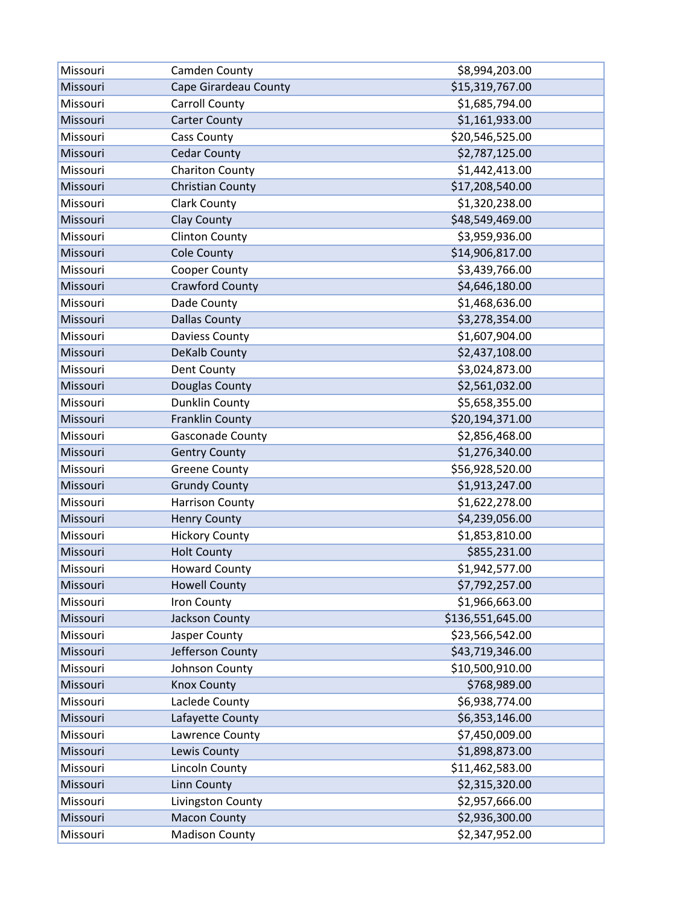| | | |
|---|---|---|
| Missouri | Camden County | $8,994,203.00 |
| Missouri | Cape Girardeau County | $15,319,767.00 |
| Missouri | Carroll County | $1,685,794.00 |
| Missouri | Carter County | $1,161,933.00 |
| Missouri | Cass County | $20,546,525.00 |
| Missouri | Cedar County | $2,787,125.00 |
| Missouri | Chariton County | $1,442,413.00 |
| Missouri | Christian County | $17,208,540.00 |
| Missouri | Clark County | $1,320,238.00 |
| Missouri | Clay County | $48,549,469.00 |
| Missouri | Clinton County | $3,959,936.00 |
| Missouri | Cole County | $14,906,817.00 |
| Missouri | Cooper County | $3,439,766.00 |
| Missouri | Crawford County | $4,646,180.00 |
| Missouri | Dade County | $1,468,636.00 |
| Missouri | Dallas County | $3,278,354.00 |
| Missouri | Daviess County | $1,607,904.00 |
| Missouri | DeKalb County | $2,437,108.00 |
| Missouri | Dent County | $3,024,873.00 |
| Missouri | Douglas County | $2,561,032.00 |
| Missouri | Dunklin County | $5,658,355.00 |
| Missouri | Franklin County | $20,194,371.00 |
| Missouri | Gasconade County | $2,856,468.00 |
| Missouri | Gentry County | $1,276,340.00 |
| Missouri | Greene County | $56,928,520.00 |
| Missouri | Grundy County | $1,913,247.00 |
| Missouri | Harrison County | $1,622,278.00 |
| Missouri | Henry County | $4,239,056.00 |
| Missouri | Hickory County | $1,853,810.00 |
| Missouri | Holt County | $855,231.00 |
| Missouri | Howard County | $1,942,577.00 |
| Missouri | Howell County | $7,792,257.00 |
| Missouri | Iron County | $1,966,663.00 |
| Missouri | Jackson County | $136,551,645.00 |
| Missouri | Jasper County | $23,566,542.00 |
| Missouri | Jefferson County | $43,719,346.00 |
| Missouri | Johnson County | $10,500,910.00 |
| Missouri | Knox County | $768,989.00 |
| Missouri | Laclede County | $6,938,774.00 |
| Missouri | Lafayette County | $6,353,146.00 |
| Missouri | Lawrence County | $7,450,009.00 |
| Missouri | Lewis County | $1,898,873.00 |
| Missouri | Lincoln County | $11,462,583.00 |
| Missouri | Linn County | $2,315,320.00 |
| Missouri | Livingston County | $2,957,666.00 |
| Missouri | Macon County | $2,936,300.00 |
| Missouri | Madison County | $2,347,952.00 |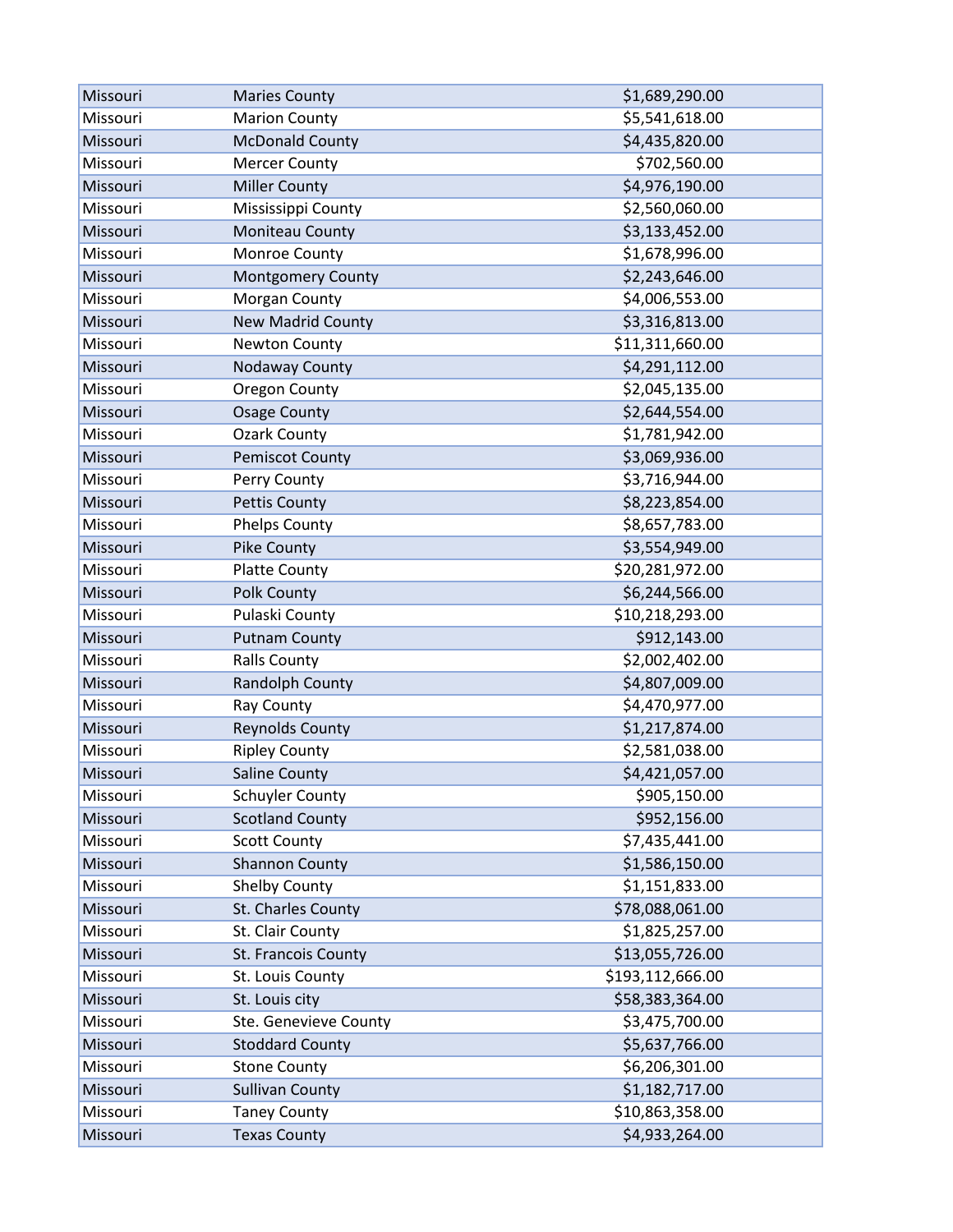| | | |
|---|---|---|
| Missouri | Maries County | $1,689,290.00 |
| Missouri | Marion County | $5,541,618.00 |
| Missouri | McDonald County | $4,435,820.00 |
| Missouri | Mercer County | $702,560.00 |
| Missouri | Miller County | $4,976,190.00 |
| Missouri | Mississippi County | $2,560,060.00 |
| Missouri | Moniteau County | $3,133,452.00 |
| Missouri | Monroe County | $1,678,996.00 |
| Missouri | Montgomery County | $2,243,646.00 |
| Missouri | Morgan County | $4,006,553.00 |
| Missouri | New Madrid County | $3,316,813.00 |
| Missouri | Newton County | $11,311,660.00 |
| Missouri | Nodaway County | $4,291,112.00 |
| Missouri | Oregon County | $2,045,135.00 |
| Missouri | Osage County | $2,644,554.00 |
| Missouri | Ozark County | $1,781,942.00 |
| Missouri | Pemiscot County | $3,069,936.00 |
| Missouri | Perry County | $3,716,944.00 |
| Missouri | Pettis County | $8,223,854.00 |
| Missouri | Phelps County | $8,657,783.00 |
| Missouri | Pike County | $3,554,949.00 |
| Missouri | Platte County | $20,281,972.00 |
| Missouri | Polk County | $6,244,566.00 |
| Missouri | Pulaski County | $10,218,293.00 |
| Missouri | Putnam County | $912,143.00 |
| Missouri | Ralls County | $2,002,402.00 |
| Missouri | Randolph County | $4,807,009.00 |
| Missouri | Ray County | $4,470,977.00 |
| Missouri | Reynolds County | $1,217,874.00 |
| Missouri | Ripley County | $2,581,038.00 |
| Missouri | Saline County | $4,421,057.00 |
| Missouri | Schuyler County | $905,150.00 |
| Missouri | Scotland County | $952,156.00 |
| Missouri | Scott County | $7,435,441.00 |
| Missouri | Shannon County | $1,586,150.00 |
| Missouri | Shelby County | $1,151,833.00 |
| Missouri | St. Charles County | $78,088,061.00 |
| Missouri | St. Clair County | $1,825,257.00 |
| Missouri | St. Francois County | $13,055,726.00 |
| Missouri | St. Louis County | $193,112,666.00 |
| Missouri | St. Louis city | $58,383,364.00 |
| Missouri | Ste. Genevieve County | $3,475,700.00 |
| Missouri | Stoddard County | $5,637,766.00 |
| Missouri | Stone County | $6,206,301.00 |
| Missouri | Sullivan County | $1,182,717.00 |
| Missouri | Taney County | $10,863,358.00 |
| Missouri | Texas County | $4,933,264.00 |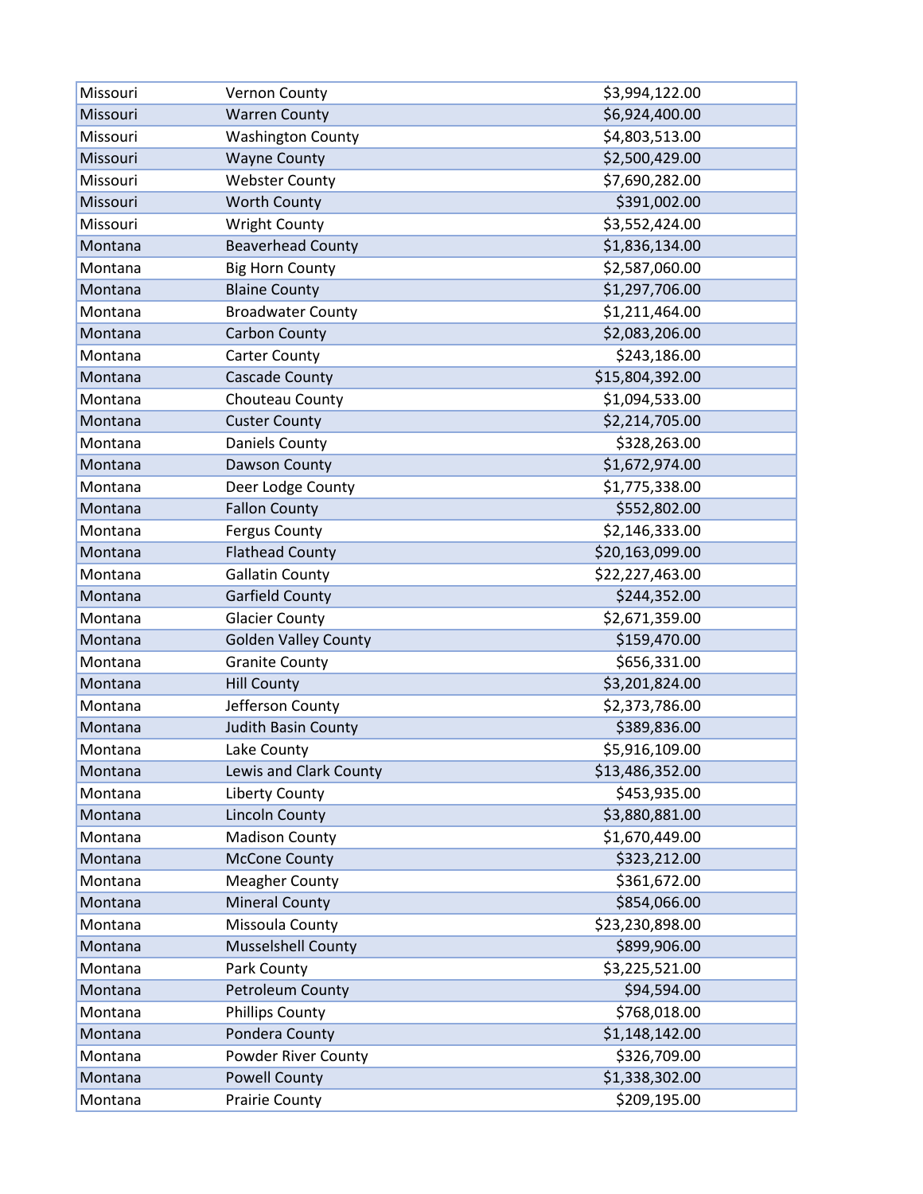| | | |
|---|---|---|
| Missouri | Vernon County | $3,994,122.00 |
| Missouri | Warren County | $6,924,400.00 |
| Missouri | Washington County | $4,803,513.00 |
| Missouri | Wayne County | $2,500,429.00 |
| Missouri | Webster County | $7,690,282.00 |
| Missouri | Worth County | $391,002.00 |
| Missouri | Wright County | $3,552,424.00 |
| Montana | Beaverhead County | $1,836,134.00 |
| Montana | Big Horn County | $2,587,060.00 |
| Montana | Blaine County | $1,297,706.00 |
| Montana | Broadwater County | $1,211,464.00 |
| Montana | Carbon County | $2,083,206.00 |
| Montana | Carter County | $243,186.00 |
| Montana | Cascade County | $15,804,392.00 |
| Montana | Chouteau County | $1,094,533.00 |
| Montana | Custer County | $2,214,705.00 |
| Montana | Daniels County | $328,263.00 |
| Montana | Dawson County | $1,672,974.00 |
| Montana | Deer Lodge County | $1,775,338.00 |
| Montana | Fallon County | $552,802.00 |
| Montana | Fergus County | $2,146,333.00 |
| Montana | Flathead County | $20,163,099.00 |
| Montana | Gallatin County | $22,227,463.00 |
| Montana | Garfield County | $244,352.00 |
| Montana | Glacier County | $2,671,359.00 |
| Montana | Golden Valley County | $159,470.00 |
| Montana | Granite County | $656,331.00 |
| Montana | Hill County | $3,201,824.00 |
| Montana | Jefferson County | $2,373,786.00 |
| Montana | Judith Basin County | $389,836.00 |
| Montana | Lake County | $5,916,109.00 |
| Montana | Lewis and Clark County | $13,486,352.00 |
| Montana | Liberty County | $453,935.00 |
| Montana | Lincoln County | $3,880,881.00 |
| Montana | Madison County | $1,670,449.00 |
| Montana | McCone County | $323,212.00 |
| Montana | Meagher County | $361,672.00 |
| Montana | Mineral County | $854,066.00 |
| Montana | Missoula County | $23,230,898.00 |
| Montana | Musselshell County | $899,906.00 |
| Montana | Park County | $3,225,521.00 |
| Montana | Petroleum County | $94,594.00 |
| Montana | Phillips County | $768,018.00 |
| Montana | Pondera County | $1,148,142.00 |
| Montana | Powder River County | $326,709.00 |
| Montana | Powell County | $1,338,302.00 |
| Montana | Prairie County | $209,195.00 |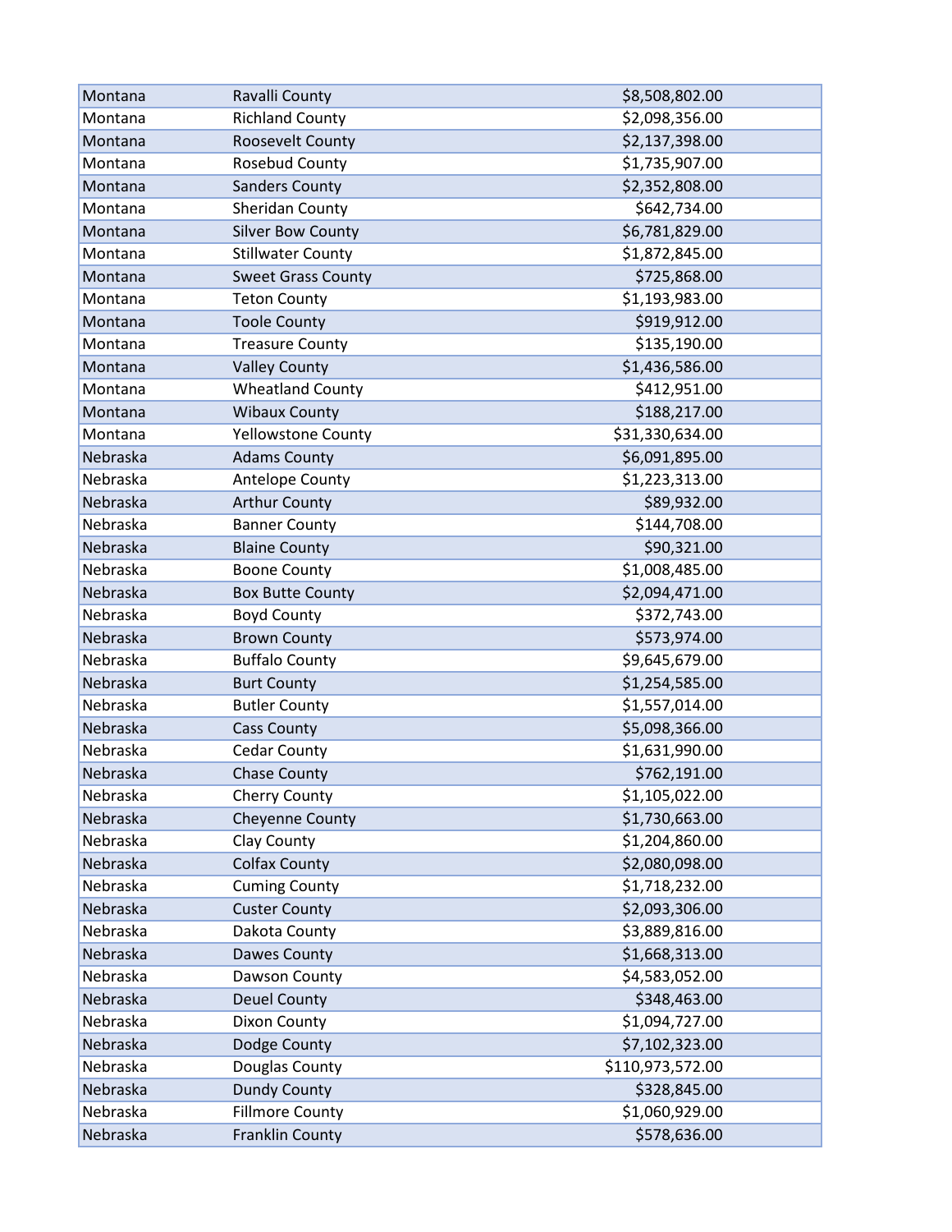| Montana | Ravalli County | $8,508,802.00 |
|---|---|---|
| Montana | Richland County | $2,098,356.00 |
| Montana | Roosevelt County | $2,137,398.00 |
| Montana | Rosebud County | $1,735,907.00 |
| Montana | Sanders County | $2,352,808.00 |
| Montana | Sheridan County | $642,734.00 |
| Montana | Silver Bow County | $6,781,829.00 |
| Montana | Stillwater County | $1,872,845.00 |
| Montana | Sweet Grass County | $725,868.00 |
| Montana | Teton County | $1,193,983.00 |
| Montana | Toole County | $919,912.00 |
| Montana | Treasure County | $135,190.00 |
| Montana | Valley County | $1,436,586.00 |
| Montana | Wheatland County | $412,951.00 |
| Montana | Wibaux County | $188,217.00 |
| Montana | Yellowstone County | $31,330,634.00 |
| Nebraska | Adams County | $6,091,895.00 |
| Nebraska | Antelope County | $1,223,313.00 |
| Nebraska | Arthur County | $89,932.00 |
| Nebraska | Banner County | $144,708.00 |
| Nebraska | Blaine County | $90,321.00 |
| Nebraska | Boone County | $1,008,485.00 |
| Nebraska | Box Butte County | $2,094,471.00 |
| Nebraska | Boyd County | $372,743.00 |
| Nebraska | Brown County | $573,974.00 |
| Nebraska | Buffalo County | $9,645,679.00 |
| Nebraska | Burt County | $1,254,585.00 |
| Nebraska | Butler County | $1,557,014.00 |
| Nebraska | Cass County | $5,098,366.00 |
| Nebraska | Cedar County | $1,631,990.00 |
| Nebraska | Chase County | $762,191.00 |
| Nebraska | Cherry County | $1,105,022.00 |
| Nebraska | Cheyenne County | $1,730,663.00 |
| Nebraska | Clay County | $1,204,860.00 |
| Nebraska | Colfax County | $2,080,098.00 |
| Nebraska | Cuming County | $1,718,232.00 |
| Nebraska | Custer County | $2,093,306.00 |
| Nebraska | Dakota County | $3,889,816.00 |
| Nebraska | Dawes County | $1,668,313.00 |
| Nebraska | Dawson County | $4,583,052.00 |
| Nebraska | Deuel County | $348,463.00 |
| Nebraska | Dixon County | $1,094,727.00 |
| Nebraska | Dodge County | $7,102,323.00 |
| Nebraska | Douglas County | $110,973,572.00 |
| Nebraska | Dundy County | $328,845.00 |
| Nebraska | Fillmore County | $1,060,929.00 |
| Nebraska | Franklin County | $578,636.00 |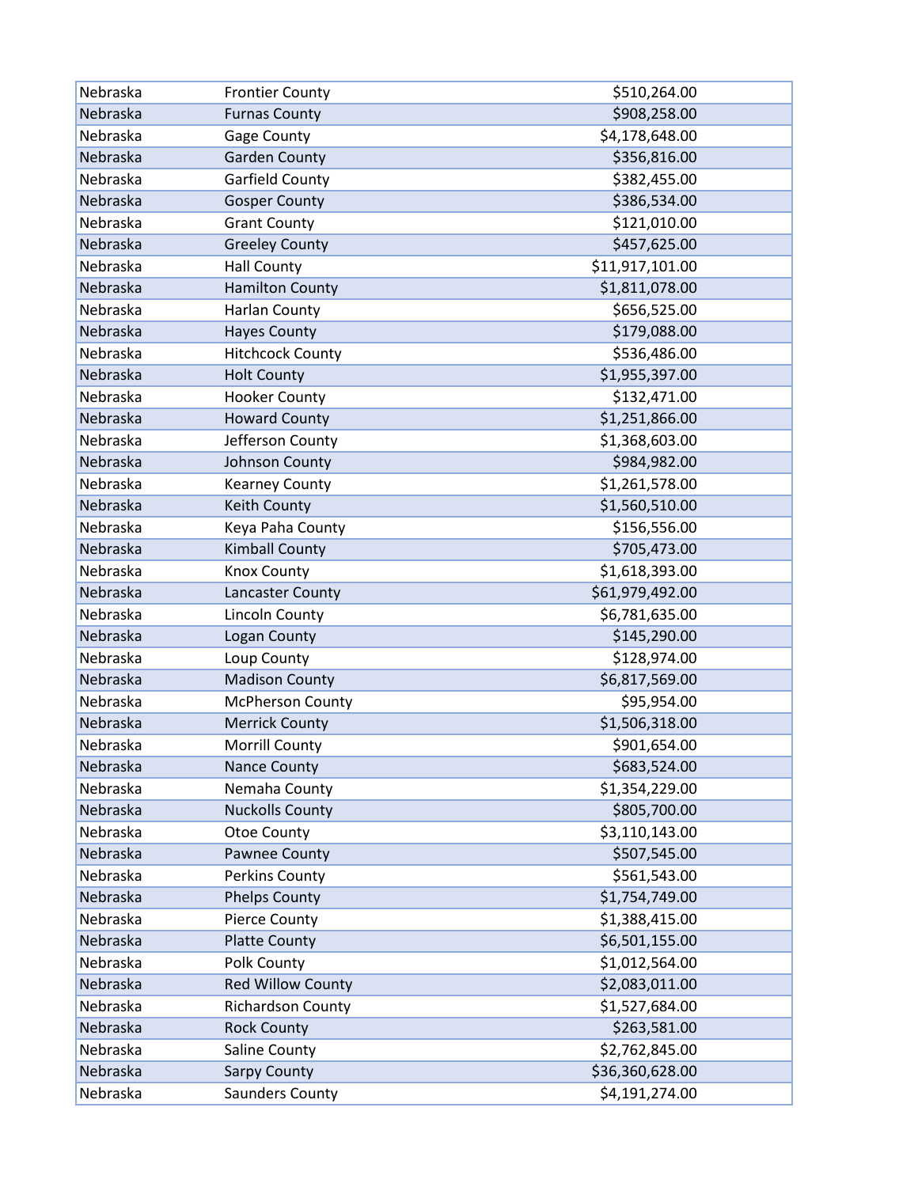| | | |
|---|---|---|
| Nebraska | Frontier County | $510,264.00 |
| Nebraska | Furnas County | $908,258.00 |
| Nebraska | Gage County | $4,178,648.00 |
| Nebraska | Garden County | $356,816.00 |
| Nebraska | Garfield County | $382,455.00 |
| Nebraska | Gosper County | $386,534.00 |
| Nebraska | Grant County | $121,010.00 |
| Nebraska | Greeley County | $457,625.00 |
| Nebraska | Hall County | $11,917,101.00 |
| Nebraska | Hamilton County | $1,811,078.00 |
| Nebraska | Harlan County | $656,525.00 |
| Nebraska | Hayes County | $179,088.00 |
| Nebraska | Hitchcock County | $536,486.00 |
| Nebraska | Holt County | $1,955,397.00 |
| Nebraska | Hooker County | $132,471.00 |
| Nebraska | Howard County | $1,251,866.00 |
| Nebraska | Jefferson County | $1,368,603.00 |
| Nebraska | Johnson County | $984,982.00 |
| Nebraska | Kearney County | $1,261,578.00 |
| Nebraska | Keith County | $1,560,510.00 |
| Nebraska | Keya Paha County | $156,556.00 |
| Nebraska | Kimball County | $705,473.00 |
| Nebraska | Knox County | $1,618,393.00 |
| Nebraska | Lancaster County | $61,979,492.00 |
| Nebraska | Lincoln County | $6,781,635.00 |
| Nebraska | Logan County | $145,290.00 |
| Nebraska | Loup County | $128,974.00 |
| Nebraska | Madison County | $6,817,569.00 |
| Nebraska | McPherson County | $95,954.00 |
| Nebraska | Merrick County | $1,506,318.00 |
| Nebraska | Morrill County | $901,654.00 |
| Nebraska | Nance County | $683,524.00 |
| Nebraska | Nemaha County | $1,354,229.00 |
| Nebraska | Nuckolls County | $805,700.00 |
| Nebraska | Otoe County | $3,110,143.00 |
| Nebraska | Pawnee County | $507,545.00 |
| Nebraska | Perkins County | $561,543.00 |
| Nebraska | Phelps County | $1,754,749.00 |
| Nebraska | Pierce County | $1,388,415.00 |
| Nebraska | Platte County | $6,501,155.00 |
| Nebraska | Polk County | $1,012,564.00 |
| Nebraska | Red Willow County | $2,083,011.00 |
| Nebraska | Richardson County | $1,527,684.00 |
| Nebraska | Rock County | $263,581.00 |
| Nebraska | Saline County | $2,762,845.00 |
| Nebraska | Sarpy County | $36,360,628.00 |
| Nebraska | Saunders County | $4,191,274.00 |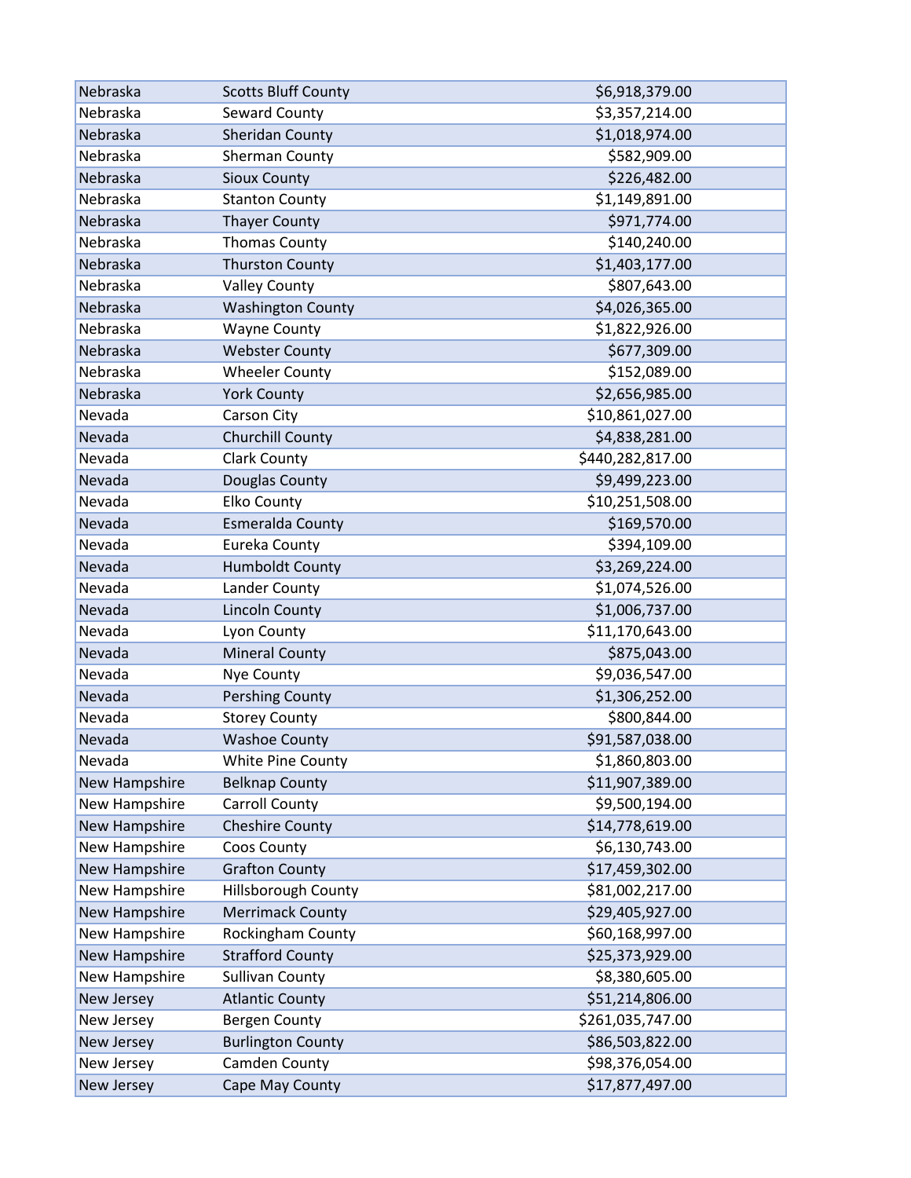| | | |
|---|---|---|
| Nebraska | Scotts Bluff County | $6,918,379.00 |
| Nebraska | Seward County | $3,357,214.00 |
| Nebraska | Sheridan County | $1,018,974.00 |
| Nebraska | Sherman County | $582,909.00 |
| Nebraska | Sioux County | $226,482.00 |
| Nebraska | Stanton County | $1,149,891.00 |
| Nebraska | Thayer County | $971,774.00 |
| Nebraska | Thomas County | $140,240.00 |
| Nebraska | Thurston County | $1,403,177.00 |
| Nebraska | Valley County | $807,643.00 |
| Nebraska | Washington County | $4,026,365.00 |
| Nebraska | Wayne County | $1,822,926.00 |
| Nebraska | Webster County | $677,309.00 |
| Nebraska | Wheeler County | $152,089.00 |
| Nebraska | York County | $2,656,985.00 |
| Nevada | Carson City | $10,861,027.00 |
| Nevada | Churchill County | $4,838,281.00 |
| Nevada | Clark County | $440,282,817.00 |
| Nevada | Douglas County | $9,499,223.00 |
| Nevada | Elko County | $10,251,508.00 |
| Nevada | Esmeralda County | $169,570.00 |
| Nevada | Eureka County | $394,109.00 |
| Nevada | Humboldt County | $3,269,224.00 |
| Nevada | Lander County | $1,074,526.00 |
| Nevada | Lincoln County | $1,006,737.00 |
| Nevada | Lyon County | $11,170,643.00 |
| Nevada | Mineral County | $875,043.00 |
| Nevada | Nye County | $9,036,547.00 |
| Nevada | Pershing County | $1,306,252.00 |
| Nevada | Storey County | $800,844.00 |
| Nevada | Washoe County | $91,587,038.00 |
| Nevada | White Pine County | $1,860,803.00 |
| New Hampshire | Belknap County | $11,907,389.00 |
| New Hampshire | Carroll County | $9,500,194.00 |
| New Hampshire | Cheshire County | $14,778,619.00 |
| New Hampshire | Coos County | $6,130,743.00 |
| New Hampshire | Grafton County | $17,459,302.00 |
| New Hampshire | Hillsborough County | $81,002,217.00 |
| New Hampshire | Merrimack County | $29,405,927.00 |
| New Hampshire | Rockingham County | $60,168,997.00 |
| New Hampshire | Strafford County | $25,373,929.00 |
| New Hampshire | Sullivan County | $8,380,605.00 |
| New Jersey | Atlantic County | $51,214,806.00 |
| New Jersey | Bergen County | $261,035,747.00 |
| New Jersey | Burlington County | $86,503,822.00 |
| New Jersey | Camden County | $98,376,054.00 |
| New Jersey | Cape May County | $17,877,497.00 |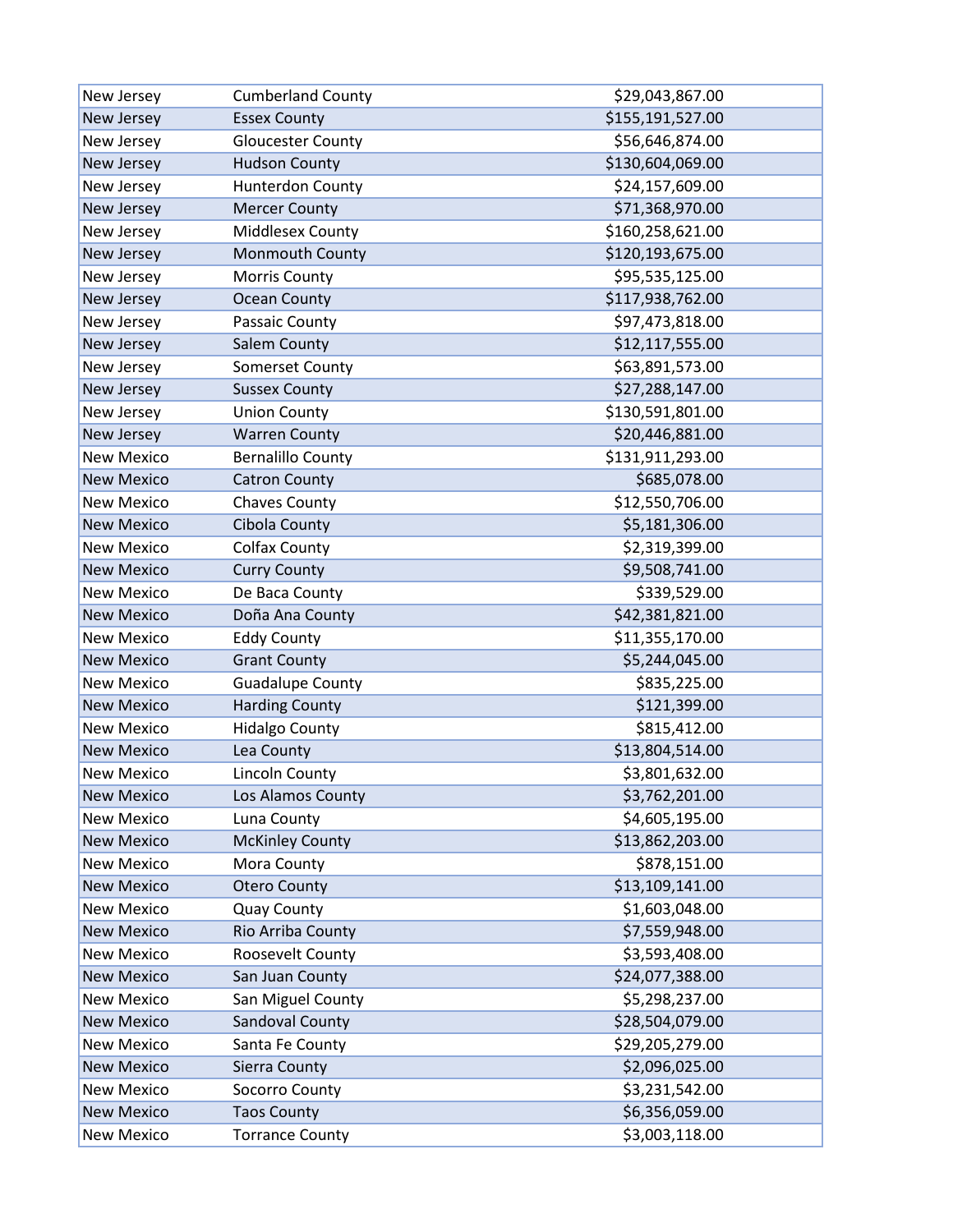| | | |
|---|---|---|
| New Jersey | Cumberland County | $29,043,867.00 |
| New Jersey | Essex County | $155,191,527.00 |
| New Jersey | Gloucester County | $56,646,874.00 |
| New Jersey | Hudson County | $130,604,069.00 |
| New Jersey | Hunterdon County | $24,157,609.00 |
| New Jersey | Mercer County | $71,368,970.00 |
| New Jersey | Middlesex County | $160,258,621.00 |
| New Jersey | Monmouth County | $120,193,675.00 |
| New Jersey | Morris County | $95,535,125.00 |
| New Jersey | Ocean County | $117,938,762.00 |
| New Jersey | Passaic County | $97,473,818.00 |
| New Jersey | Salem County | $12,117,555.00 |
| New Jersey | Somerset County | $63,891,573.00 |
| New Jersey | Sussex County | $27,288,147.00 |
| New Jersey | Union County | $130,591,801.00 |
| New Jersey | Warren County | $20,446,881.00 |
| New Mexico | Bernalillo County | $131,911,293.00 |
| New Mexico | Catron County | $685,078.00 |
| New Mexico | Chaves County | $12,550,706.00 |
| New Mexico | Cibola County | $5,181,306.00 |
| New Mexico | Colfax County | $2,319,399.00 |
| New Mexico | Curry County | $9,508,741.00 |
| New Mexico | De Baca County | $339,529.00 |
| New Mexico | Doña Ana County | $42,381,821.00 |
| New Mexico | Eddy County | $11,355,170.00 |
| New Mexico | Grant County | $5,244,045.00 |
| New Mexico | Guadalupe County | $835,225.00 |
| New Mexico | Harding County | $121,399.00 |
| New Mexico | Hidalgo County | $815,412.00 |
| New Mexico | Lea County | $13,804,514.00 |
| New Mexico | Lincoln County | $3,801,632.00 |
| New Mexico | Los Alamos County | $3,762,201.00 |
| New Mexico | Luna County | $4,605,195.00 |
| New Mexico | McKinley County | $13,862,203.00 |
| New Mexico | Mora County | $878,151.00 |
| New Mexico | Otero County | $13,109,141.00 |
| New Mexico | Quay County | $1,603,048.00 |
| New Mexico | Rio Arriba County | $7,559,948.00 |
| New Mexico | Roosevelt County | $3,593,408.00 |
| New Mexico | San Juan County | $24,077,388.00 |
| New Mexico | San Miguel County | $5,298,237.00 |
| New Mexico | Sandoval County | $28,504,079.00 |
| New Mexico | Santa Fe County | $29,205,279.00 |
| New Mexico | Sierra County | $2,096,025.00 |
| New Mexico | Socorro County | $3,231,542.00 |
| New Mexico | Taos County | $6,356,059.00 |
| New Mexico | Torrance County | $3,003,118.00 |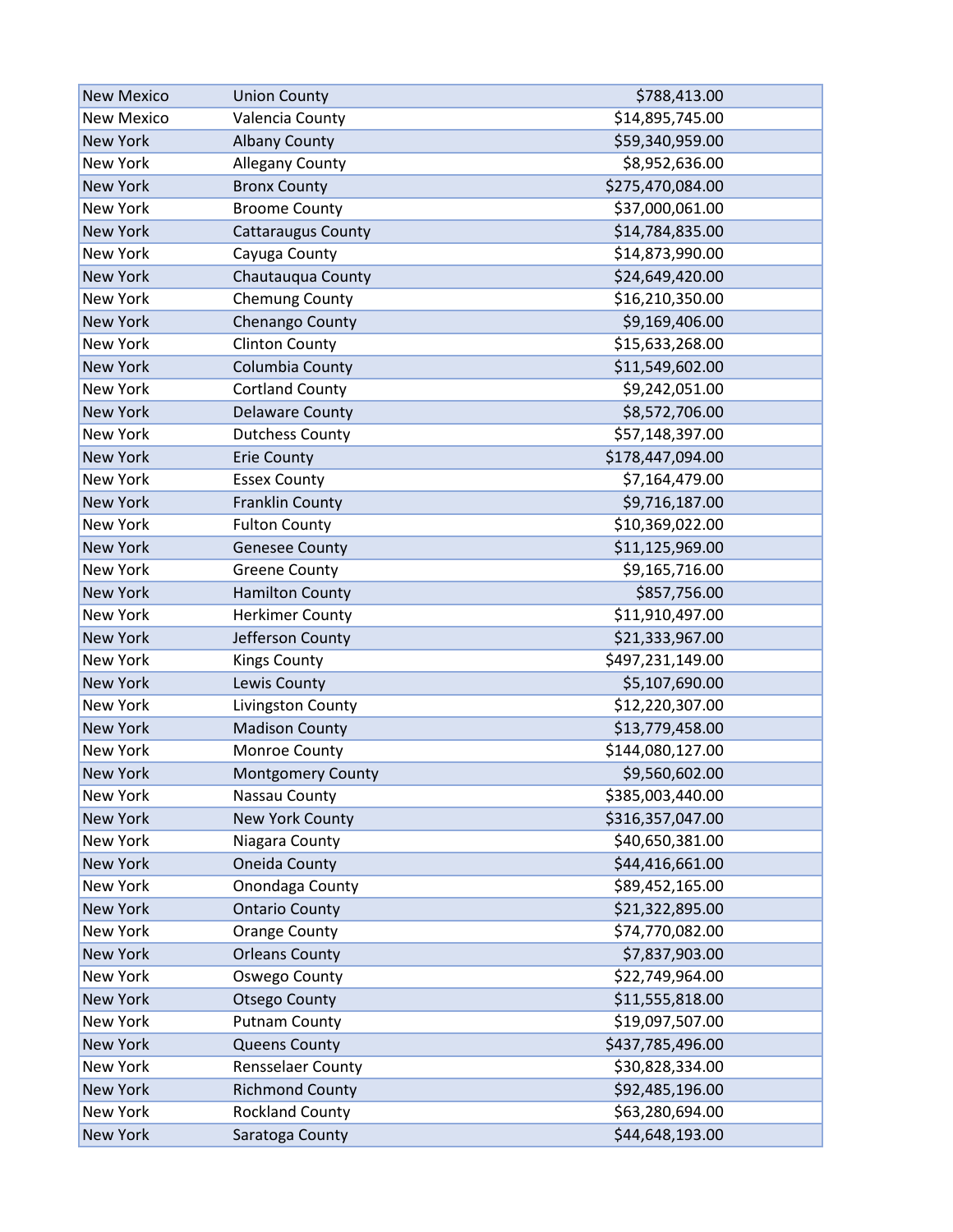| New Mexico | Union County | $788,413.00 |
|---|---|---|
| New Mexico | Valencia County | $14,895,745.00 |
| New York | Albany County | $59,340,959.00 |
| New York | Allegany County | $8,952,636.00 |
| New York | Bronx County | $275,470,084.00 |
| New York | Broome County | $37,000,061.00 |
| New York | Cattaraugus County | $14,784,835.00 |
| New York | Cayuga County | $14,873,990.00 |
| New York | Chautauqua County | $24,649,420.00 |
| New York | Chemung County | $16,210,350.00 |
| New York | Chenango County | $9,169,406.00 |
| New York | Clinton County | $15,633,268.00 |
| New York | Columbia County | $11,549,602.00 |
| New York | Cortland County | $9,242,051.00 |
| New York | Delaware County | $8,572,706.00 |
| New York | Dutchess County | $57,148,397.00 |
| New York | Erie County | $178,447,094.00 |
| New York | Essex County | $7,164,479.00 |
| New York | Franklin County | $9,716,187.00 |
| New York | Fulton County | $10,369,022.00 |
| New York | Genesee County | $11,125,969.00 |
| New York | Greene County | $9,165,716.00 |
| New York | Hamilton County | $857,756.00 |
| New York | Herkimer County | $11,910,497.00 |
| New York | Jefferson County | $21,333,967.00 |
| New York | Kings County | $497,231,149.00 |
| New York | Lewis County | $5,107,690.00 |
| New York | Livingston County | $12,220,307.00 |
| New York | Madison County | $13,779,458.00 |
| New York | Monroe County | $144,080,127.00 |
| New York | Montgomery County | $9,560,602.00 |
| New York | Nassau County | $385,003,440.00 |
| New York | New York County | $316,357,047.00 |
| New York | Niagara County | $40,650,381.00 |
| New York | Oneida County | $44,416,661.00 |
| New York | Onondaga County | $89,452,165.00 |
| New York | Ontario County | $21,322,895.00 |
| New York | Orange County | $74,770,082.00 |
| New York | Orleans County | $7,837,903.00 |
| New York | Oswego County | $22,749,964.00 |
| New York | Otsego County | $11,555,818.00 |
| New York | Putnam County | $19,097,507.00 |
| New York | Queens County | $437,785,496.00 |
| New York | Rensselaer County | $30,828,334.00 |
| New York | Richmond County | $92,485,196.00 |
| New York | Rockland County | $63,280,694.00 |
| New York | Saratoga County | $44,648,193.00 |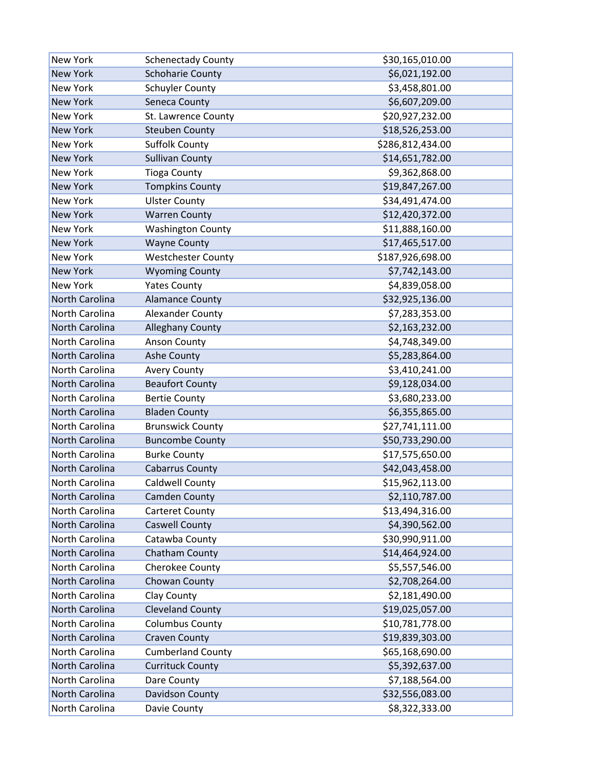| | | |
|---|---|---|
| New York | Schenectady County | $30,165,010.00 |
| New York | Schoharie County | $6,021,192.00 |
| New York | Schuyler County | $3,458,801.00 |
| New York | Seneca County | $6,607,209.00 |
| New York | St. Lawrence County | $20,927,232.00 |
| New York | Steuben County | $18,526,253.00 |
| New York | Suffolk County | $286,812,434.00 |
| New York | Sullivan County | $14,651,782.00 |
| New York | Tioga County | $9,362,868.00 |
| New York | Tompkins County | $19,847,267.00 |
| New York | Ulster County | $34,491,474.00 |
| New York | Warren County | $12,420,372.00 |
| New York | Washington County | $11,888,160.00 |
| New York | Wayne County | $17,465,517.00 |
| New York | Westchester County | $187,926,698.00 |
| New York | Wyoming County | $7,742,143.00 |
| New York | Yates County | $4,839,058.00 |
| North Carolina | Alamance County | $32,925,136.00 |
| North Carolina | Alexander County | $7,283,353.00 |
| North Carolina | Alleghany County | $2,163,232.00 |
| North Carolina | Anson County | $4,748,349.00 |
| North Carolina | Ashe County | $5,283,864.00 |
| North Carolina | Avery County | $3,410,241.00 |
| North Carolina | Beaufort County | $9,128,034.00 |
| North Carolina | Bertie County | $3,680,233.00 |
| North Carolina | Bladen County | $6,355,865.00 |
| North Carolina | Brunswick County | $27,741,111.00 |
| North Carolina | Buncombe County | $50,733,290.00 |
| North Carolina | Burke County | $17,575,650.00 |
| North Carolina | Cabarrus County | $42,043,458.00 |
| North Carolina | Caldwell County | $15,962,113.00 |
| North Carolina | Camden County | $2,110,787.00 |
| North Carolina | Carteret County | $13,494,316.00 |
| North Carolina | Caswell County | $4,390,562.00 |
| North Carolina | Catawba County | $30,990,911.00 |
| North Carolina | Chatham County | $14,464,924.00 |
| North Carolina | Cherokee County | $5,557,546.00 |
| North Carolina | Chowan County | $2,708,264.00 |
| North Carolina | Clay County | $2,181,490.00 |
| North Carolina | Cleveland County | $19,025,057.00 |
| North Carolina | Columbus County | $10,781,778.00 |
| North Carolina | Craven County | $19,839,303.00 |
| North Carolina | Cumberland County | $65,168,690.00 |
| North Carolina | Currituck County | $5,392,637.00 |
| North Carolina | Dare County | $7,188,564.00 |
| North Carolina | Davidson County | $32,556,083.00 |
| North Carolina | Davie County | $8,322,333.00 |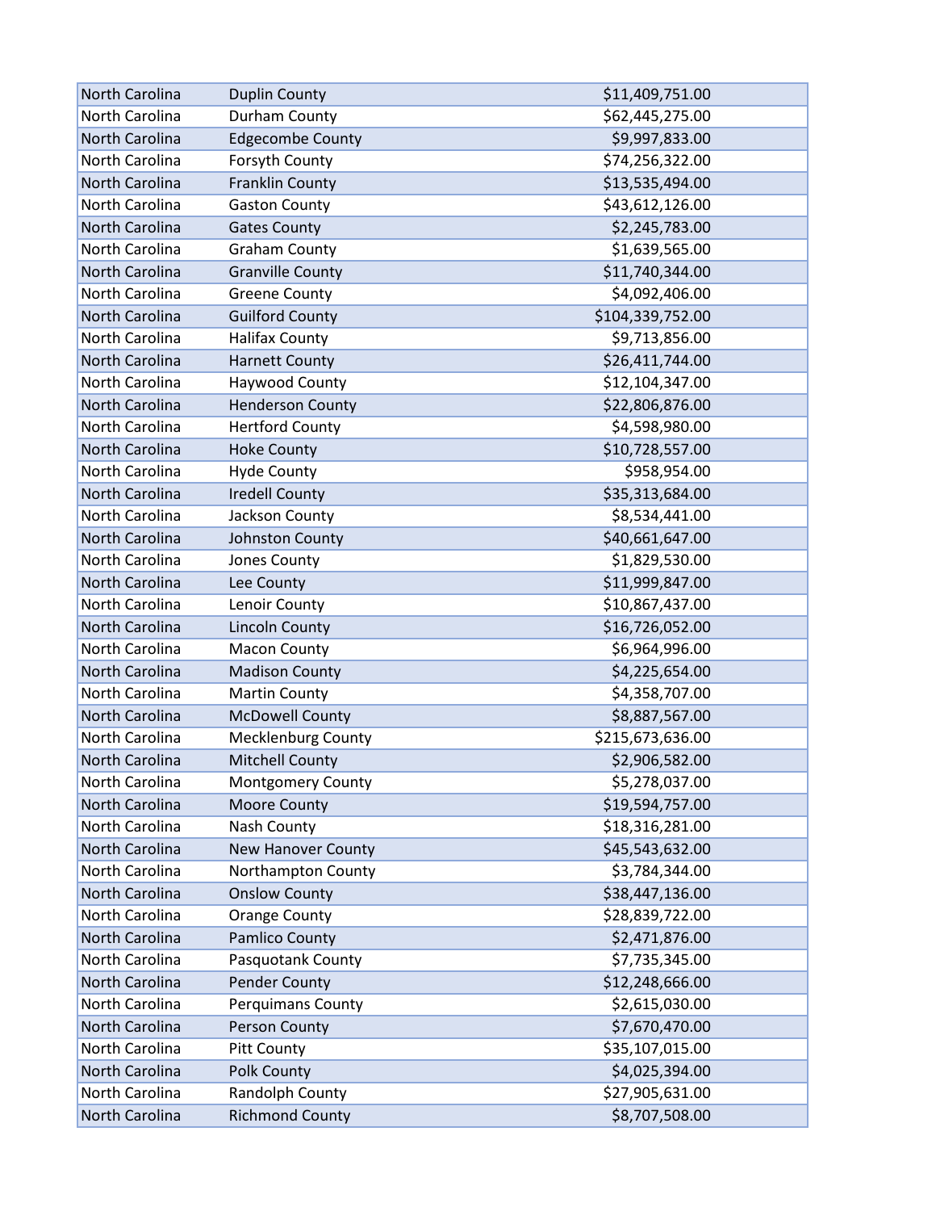| | | |
|---|---|---|
| North Carolina | Duplin County | $11,409,751.00 |
| North Carolina | Durham County | $62,445,275.00 |
| North Carolina | Edgecombe County | $9,997,833.00 |
| North Carolina | Forsyth County | $74,256,322.00 |
| North Carolina | Franklin County | $13,535,494.00 |
| North Carolina | Gaston County | $43,612,126.00 |
| North Carolina | Gates County | $2,245,783.00 |
| North Carolina | Graham County | $1,639,565.00 |
| North Carolina | Granville County | $11,740,344.00 |
| North Carolina | Greene County | $4,092,406.00 |
| North Carolina | Guilford County | $104,339,752.00 |
| North Carolina | Halifax County | $9,713,856.00 |
| North Carolina | Harnett County | $26,411,744.00 |
| North Carolina | Haywood County | $12,104,347.00 |
| North Carolina | Henderson County | $22,806,876.00 |
| North Carolina | Hertford County | $4,598,980.00 |
| North Carolina | Hoke County | $10,728,557.00 |
| North Carolina | Hyde County | $958,954.00 |
| North Carolina | Iredell County | $35,313,684.00 |
| North Carolina | Jackson County | $8,534,441.00 |
| North Carolina | Johnston County | $40,661,647.00 |
| North Carolina | Jones County | $1,829,530.00 |
| North Carolina | Lee County | $11,999,847.00 |
| North Carolina | Lenoir County | $10,867,437.00 |
| North Carolina | Lincoln County | $16,726,052.00 |
| North Carolina | Macon County | $6,964,996.00 |
| North Carolina | Madison County | $4,225,654.00 |
| North Carolina | Martin County | $4,358,707.00 |
| North Carolina | McDowell County | $8,887,567.00 |
| North Carolina | Mecklenburg County | $215,673,636.00 |
| North Carolina | Mitchell County | $2,906,582.00 |
| North Carolina | Montgomery County | $5,278,037.00 |
| North Carolina | Moore County | $19,594,757.00 |
| North Carolina | Nash County | $18,316,281.00 |
| North Carolina | New Hanover County | $45,543,632.00 |
| North Carolina | Northampton County | $3,784,344.00 |
| North Carolina | Onslow County | $38,447,136.00 |
| North Carolina | Orange County | $28,839,722.00 |
| North Carolina | Pamlico County | $2,471,876.00 |
| North Carolina | Pasquotank County | $7,735,345.00 |
| North Carolina | Pender County | $12,248,666.00 |
| North Carolina | Perquimans County | $2,615,030.00 |
| North Carolina | Person County | $7,670,470.00 |
| North Carolina | Pitt County | $35,107,015.00 |
| North Carolina | Polk County | $4,025,394.00 |
| North Carolina | Randolph County | $27,905,631.00 |
| North Carolina | Richmond County | $8,707,508.00 |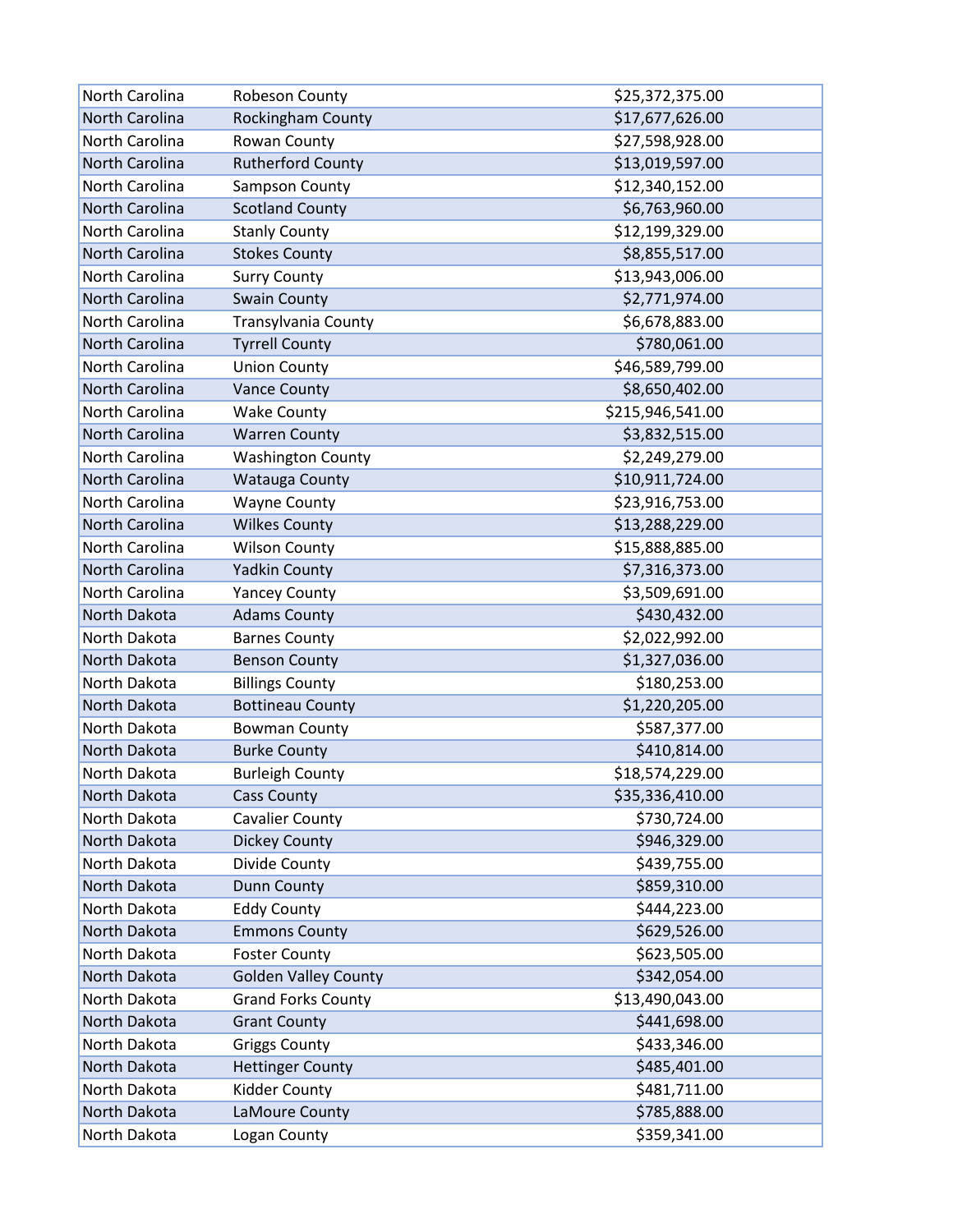| | | |
|---|---|---|
| North Carolina | Robeson County | $25,372,375.00 |
| North Carolina | Rockingham County | $17,677,626.00 |
| North Carolina | Rowan County | $27,598,928.00 |
| North Carolina | Rutherford County | $13,019,597.00 |
| North Carolina | Sampson County | $12,340,152.00 |
| North Carolina | Scotland County | $6,763,960.00 |
| North Carolina | Stanly County | $12,199,329.00 |
| North Carolina | Stokes County | $8,855,517.00 |
| North Carolina | Surry County | $13,943,006.00 |
| North Carolina | Swain County | $2,771,974.00 |
| North Carolina | Transylvania County | $6,678,883.00 |
| North Carolina | Tyrrell County | $780,061.00 |
| North Carolina | Union County | $46,589,799.00 |
| North Carolina | Vance County | $8,650,402.00 |
| North Carolina | Wake County | $215,946,541.00 |
| North Carolina | Warren County | $3,832,515.00 |
| North Carolina | Washington County | $2,249,279.00 |
| North Carolina | Watauga County | $10,911,724.00 |
| North Carolina | Wayne County | $23,916,753.00 |
| North Carolina | Wilkes County | $13,288,229.00 |
| North Carolina | Wilson County | $15,888,885.00 |
| North Carolina | Yadkin County | $7,316,373.00 |
| North Carolina | Yancey County | $3,509,691.00 |
| North Dakota | Adams County | $430,432.00 |
| North Dakota | Barnes County | $2,022,992.00 |
| North Dakota | Benson County | $1,327,036.00 |
| North Dakota | Billings County | $180,253.00 |
| North Dakota | Bottineau County | $1,220,205.00 |
| North Dakota | Bowman County | $587,377.00 |
| North Dakota | Burke County | $410,814.00 |
| North Dakota | Burleigh County | $18,574,229.00 |
| North Dakota | Cass County | $35,336,410.00 |
| North Dakota | Cavalier County | $730,724.00 |
| North Dakota | Dickey County | $946,329.00 |
| North Dakota | Divide County | $439,755.00 |
| North Dakota | Dunn County | $859,310.00 |
| North Dakota | Eddy County | $444,223.00 |
| North Dakota | Emmons County | $629,526.00 |
| North Dakota | Foster County | $623,505.00 |
| North Dakota | Golden Valley County | $342,054.00 |
| North Dakota | Grand Forks County | $13,490,043.00 |
| North Dakota | Grant County | $441,698.00 |
| North Dakota | Griggs County | $433,346.00 |
| North Dakota | Hettinger County | $485,401.00 |
| North Dakota | Kidder County | $481,711.00 |
| North Dakota | LaMoure County | $785,888.00 |
| North Dakota | Logan County | $359,341.00 |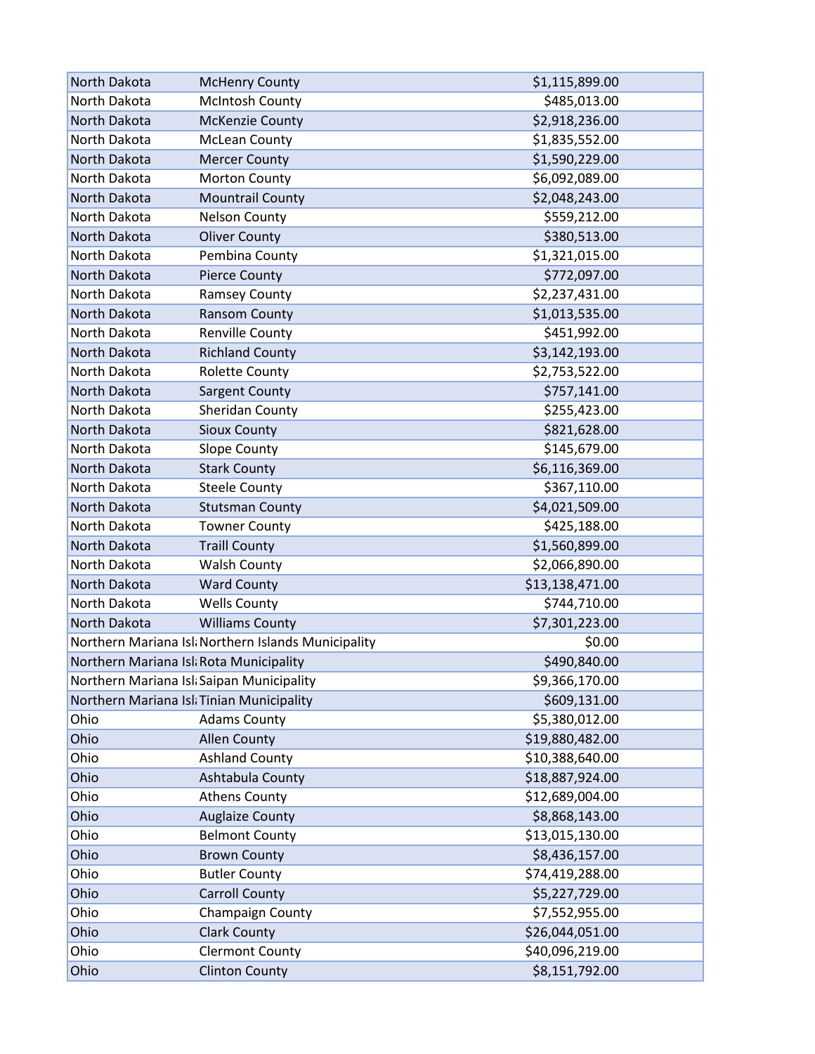| | | |
|---|---|---|
| North Dakota | McHenry County | $1,115,899.00 |
| North Dakota | McIntosh County | $485,013.00 |
| North Dakota | McKenzie County | $2,918,236.00 |
| North Dakota | McLean County | $1,835,552.00 |
| North Dakota | Mercer County | $1,590,229.00 |
| North Dakota | Morton County | $6,092,089.00 |
| North Dakota | Mountrail County | $2,048,243.00 |
| North Dakota | Nelson County | $559,212.00 |
| North Dakota | Oliver County | $380,513.00 |
| North Dakota | Pembina County | $1,321,015.00 |
| North Dakota | Pierce County | $772,097.00 |
| North Dakota | Ramsey County | $2,237,431.00 |
| North Dakota | Ransom County | $1,013,535.00 |
| North Dakota | Renville County | $451,992.00 |
| North Dakota | Richland County | $3,142,193.00 |
| North Dakota | Rolette County | $2,753,522.00 |
| North Dakota | Sargent County | $757,141.00 |
| North Dakota | Sheridan County | $255,423.00 |
| North Dakota | Sioux County | $821,628.00 |
| North Dakota | Slope County | $145,679.00 |
| North Dakota | Stark County | $6,116,369.00 |
| North Dakota | Steele County | $367,110.00 |
| North Dakota | Stutsman County | $4,021,509.00 |
| North Dakota | Towner County | $425,188.00 |
| North Dakota | Traill County | $1,560,899.00 |
| North Dakota | Walsh County | $2,066,890.00 |
| North Dakota | Ward County | $13,138,471.00 |
| North Dakota | Wells County | $744,710.00 |
| North Dakota | Williams County | $7,301,223.00 |
| Northern Mariana Isl | Northern Islands Municipality | $0.00 |
| Northern Mariana Isl | Rota Municipality | $490,840.00 |
| Northern Mariana Isl | Saipan Municipality | $9,366,170.00 |
| Northern Mariana Isl | Tinian Municipality | $609,131.00 |
| Ohio | Adams County | $5,380,012.00 |
| Ohio | Allen County | $19,880,482.00 |
| Ohio | Ashland County | $10,388,640.00 |
| Ohio | Ashtabula County | $18,887,924.00 |
| Ohio | Athens County | $12,689,004.00 |
| Ohio | Auglaize County | $8,868,143.00 |
| Ohio | Belmont County | $13,015,130.00 |
| Ohio | Brown County | $8,436,157.00 |
| Ohio | Butler County | $74,419,288.00 |
| Ohio | Carroll County | $5,227,729.00 |
| Ohio | Champaign County | $7,552,955.00 |
| Ohio | Clark County | $26,044,051.00 |
| Ohio | Clermont County | $40,096,219.00 |
| Ohio | Clinton County | $8,151,792.00 |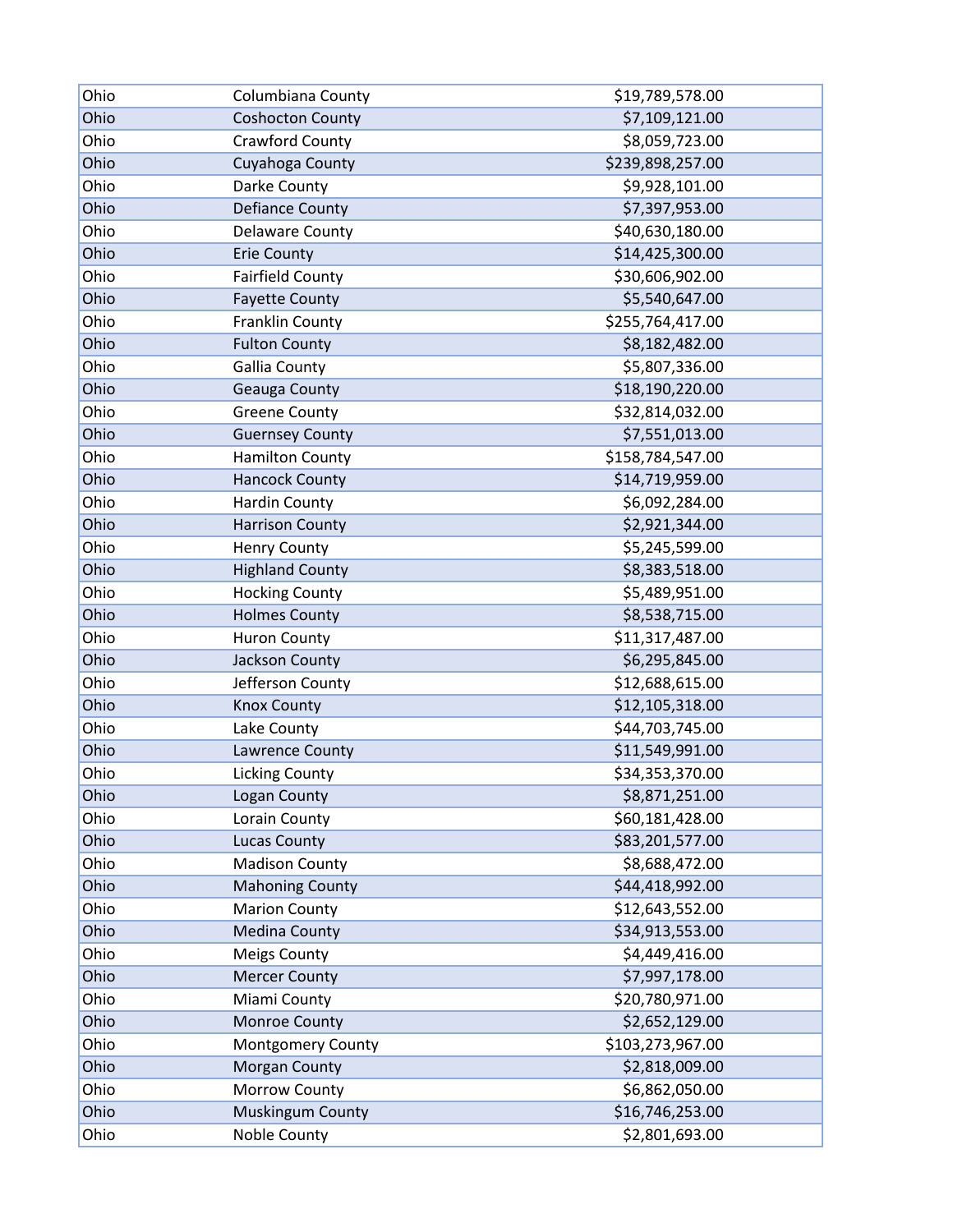| | | |
|---|---|---|
| Ohio | Columbiana County | $19,789,578.00 |
| Ohio | Coshocton County | $7,109,121.00 |
| Ohio | Crawford County | $8,059,723.00 |
| Ohio | Cuyahoga County | $239,898,257.00 |
| Ohio | Darke County | $9,928,101.00 |
| Ohio | Defiance County | $7,397,953.00 |
| Ohio | Delaware County | $40,630,180.00 |
| Ohio | Erie County | $14,425,300.00 |
| Ohio | Fairfield County | $30,606,902.00 |
| Ohio | Fayette County | $5,540,647.00 |
| Ohio | Franklin County | $255,764,417.00 |
| Ohio | Fulton County | $8,182,482.00 |
| Ohio | Gallia County | $5,807,336.00 |
| Ohio | Geauga County | $18,190,220.00 |
| Ohio | Greene County | $32,814,032.00 |
| Ohio | Guernsey County | $7,551,013.00 |
| Ohio | Hamilton County | $158,784,547.00 |
| Ohio | Hancock County | $14,719,959.00 |
| Ohio | Hardin County | $6,092,284.00 |
| Ohio | Harrison County | $2,921,344.00 |
| Ohio | Henry County | $5,245,599.00 |
| Ohio | Highland County | $8,383,518.00 |
| Ohio | Hocking County | $5,489,951.00 |
| Ohio | Holmes County | $8,538,715.00 |
| Ohio | Huron County | $11,317,487.00 |
| Ohio | Jackson County | $6,295,845.00 |
| Ohio | Jefferson County | $12,688,615.00 |
| Ohio | Knox County | $12,105,318.00 |
| Ohio | Lake County | $44,703,745.00 |
| Ohio | Lawrence County | $11,549,991.00 |
| Ohio | Licking County | $34,353,370.00 |
| Ohio | Logan County | $8,871,251.00 |
| Ohio | Lorain County | $60,181,428.00 |
| Ohio | Lucas County | $83,201,577.00 |
| Ohio | Madison County | $8,688,472.00 |
| Ohio | Mahoning County | $44,418,992.00 |
| Ohio | Marion County | $12,643,552.00 |
| Ohio | Medina County | $34,913,553.00 |
| Ohio | Meigs County | $4,449,416.00 |
| Ohio | Mercer County | $7,997,178.00 |
| Ohio | Miami County | $20,780,971.00 |
| Ohio | Monroe County | $2,652,129.00 |
| Ohio | Montgomery County | $103,273,967.00 |
| Ohio | Morgan County | $2,818,009.00 |
| Ohio | Morrow County | $6,862,050.00 |
| Ohio | Muskingum County | $16,746,253.00 |
| Ohio | Noble County | $2,801,693.00 |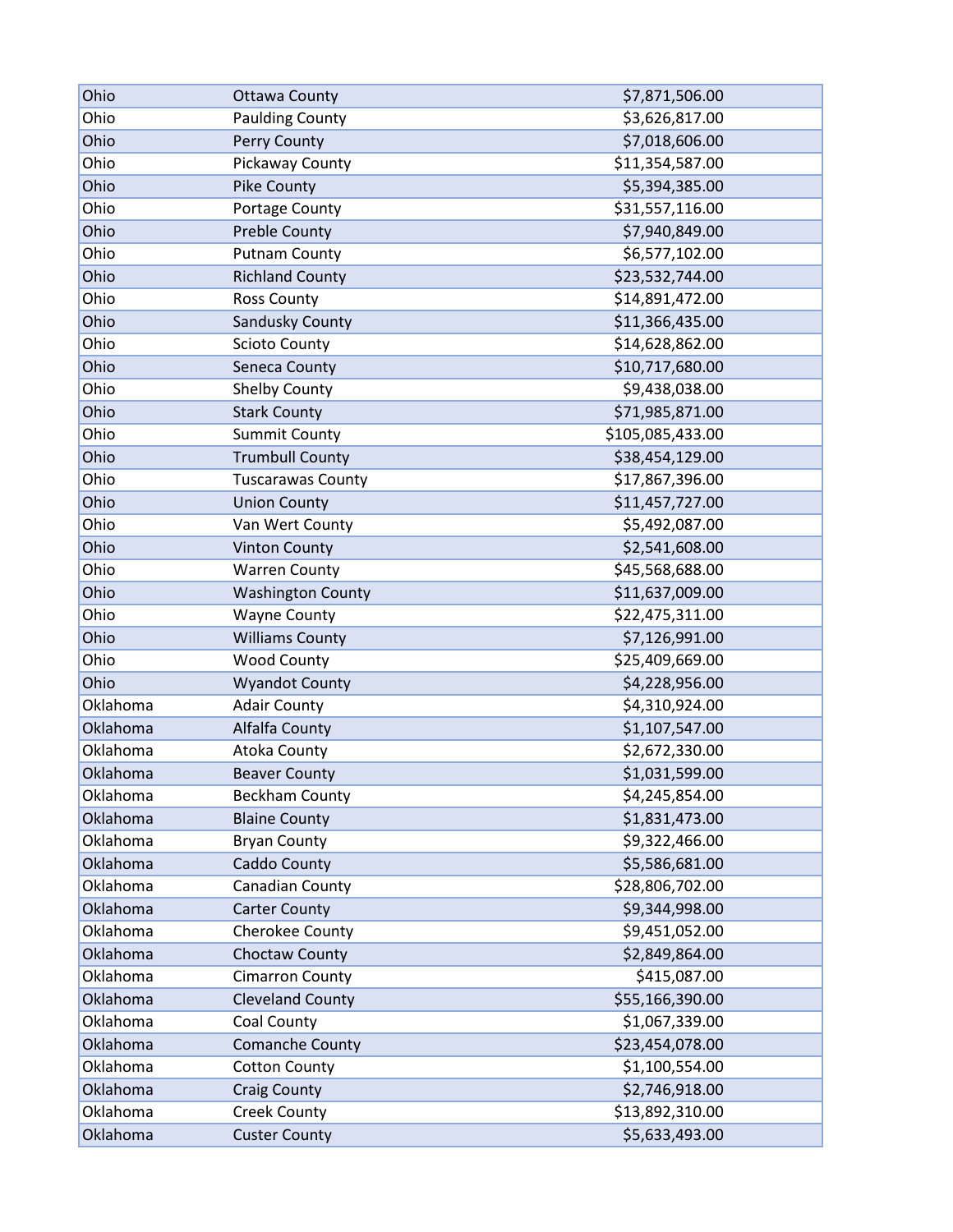| | | |
|---|---|---|
| Ohio | Ottawa County | $7,871,506.00 |
| Ohio | Paulding County | $3,626,817.00 |
| Ohio | Perry County | $7,018,606.00 |
| Ohio | Pickaway County | $11,354,587.00 |
| Ohio | Pike County | $5,394,385.00 |
| Ohio | Portage County | $31,557,116.00 |
| Ohio | Preble County | $7,940,849.00 |
| Ohio | Putnam County | $6,577,102.00 |
| Ohio | Richland County | $23,532,744.00 |
| Ohio | Ross County | $14,891,472.00 |
| Ohio | Sandusky County | $11,366,435.00 |
| Ohio | Scioto County | $14,628,862.00 |
| Ohio | Seneca County | $10,717,680.00 |
| Ohio | Shelby County | $9,438,038.00 |
| Ohio | Stark County | $71,985,871.00 |
| Ohio | Summit County | $105,085,433.00 |
| Ohio | Trumbull County | $38,454,129.00 |
| Ohio | Tuscarawas County | $17,867,396.00 |
| Ohio | Union County | $11,457,727.00 |
| Ohio | Van Wert County | $5,492,087.00 |
| Ohio | Vinton County | $2,541,608.00 |
| Ohio | Warren County | $45,568,688.00 |
| Ohio | Washington County | $11,637,009.00 |
| Ohio | Wayne County | $22,475,311.00 |
| Ohio | Williams County | $7,126,991.00 |
| Ohio | Wood County | $25,409,669.00 |
| Ohio | Wyandot County | $4,228,956.00 |
| Oklahoma | Adair County | $4,310,924.00 |
| Oklahoma | Alfalfa County | $1,107,547.00 |
| Oklahoma | Atoka County | $2,672,330.00 |
| Oklahoma | Beaver County | $1,031,599.00 |
| Oklahoma | Beckham County | $4,245,854.00 |
| Oklahoma | Blaine County | $1,831,473.00 |
| Oklahoma | Bryan County | $9,322,466.00 |
| Oklahoma | Caddo County | $5,586,681.00 |
| Oklahoma | Canadian County | $28,806,702.00 |
| Oklahoma | Carter County | $9,344,998.00 |
| Oklahoma | Cherokee County | $9,451,052.00 |
| Oklahoma | Choctaw County | $2,849,864.00 |
| Oklahoma | Cimarron County | $415,087.00 |
| Oklahoma | Cleveland County | $55,166,390.00 |
| Oklahoma | Coal County | $1,067,339.00 |
| Oklahoma | Comanche County | $23,454,078.00 |
| Oklahoma | Cotton County | $1,100,554.00 |
| Oklahoma | Craig County | $2,746,918.00 |
| Oklahoma | Creek County | $13,892,310.00 |
| Oklahoma | Custer County | $5,633,493.00 |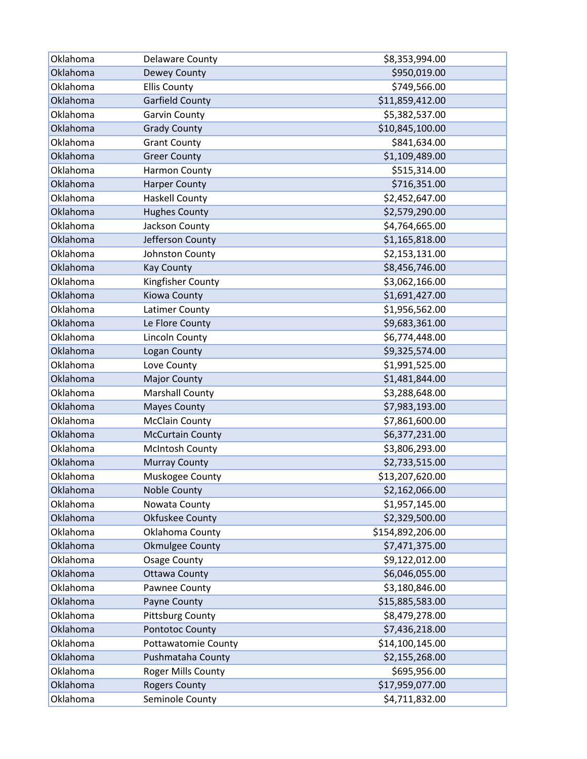| | | |
|---|---|---|
| Oklahoma | Delaware County | $8,353,994.00 |
| Oklahoma | Dewey County | $950,019.00 |
| Oklahoma | Ellis County | $749,566.00 |
| Oklahoma | Garfield County | $11,859,412.00 |
| Oklahoma | Garvin County | $5,382,537.00 |
| Oklahoma | Grady County | $10,845,100.00 |
| Oklahoma | Grant County | $841,634.00 |
| Oklahoma | Greer County | $1,109,489.00 |
| Oklahoma | Harmon County | $515,314.00 |
| Oklahoma | Harper County | $716,351.00 |
| Oklahoma | Haskell County | $2,452,647.00 |
| Oklahoma | Hughes County | $2,579,290.00 |
| Oklahoma | Jackson County | $4,764,665.00 |
| Oklahoma | Jefferson County | $1,165,818.00 |
| Oklahoma | Johnston County | $2,153,131.00 |
| Oklahoma | Kay County | $8,456,746.00 |
| Oklahoma | Kingfisher County | $3,062,166.00 |
| Oklahoma | Kiowa County | $1,691,427.00 |
| Oklahoma | Latimer County | $1,956,562.00 |
| Oklahoma | Le Flore County | $9,683,361.00 |
| Oklahoma | Lincoln County | $6,774,448.00 |
| Oklahoma | Logan County | $9,325,574.00 |
| Oklahoma | Love County | $1,991,525.00 |
| Oklahoma | Major County | $1,481,844.00 |
| Oklahoma | Marshall County | $3,288,648.00 |
| Oklahoma | Mayes County | $7,983,193.00 |
| Oklahoma | McClain County | $7,861,600.00 |
| Oklahoma | McCurtain County | $6,377,231.00 |
| Oklahoma | McIntosh County | $3,806,293.00 |
| Oklahoma | Murray County | $2,733,515.00 |
| Oklahoma | Muskogee County | $13,207,620.00 |
| Oklahoma | Noble County | $2,162,066.00 |
| Oklahoma | Nowata County | $1,957,145.00 |
| Oklahoma | Okfuskee County | $2,329,500.00 |
| Oklahoma | Oklahoma County | $154,892,206.00 |
| Oklahoma | Okmulgee County | $7,471,375.00 |
| Oklahoma | Osage County | $9,122,012.00 |
| Oklahoma | Ottawa County | $6,046,055.00 |
| Oklahoma | Pawnee County | $3,180,846.00 |
| Oklahoma | Payne County | $15,885,583.00 |
| Oklahoma | Pittsburg County | $8,479,278.00 |
| Oklahoma | Pontotoc County | $7,436,218.00 |
| Oklahoma | Pottawatomie County | $14,100,145.00 |
| Oklahoma | Pushmataha County | $2,155,268.00 |
| Oklahoma | Roger Mills County | $695,956.00 |
| Oklahoma | Rogers County | $17,959,077.00 |
| Oklahoma | Seminole County | $4,711,832.00 |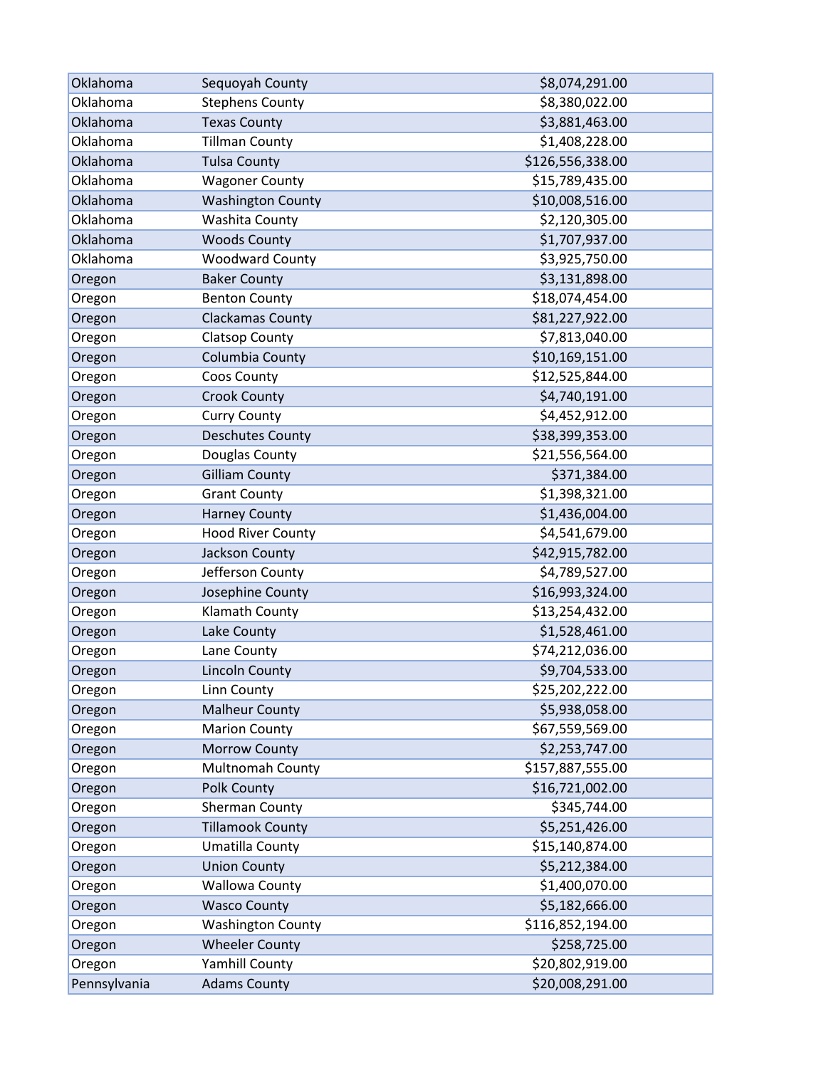| | | |
|---|---|---|
| Oklahoma | Sequoyah County | $8,074,291.00 |
| Oklahoma | Stephens County | $8,380,022.00 |
| Oklahoma | Texas County | $3,881,463.00 |
| Oklahoma | Tillman County | $1,408,228.00 |
| Oklahoma | Tulsa County | $126,556,338.00 |
| Oklahoma | Wagoner County | $15,789,435.00 |
| Oklahoma | Washington County | $10,008,516.00 |
| Oklahoma | Washita County | $2,120,305.00 |
| Oklahoma | Woods County | $1,707,937.00 |
| Oklahoma | Woodward County | $3,925,750.00 |
| Oregon | Baker County | $3,131,898.00 |
| Oregon | Benton County | $18,074,454.00 |
| Oregon | Clackamas County | $81,227,922.00 |
| Oregon | Clatsop County | $7,813,040.00 |
| Oregon | Columbia County | $10,169,151.00 |
| Oregon | Coos County | $12,525,844.00 |
| Oregon | Crook County | $4,740,191.00 |
| Oregon | Curry County | $4,452,912.00 |
| Oregon | Deschutes County | $38,399,353.00 |
| Oregon | Douglas County | $21,556,564.00 |
| Oregon | Gilliam County | $371,384.00 |
| Oregon | Grant County | $1,398,321.00 |
| Oregon | Harney County | $1,436,004.00 |
| Oregon | Hood River County | $4,541,679.00 |
| Oregon | Jackson County | $42,915,782.00 |
| Oregon | Jefferson County | $4,789,527.00 |
| Oregon | Josephine County | $16,993,324.00 |
| Oregon | Klamath County | $13,254,432.00 |
| Oregon | Lake County | $1,528,461.00 |
| Oregon | Lane County | $74,212,036.00 |
| Oregon | Lincoln County | $9,704,533.00 |
| Oregon | Linn County | $25,202,222.00 |
| Oregon | Malheur County | $5,938,058.00 |
| Oregon | Marion County | $67,559,569.00 |
| Oregon | Morrow County | $2,253,747.00 |
| Oregon | Multnomah County | $157,887,555.00 |
| Oregon | Polk County | $16,721,002.00 |
| Oregon | Sherman County | $345,744.00 |
| Oregon | Tillamook County | $5,251,426.00 |
| Oregon | Umatilla County | $15,140,874.00 |
| Oregon | Union County | $5,212,384.00 |
| Oregon | Wallowa County | $1,400,070.00 |
| Oregon | Wasco County | $5,182,666.00 |
| Oregon | Washington County | $116,852,194.00 |
| Oregon | Wheeler County | $258,725.00 |
| Oregon | Yamhill County | $20,802,919.00 |
| Pennsylvania | Adams County | $20,008,291.00 |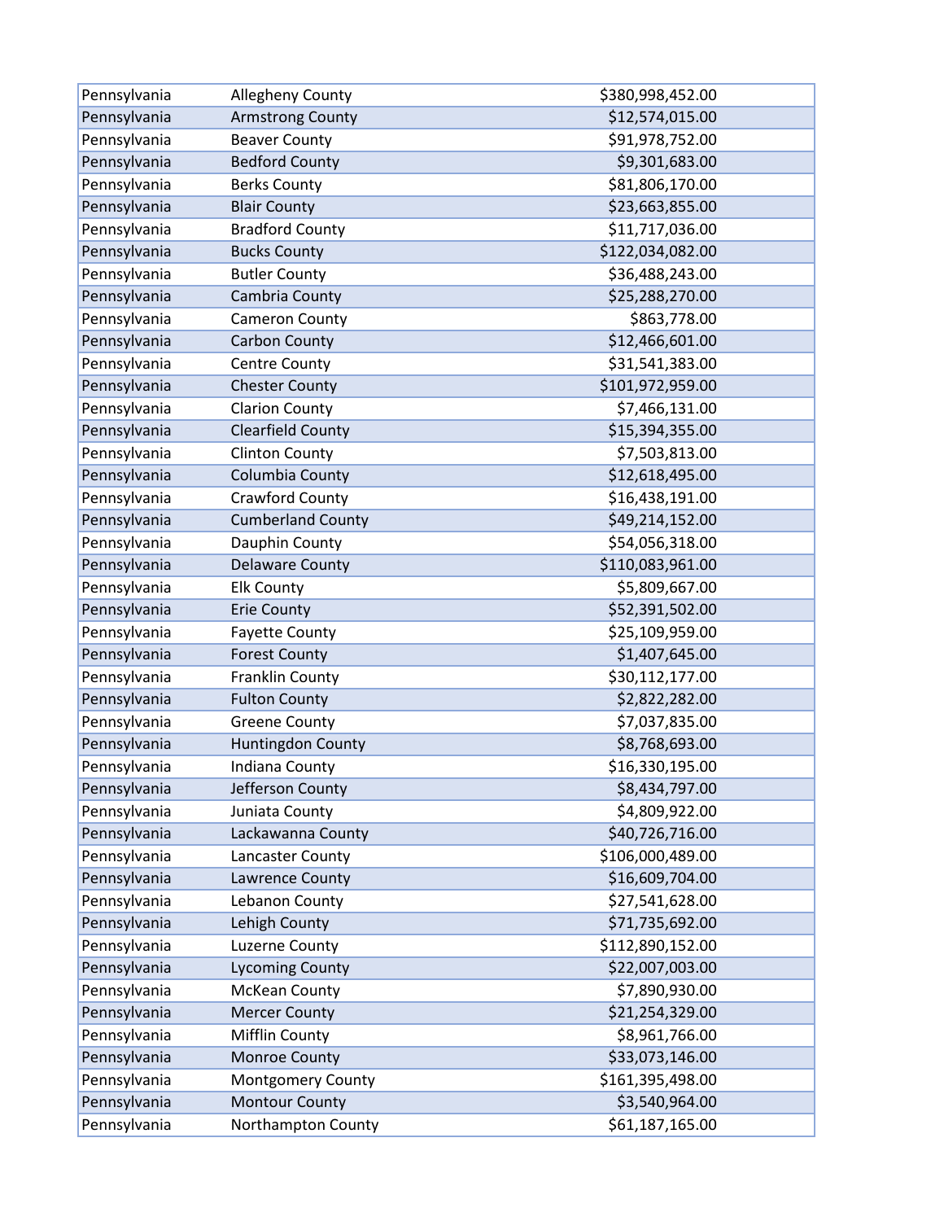| | | |
|---|---|---|
| Pennsylvania | Allegheny County | $380,998,452.00 |
| Pennsylvania | Armstrong County | $12,574,015.00 |
| Pennsylvania | Beaver County | $91,978,752.00 |
| Pennsylvania | Bedford County | $9,301,683.00 |
| Pennsylvania | Berks County | $81,806,170.00 |
| Pennsylvania | Blair County | $23,663,855.00 |
| Pennsylvania | Bradford County | $11,717,036.00 |
| Pennsylvania | Bucks County | $122,034,082.00 |
| Pennsylvania | Butler County | $36,488,243.00 |
| Pennsylvania | Cambria County | $25,288,270.00 |
| Pennsylvania | Cameron County | $863,778.00 |
| Pennsylvania | Carbon County | $12,466,601.00 |
| Pennsylvania | Centre County | $31,541,383.00 |
| Pennsylvania | Chester County | $101,972,959.00 |
| Pennsylvania | Clarion County | $7,466,131.00 |
| Pennsylvania | Clearfield County | $15,394,355.00 |
| Pennsylvania | Clinton County | $7,503,813.00 |
| Pennsylvania | Columbia County | $12,618,495.00 |
| Pennsylvania | Crawford County | $16,438,191.00 |
| Pennsylvania | Cumberland County | $49,214,152.00 |
| Pennsylvania | Dauphin County | $54,056,318.00 |
| Pennsylvania | Delaware County | $110,083,961.00 |
| Pennsylvania | Elk County | $5,809,667.00 |
| Pennsylvania | Erie County | $52,391,502.00 |
| Pennsylvania | Fayette County | $25,109,959.00 |
| Pennsylvania | Forest County | $1,407,645.00 |
| Pennsylvania | Franklin County | $30,112,177.00 |
| Pennsylvania | Fulton County | $2,822,282.00 |
| Pennsylvania | Greene County | $7,037,835.00 |
| Pennsylvania | Huntingdon County | $8,768,693.00 |
| Pennsylvania | Indiana County | $16,330,195.00 |
| Pennsylvania | Jefferson County | $8,434,797.00 |
| Pennsylvania | Juniata County | $4,809,922.00 |
| Pennsylvania | Lackawanna County | $40,726,716.00 |
| Pennsylvania | Lancaster County | $106,000,489.00 |
| Pennsylvania | Lawrence County | $16,609,704.00 |
| Pennsylvania | Lebanon County | $27,541,628.00 |
| Pennsylvania | Lehigh County | $71,735,692.00 |
| Pennsylvania | Luzerne County | $112,890,152.00 |
| Pennsylvania | Lycoming County | $22,007,003.00 |
| Pennsylvania | McKean County | $7,890,930.00 |
| Pennsylvania | Mercer County | $21,254,329.00 |
| Pennsylvania | Mifflin County | $8,961,766.00 |
| Pennsylvania | Monroe County | $33,073,146.00 |
| Pennsylvania | Montgomery County | $161,395,498.00 |
| Pennsylvania | Montour County | $3,540,964.00 |
| Pennsylvania | Northampton County | $61,187,165.00 |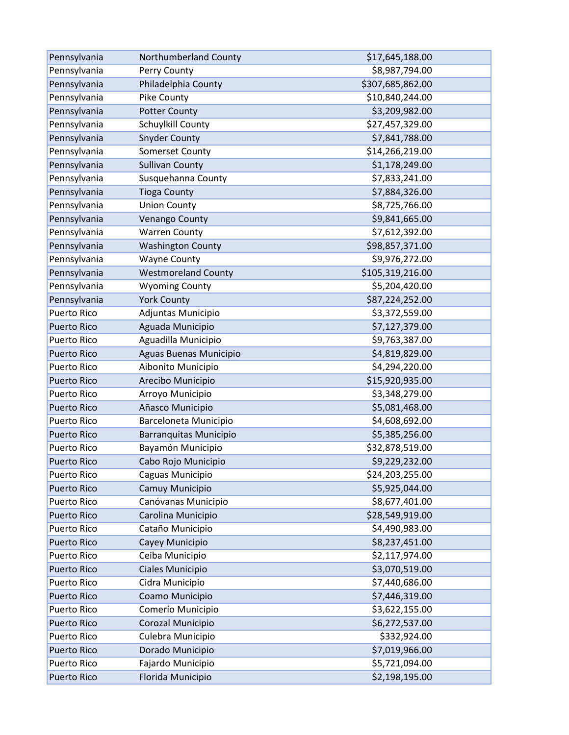| | | |
|---|---|---|
| Pennsylvania | Northumberland County | $17,645,188.00 |
| Pennsylvania | Perry County | $8,987,794.00 |
| Pennsylvania | Philadelphia County | $307,685,862.00 |
| Pennsylvania | Pike County | $10,840,244.00 |
| Pennsylvania | Potter County | $3,209,982.00 |
| Pennsylvania | Schuylkill County | $27,457,329.00 |
| Pennsylvania | Snyder County | $7,841,788.00 |
| Pennsylvania | Somerset County | $14,266,219.00 |
| Pennsylvania | Sullivan County | $1,178,249.00 |
| Pennsylvania | Susquehanna County | $7,833,241.00 |
| Pennsylvania | Tioga County | $7,884,326.00 |
| Pennsylvania | Union County | $8,725,766.00 |
| Pennsylvania | Venango County | $9,841,665.00 |
| Pennsylvania | Warren County | $7,612,392.00 |
| Pennsylvania | Washington County | $98,857,371.00 |
| Pennsylvania | Wayne County | $9,976,272.00 |
| Pennsylvania | Westmoreland County | $105,319,216.00 |
| Pennsylvania | Wyoming County | $5,204,420.00 |
| Pennsylvania | York County | $87,224,252.00 |
| Puerto Rico | Adjuntas Municipio | $3,372,559.00 |
| Puerto Rico | Aguada Municipio | $7,127,379.00 |
| Puerto Rico | Aguadilla Municipio | $9,763,387.00 |
| Puerto Rico | Aguas Buenas Municipio | $4,819,829.00 |
| Puerto Rico | Aibonito Municipio | $4,294,220.00 |
| Puerto Rico | Arecibo Municipio | $15,920,935.00 |
| Puerto Rico | Arroyo Municipio | $3,348,279.00 |
| Puerto Rico | Añasco Municipio | $5,081,468.00 |
| Puerto Rico | Barceloneta Municipio | $4,608,692.00 |
| Puerto Rico | Barranquitas Municipio | $5,385,256.00 |
| Puerto Rico | Bayamón Municipio | $32,878,519.00 |
| Puerto Rico | Cabo Rojo Municipio | $9,229,232.00 |
| Puerto Rico | Caguas Municipio | $24,203,255.00 |
| Puerto Rico | Camuy Municipio | $5,925,044.00 |
| Puerto Rico | Canóvanas Municipio | $8,677,401.00 |
| Puerto Rico | Carolina Municipio | $28,549,919.00 |
| Puerto Rico | Cataño Municipio | $4,490,983.00 |
| Puerto Rico | Cayey Municipio | $8,237,451.00 |
| Puerto Rico | Ceiba Municipio | $2,117,974.00 |
| Puerto Rico | Ciales Municipio | $3,070,519.00 |
| Puerto Rico | Cidra Municipio | $7,440,686.00 |
| Puerto Rico | Coamo Municipio | $7,446,319.00 |
| Puerto Rico | Comerío Municipio | $3,622,155.00 |
| Puerto Rico | Corozal Municipio | $6,272,537.00 |
| Puerto Rico | Culebra Municipio | $332,924.00 |
| Puerto Rico | Dorado Municipio | $7,019,966.00 |
| Puerto Rico | Fajardo Municipio | $5,721,094.00 |
| Puerto Rico | Florida Municipio | $2,198,195.00 |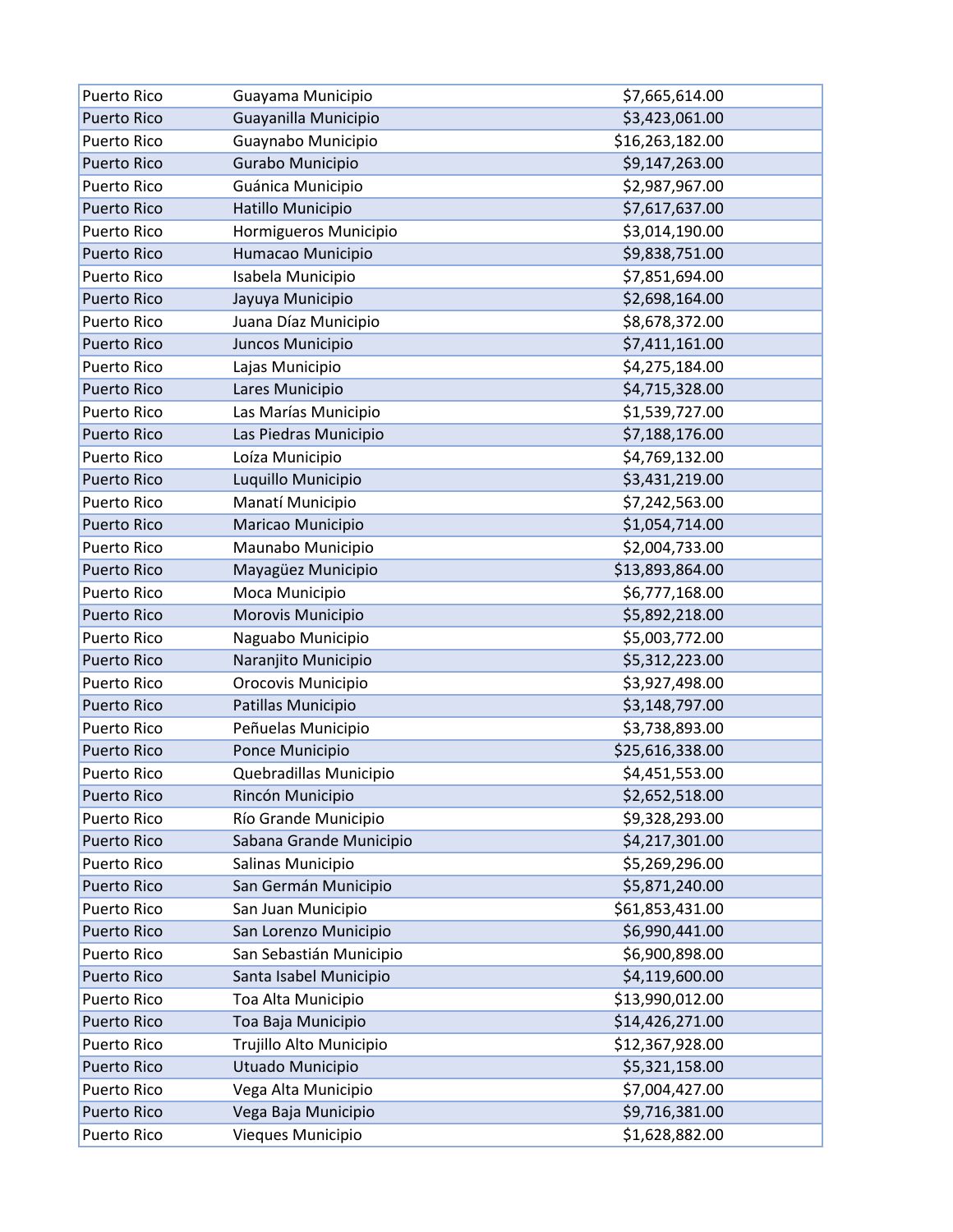| | | |
|---|---|---|
| Puerto Rico | Guayama Municipio | $7,665,614.00 |
| Puerto Rico | Guayanilla Municipio | $3,423,061.00 |
| Puerto Rico | Guaynabo Municipio | $16,263,182.00 |
| Puerto Rico | Gurabo Municipio | $9,147,263.00 |
| Puerto Rico | Guánica Municipio | $2,987,967.00 |
| Puerto Rico | Hatillo Municipio | $7,617,637.00 |
| Puerto Rico | Hormigueros Municipio | $3,014,190.00 |
| Puerto Rico | Humacao Municipio | $9,838,751.00 |
| Puerto Rico | Isabela Municipio | $7,851,694.00 |
| Puerto Rico | Jayuya Municipio | $2,698,164.00 |
| Puerto Rico | Juana Díaz Municipio | $8,678,372.00 |
| Puerto Rico | Juncos Municipio | $7,411,161.00 |
| Puerto Rico | Lajas Municipio | $4,275,184.00 |
| Puerto Rico | Lares Municipio | $4,715,328.00 |
| Puerto Rico | Las Marías Municipio | $1,539,727.00 |
| Puerto Rico | Las Piedras Municipio | $7,188,176.00 |
| Puerto Rico | Loíza Municipio | $4,769,132.00 |
| Puerto Rico | Luquillo Municipio | $3,431,219.00 |
| Puerto Rico | Manatí Municipio | $7,242,563.00 |
| Puerto Rico | Maricao Municipio | $1,054,714.00 |
| Puerto Rico | Maunabo Municipio | $2,004,733.00 |
| Puerto Rico | Mayagüez Municipio | $13,893,864.00 |
| Puerto Rico | Moca Municipio | $6,777,168.00 |
| Puerto Rico | Morovis Municipio | $5,892,218.00 |
| Puerto Rico | Naguabo Municipio | $5,003,772.00 |
| Puerto Rico | Naranjito Municipio | $5,312,223.00 |
| Puerto Rico | Orocovis Municipio | $3,927,498.00 |
| Puerto Rico | Patillas Municipio | $3,148,797.00 |
| Puerto Rico | Peñuelas Municipio | $3,738,893.00 |
| Puerto Rico | Ponce Municipio | $25,616,338.00 |
| Puerto Rico | Quebradillas Municipio | $4,451,553.00 |
| Puerto Rico | Rincón Municipio | $2,652,518.00 |
| Puerto Rico | Río Grande Municipio | $9,328,293.00 |
| Puerto Rico | Sabana Grande Municipio | $4,217,301.00 |
| Puerto Rico | Salinas Municipio | $5,269,296.00 |
| Puerto Rico | San Germán Municipio | $5,871,240.00 |
| Puerto Rico | San Juan Municipio | $61,853,431.00 |
| Puerto Rico | San Lorenzo Municipio | $6,990,441.00 |
| Puerto Rico | San Sebastián Municipio | $6,900,898.00 |
| Puerto Rico | Santa Isabel Municipio | $4,119,600.00 |
| Puerto Rico | Toa Alta Municipio | $13,990,012.00 |
| Puerto Rico | Toa Baja Municipio | $14,426,271.00 |
| Puerto Rico | Trujillo Alto Municipio | $12,367,928.00 |
| Puerto Rico | Utuado Municipio | $5,321,158.00 |
| Puerto Rico | Vega Alta Municipio | $7,004,427.00 |
| Puerto Rico | Vega Baja Municipio | $9,716,381.00 |
| Puerto Rico | Vieques Municipio | $1,628,882.00 |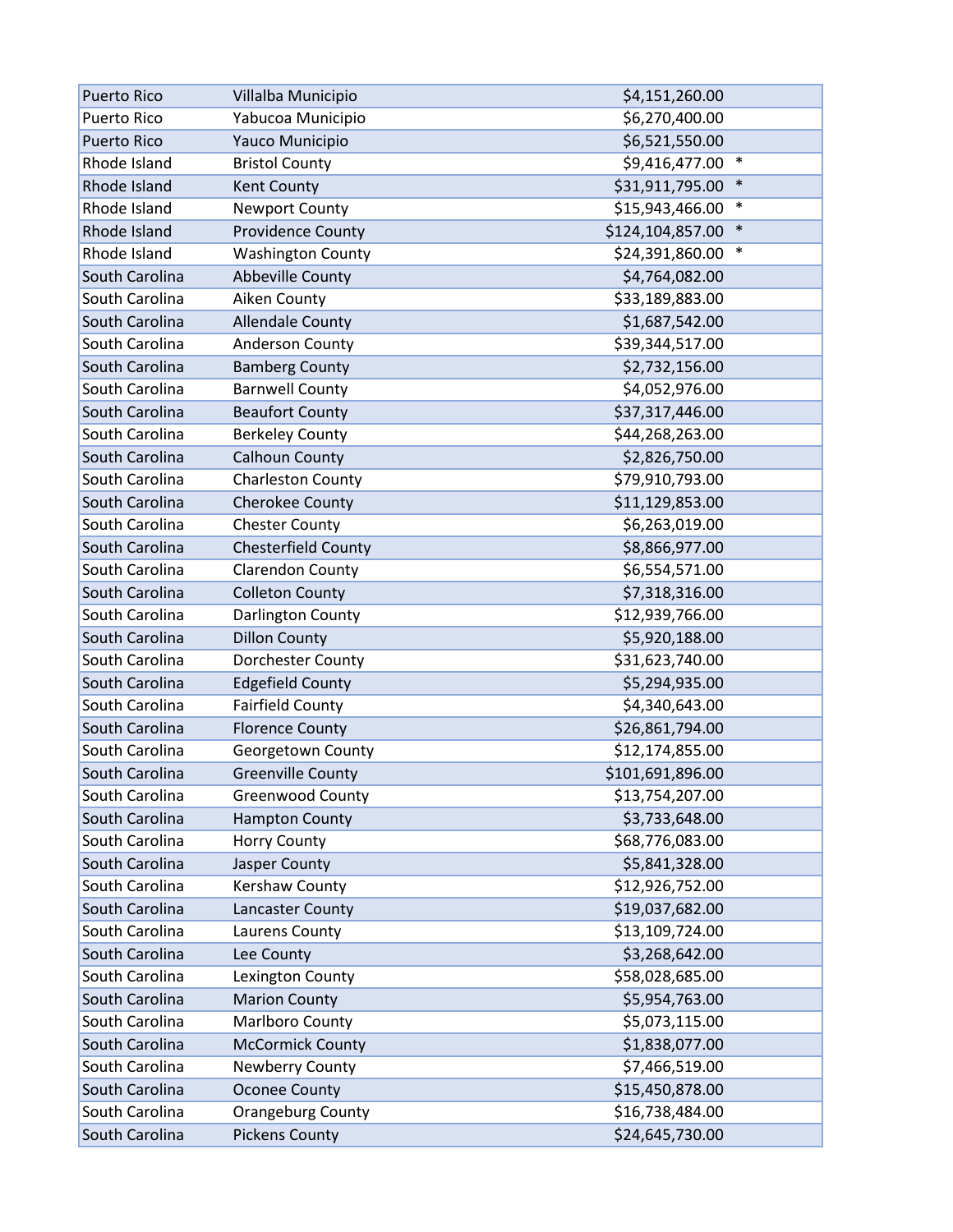| | | | |
|---|---|---|---|
| Puerto Rico | Villalba Municipio | $4,151,260.00 | |
| Puerto Rico | Yabucoa Municipio | $6,270,400.00 | |
| Puerto Rico | Yauco Municipio | $6,521,550.00 | |
| Rhode Island | Bristol County | $9,416,477.00 | * |
| Rhode Island | Kent County | $31,911,795.00 | * |
| Rhode Island | Newport County | $15,943,466.00 | * |
| Rhode Island | Providence County | $124,104,857.00 | * |
| Rhode Island | Washington County | $24,391,860.00 | * |
| South Carolina | Abbeville County | $4,764,082.00 | |
| South Carolina | Aiken County | $33,189,883.00 | |
| South Carolina | Allendale County | $1,687,542.00 | |
| South Carolina | Anderson County | $39,344,517.00 | |
| South Carolina | Bamberg County | $2,732,156.00 | |
| South Carolina | Barnwell County | $4,052,976.00 | |
| South Carolina | Beaufort County | $37,317,446.00 | |
| South Carolina | Berkeley County | $44,268,263.00 | |
| South Carolina | Calhoun County | $2,826,750.00 | |
| South Carolina | Charleston County | $79,910,793.00 | |
| South Carolina | Cherokee County | $11,129,853.00 | |
| South Carolina | Chester County | $6,263,019.00 | |
| South Carolina | Chesterfield County | $8,866,977.00 | |
| South Carolina | Clarendon County | $6,554,571.00 | |
| South Carolina | Colleton County | $7,318,316.00 | |
| South Carolina | Darlington County | $12,939,766.00 | |
| South Carolina | Dillon County | $5,920,188.00 | |
| South Carolina | Dorchester County | $31,623,740.00 | |
| South Carolina | Edgefield County | $5,294,935.00 | |
| South Carolina | Fairfield County | $4,340,643.00 | |
| South Carolina | Florence County | $26,861,794.00 | |
| South Carolina | Georgetown County | $12,174,855.00 | |
| South Carolina | Greenville County | $101,691,896.00 | |
| South Carolina | Greenwood County | $13,754,207.00 | |
| South Carolina | Hampton County | $3,733,648.00 | |
| South Carolina | Horry County | $68,776,083.00 | |
| South Carolina | Jasper County | $5,841,328.00 | |
| South Carolina | Kershaw County | $12,926,752.00 | |
| South Carolina | Lancaster County | $19,037,682.00 | |
| South Carolina | Laurens County | $13,109,724.00 | |
| South Carolina | Lee County | $3,268,642.00 | |
| South Carolina | Lexington County | $58,028,685.00 | |
| South Carolina | Marion County | $5,954,763.00 | |
| South Carolina | Marlboro County | $5,073,115.00 | |
| South Carolina | McCormick County | $1,838,077.00 | |
| South Carolina | Newberry County | $7,466,519.00 | |
| South Carolina | Oconee County | $15,450,878.00 | |
| South Carolina | Orangeburg County | $16,738,484.00 | |
| South Carolina | Pickens County | $24,645,730.00 | |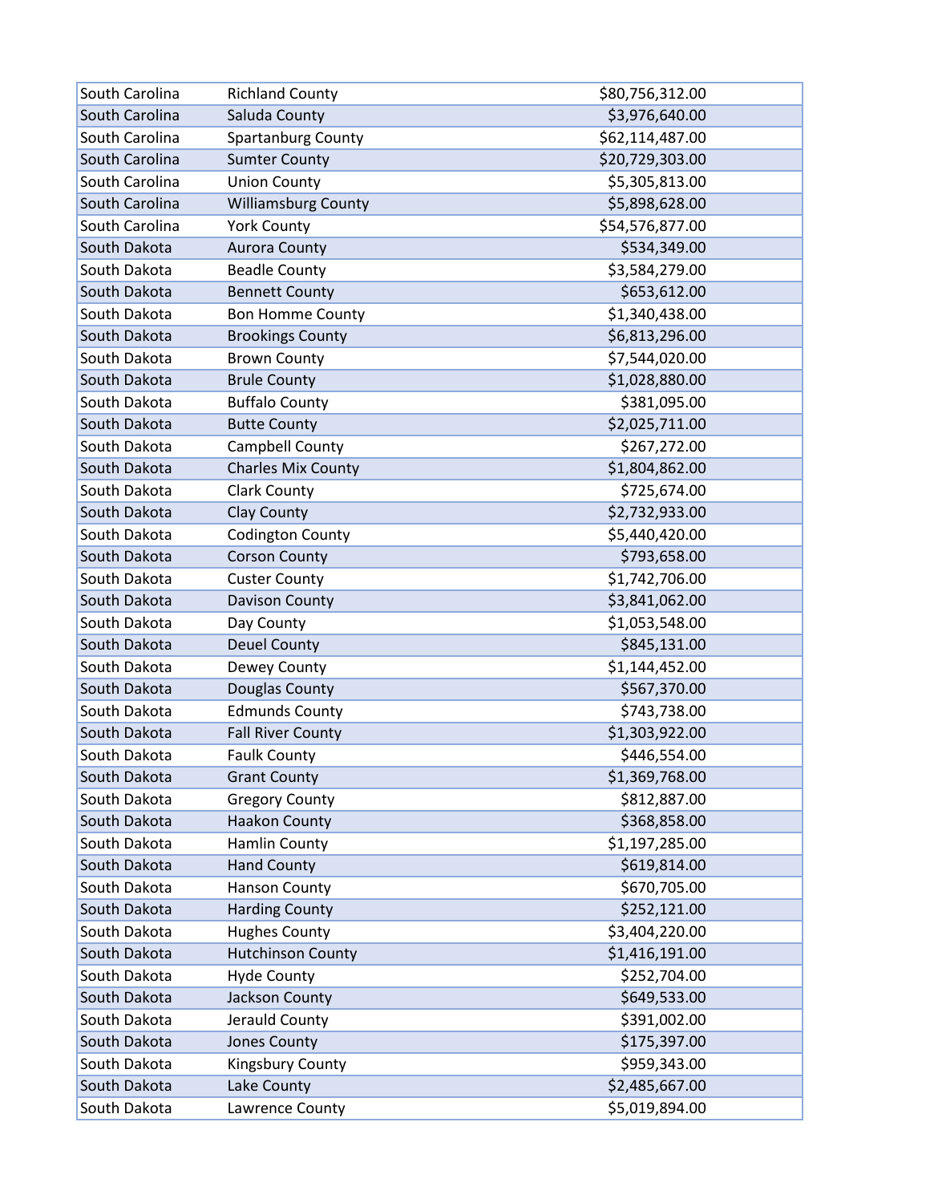| | | |
|---|---|---|
| South Carolina | Richland County | $80,756,312.00 |
| South Carolina | Saluda County | $3,976,640.00 |
| South Carolina | Spartanburg County | $62,114,487.00 |
| South Carolina | Sumter County | $20,729,303.00 |
| South Carolina | Union County | $5,305,813.00 |
| South Carolina | Williamsburg County | $5,898,628.00 |
| South Carolina | York County | $54,576,877.00 |
| South Dakota | Aurora County | $534,349.00 |
| South Dakota | Beadle County | $3,584,279.00 |
| South Dakota | Bennett County | $653,612.00 |
| South Dakota | Bon Homme County | $1,340,438.00 |
| South Dakota | Brookings County | $6,813,296.00 |
| South Dakota | Brown County | $7,544,020.00 |
| South Dakota | Brule County | $1,028,880.00 |
| South Dakota | Buffalo County | $381,095.00 |
| South Dakota | Butte County | $2,025,711.00 |
| South Dakota | Campbell County | $267,272.00 |
| South Dakota | Charles Mix County | $1,804,862.00 |
| South Dakota | Clark County | $725,674.00 |
| South Dakota | Clay County | $2,732,933.00 |
| South Dakota | Codington County | $5,440,420.00 |
| South Dakota | Corson County | $793,658.00 |
| South Dakota | Custer County | $1,742,706.00 |
| South Dakota | Davison County | $3,841,062.00 |
| South Dakota | Day County | $1,053,548.00 |
| South Dakota | Deuel County | $845,131.00 |
| South Dakota | Dewey County | $1,144,452.00 |
| South Dakota | Douglas County | $567,370.00 |
| South Dakota | Edmunds County | $743,738.00 |
| South Dakota | Fall River County | $1,303,922.00 |
| South Dakota | Faulk County | $446,554.00 |
| South Dakota | Grant County | $1,369,768.00 |
| South Dakota | Gregory County | $812,887.00 |
| South Dakota | Haakon County | $368,858.00 |
| South Dakota | Hamlin County | $1,197,285.00 |
| South Dakota | Hand County | $619,814.00 |
| South Dakota | Hanson County | $670,705.00 |
| South Dakota | Harding County | $252,121.00 |
| South Dakota | Hughes County | $3,404,220.00 |
| South Dakota | Hutchinson County | $1,416,191.00 |
| South Dakota | Hyde County | $252,704.00 |
| South Dakota | Jackson County | $649,533.00 |
| South Dakota | Jerauld County | $391,002.00 |
| South Dakota | Jones County | $175,397.00 |
| South Dakota | Kingsbury County | $959,343.00 |
| South Dakota | Lake County | $2,485,667.00 |
| South Dakota | Lawrence County | $5,019,894.00 |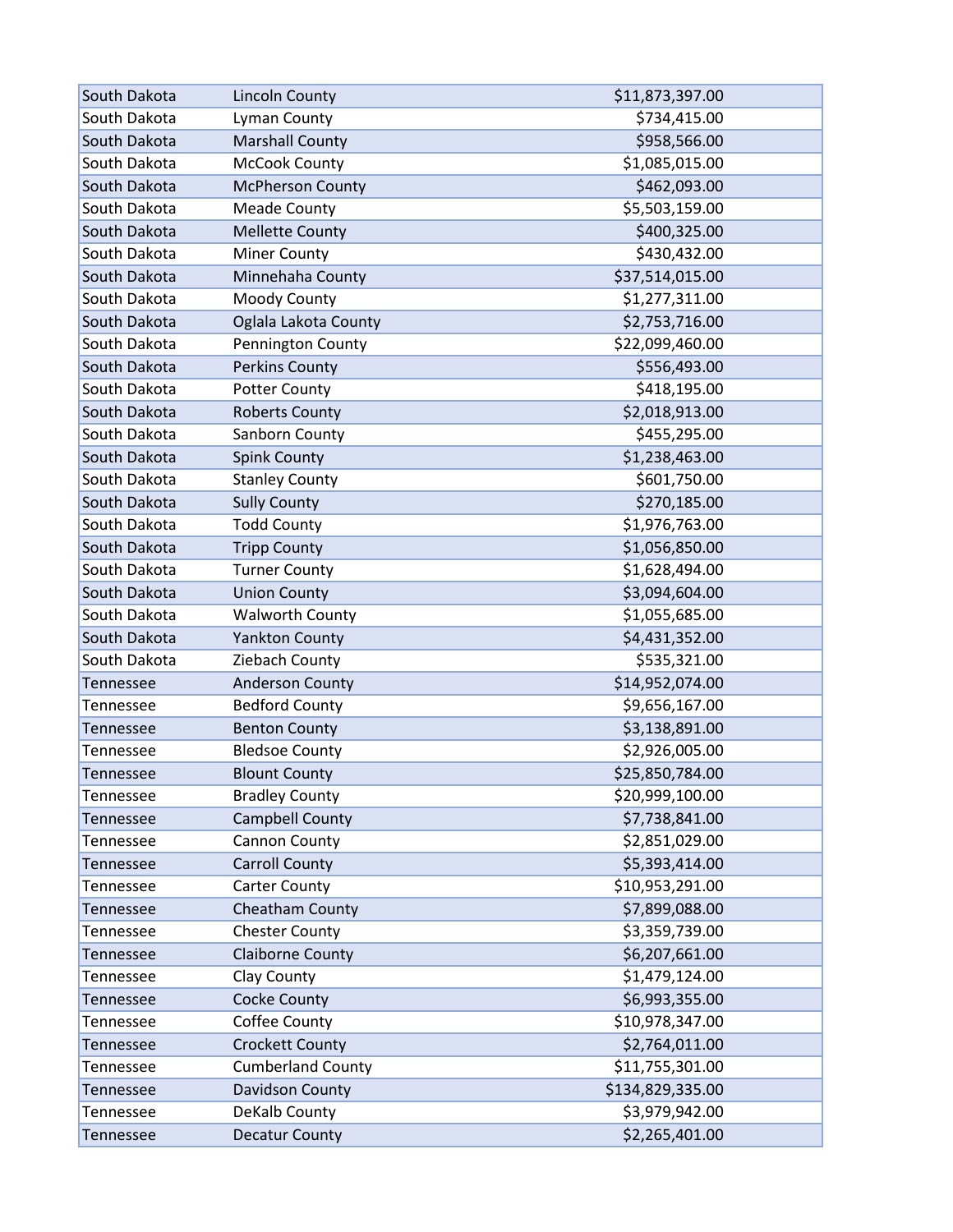| | | |
|---|---|---|
| South Dakota | Lincoln County | $11,873,397.00 |
| South Dakota | Lyman County | $734,415.00 |
| South Dakota | Marshall County | $958,566.00 |
| South Dakota | McCook County | $1,085,015.00 |
| South Dakota | McPherson County | $462,093.00 |
| South Dakota | Meade County | $5,503,159.00 |
| South Dakota | Mellette County | $400,325.00 |
| South Dakota | Miner County | $430,432.00 |
| South Dakota | Minnehaha County | $37,514,015.00 |
| South Dakota | Moody County | $1,277,311.00 |
| South Dakota | Oglala Lakota County | $2,753,716.00 |
| South Dakota | Pennington County | $22,099,460.00 |
| South Dakota | Perkins County | $556,493.00 |
| South Dakota | Potter County | $418,195.00 |
| South Dakota | Roberts County | $2,018,913.00 |
| South Dakota | Sanborn County | $455,295.00 |
| South Dakota | Spink County | $1,238,463.00 |
| South Dakota | Stanley County | $601,750.00 |
| South Dakota | Sully County | $270,185.00 |
| South Dakota | Todd County | $1,976,763.00 |
| South Dakota | Tripp County | $1,056,850.00 |
| South Dakota | Turner County | $1,628,494.00 |
| South Dakota | Union County | $3,094,604.00 |
| South Dakota | Walworth County | $1,055,685.00 |
| South Dakota | Yankton County | $4,431,352.00 |
| South Dakota | Ziebach County | $535,321.00 |
| Tennessee | Anderson County | $14,952,074.00 |
| Tennessee | Bedford County | $9,656,167.00 |
| Tennessee | Benton County | $3,138,891.00 |
| Tennessee | Bledsoe County | $2,926,005.00 |
| Tennessee | Blount County | $25,850,784.00 |
| Tennessee | Bradley County | $20,999,100.00 |
| Tennessee | Campbell County | $7,738,841.00 |
| Tennessee | Cannon County | $2,851,029.00 |
| Tennessee | Carroll County | $5,393,414.00 |
| Tennessee | Carter County | $10,953,291.00 |
| Tennessee | Cheatham County | $7,899,088.00 |
| Tennessee | Chester County | $3,359,739.00 |
| Tennessee | Claiborne County | $6,207,661.00 |
| Tennessee | Clay County | $1,479,124.00 |
| Tennessee | Cocke County | $6,993,355.00 |
| Tennessee | Coffee County | $10,978,347.00 |
| Tennessee | Crockett County | $2,764,011.00 |
| Tennessee | Cumberland County | $11,755,301.00 |
| Tennessee | Davidson County | $134,829,335.00 |
| Tennessee | DeKalb County | $3,979,942.00 |
| Tennessee | Decatur County | $2,265,401.00 |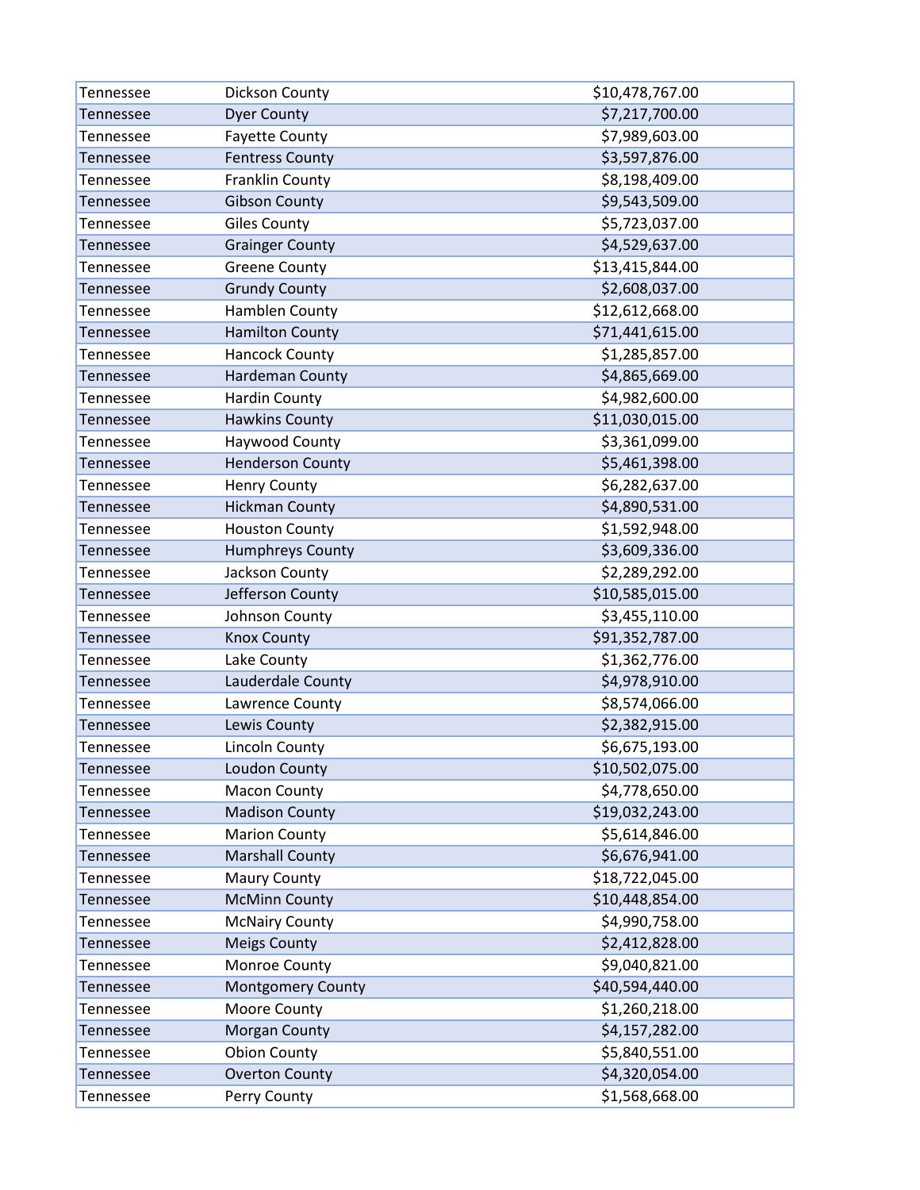| | | |
|---|---|---|
| Tennessee | Dickson County | $10,478,767.00 |
| Tennessee | Dyer County | $7,217,700.00 |
| Tennessee | Fayette County | $7,989,603.00 |
| Tennessee | Fentress County | $3,597,876.00 |
| Tennessee | Franklin County | $8,198,409.00 |
| Tennessee | Gibson County | $9,543,509.00 |
| Tennessee | Giles County | $5,723,037.00 |
| Tennessee | Grainger County | $4,529,637.00 |
| Tennessee | Greene County | $13,415,844.00 |
| Tennessee | Grundy County | $2,608,037.00 |
| Tennessee | Hamblen County | $12,612,668.00 |
| Tennessee | Hamilton County | $71,441,615.00 |
| Tennessee | Hancock County | $1,285,857.00 |
| Tennessee | Hardeman County | $4,865,669.00 |
| Tennessee | Hardin County | $4,982,600.00 |
| Tennessee | Hawkins County | $11,030,015.00 |
| Tennessee | Haywood County | $3,361,099.00 |
| Tennessee | Henderson County | $5,461,398.00 |
| Tennessee | Henry County | $6,282,637.00 |
| Tennessee | Hickman County | $4,890,531.00 |
| Tennessee | Houston County | $1,592,948.00 |
| Tennessee | Humphreys County | $3,609,336.00 |
| Tennessee | Jackson County | $2,289,292.00 |
| Tennessee | Jefferson County | $10,585,015.00 |
| Tennessee | Johnson County | $3,455,110.00 |
| Tennessee | Knox County | $91,352,787.00 |
| Tennessee | Lake County | $1,362,776.00 |
| Tennessee | Lauderdale County | $4,978,910.00 |
| Tennessee | Lawrence County | $8,574,066.00 |
| Tennessee | Lewis County | $2,382,915.00 |
| Tennessee | Lincoln County | $6,675,193.00 |
| Tennessee | Loudon County | $10,502,075.00 |
| Tennessee | Macon County | $4,778,650.00 |
| Tennessee | Madison County | $19,032,243.00 |
| Tennessee | Marion County | $5,614,846.00 |
| Tennessee | Marshall County | $6,676,941.00 |
| Tennessee | Maury County | $18,722,045.00 |
| Tennessee | McMinn County | $10,448,854.00 |
| Tennessee | McNairy County | $4,990,758.00 |
| Tennessee | Meigs County | $2,412,828.00 |
| Tennessee | Monroe County | $9,040,821.00 |
| Tennessee | Montgomery County | $40,594,440.00 |
| Tennessee | Moore County | $1,260,218.00 |
| Tennessee | Morgan County | $4,157,282.00 |
| Tennessee | Obion County | $5,840,551.00 |
| Tennessee | Overton County | $4,320,054.00 |
| Tennessee | Perry County | $1,568,668.00 |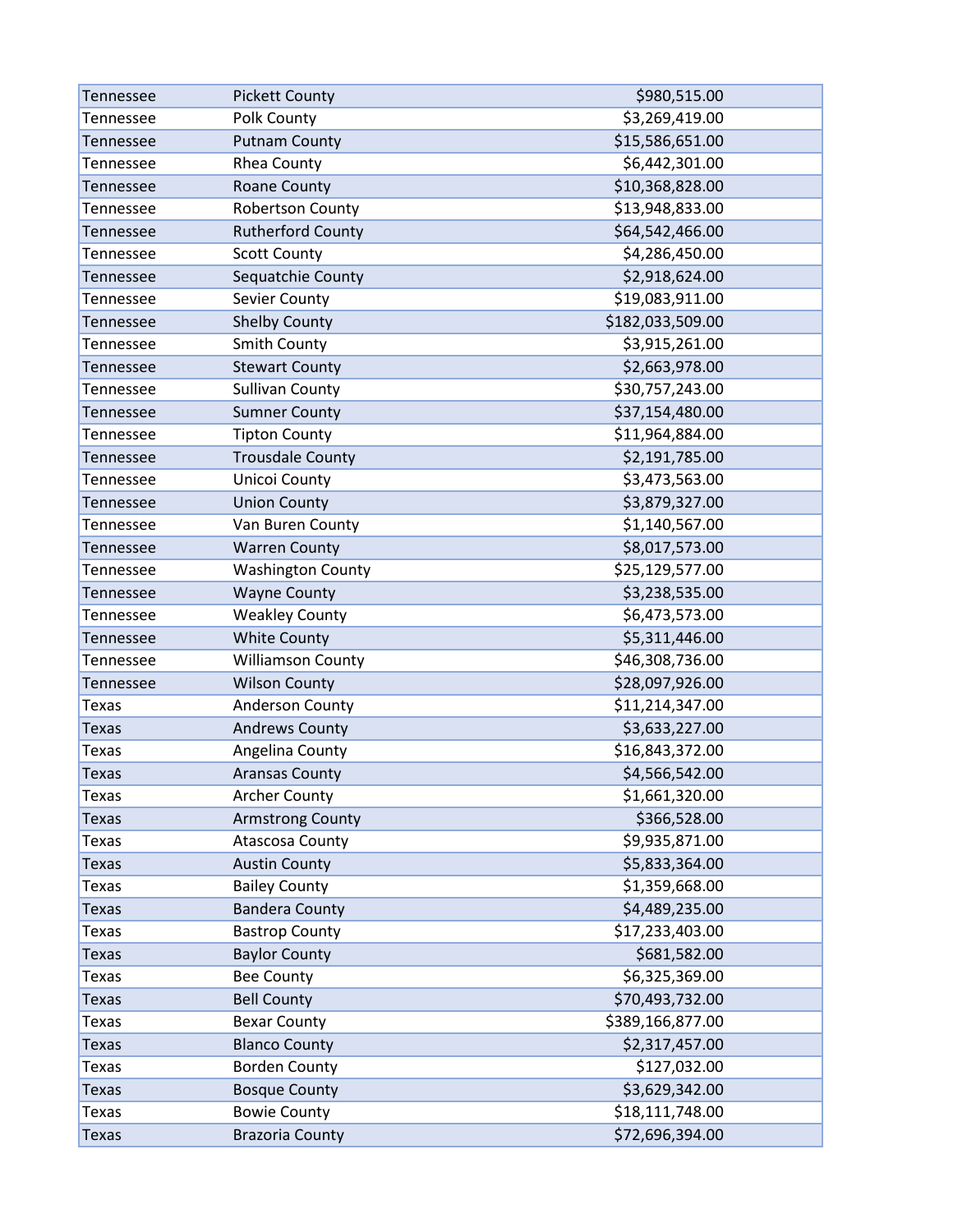| | | |
|---|---|---|
| Tennessee | Pickett County | $980,515.00 |
| Tennessee | Polk County | $3,269,419.00 |
| Tennessee | Putnam County | $15,586,651.00 |
| Tennessee | Rhea County | $6,442,301.00 |
| Tennessee | Roane County | $10,368,828.00 |
| Tennessee | Robertson County | $13,948,833.00 |
| Tennessee | Rutherford County | $64,542,466.00 |
| Tennessee | Scott County | $4,286,450.00 |
| Tennessee | Sequatchie County | $2,918,624.00 |
| Tennessee | Sevier County | $19,083,911.00 |
| Tennessee | Shelby County | $182,033,509.00 |
| Tennessee | Smith County | $3,915,261.00 |
| Tennessee | Stewart County | $2,663,978.00 |
| Tennessee | Sullivan County | $30,757,243.00 |
| Tennessee | Sumner County | $37,154,480.00 |
| Tennessee | Tipton County | $11,964,884.00 |
| Tennessee | Trousdale County | $2,191,785.00 |
| Tennessee | Unicoi County | $3,473,563.00 |
| Tennessee | Union County | $3,879,327.00 |
| Tennessee | Van Buren County | $1,140,567.00 |
| Tennessee | Warren County | $8,017,573.00 |
| Tennessee | Washington County | $25,129,577.00 |
| Tennessee | Wayne County | $3,238,535.00 |
| Tennessee | Weakley County | $6,473,573.00 |
| Tennessee | White County | $5,311,446.00 |
| Tennessee | Williamson County | $46,308,736.00 |
| Tennessee | Wilson County | $28,097,926.00 |
| Texas | Anderson County | $11,214,347.00 |
| Texas | Andrews County | $3,633,227.00 |
| Texas | Angelina County | $16,843,372.00 |
| Texas | Aransas County | $4,566,542.00 |
| Texas | Archer County | $1,661,320.00 |
| Texas | Armstrong County | $366,528.00 |
| Texas | Atascosa County | $9,935,871.00 |
| Texas | Austin County | $5,833,364.00 |
| Texas | Bailey County | $1,359,668.00 |
| Texas | Bandera County | $4,489,235.00 |
| Texas | Bastrop County | $17,233,403.00 |
| Texas | Baylor County | $681,582.00 |
| Texas | Bee County | $6,325,369.00 |
| Texas | Bell County | $70,493,732.00 |
| Texas | Bexar County | $389,166,877.00 |
| Texas | Blanco County | $2,317,457.00 |
| Texas | Borden County | $127,032.00 |
| Texas | Bosque County | $3,629,342.00 |
| Texas | Bowie County | $18,111,748.00 |
| Texas | Brazoria County | $72,696,394.00 |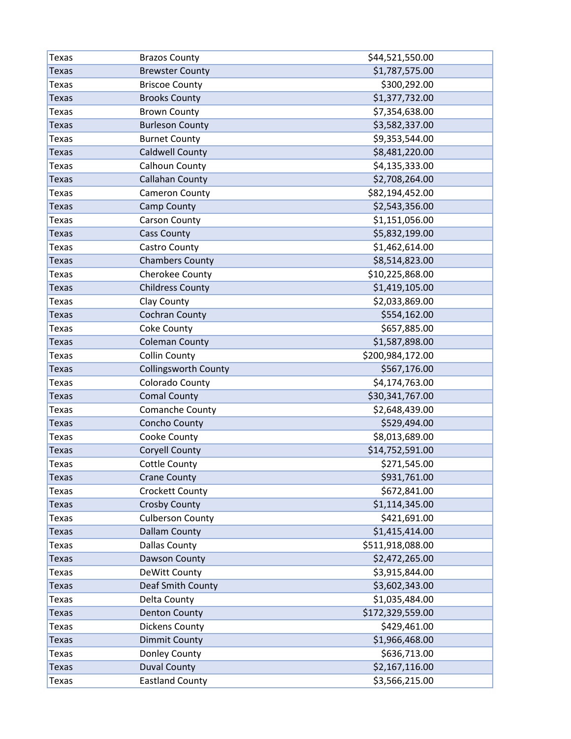| Texas | Brazos County | $44,521,550.00 |
|---|---|---|
| Texas | Brewster County | $1,787,575.00 |
| Texas | Briscoe County | $300,292.00 |
| Texas | Brooks County | $1,377,732.00 |
| Texas | Brown County | $7,354,638.00 |
| Texas | Burleson County | $3,582,337.00 |
| Texas | Burnet County | $9,353,544.00 |
| Texas | Caldwell County | $8,481,220.00 |
| Texas | Calhoun County | $4,135,333.00 |
| Texas | Callahan County | $2,708,264.00 |
| Texas | Cameron County | $82,194,452.00 |
| Texas | Camp County | $2,543,356.00 |
| Texas | Carson County | $1,151,056.00 |
| Texas | Cass County | $5,832,199.00 |
| Texas | Castro County | $1,462,614.00 |
| Texas | Chambers County | $8,514,823.00 |
| Texas | Cherokee County | $10,225,868.00 |
| Texas | Childress County | $1,419,105.00 |
| Texas | Clay County | $2,033,869.00 |
| Texas | Cochran County | $554,162.00 |
| Texas | Coke County | $657,885.00 |
| Texas | Coleman County | $1,587,898.00 |
| Texas | Collin County | $200,984,172.00 |
| Texas | Collingsworth County | $567,176.00 |
| Texas | Colorado County | $4,174,763.00 |
| Texas | Comal County | $30,341,767.00 |
| Texas | Comanche County | $2,648,439.00 |
| Texas | Concho County | $529,494.00 |
| Texas | Cooke County | $8,013,689.00 |
| Texas | Coryell County | $14,752,591.00 |
| Texas | Cottle County | $271,545.00 |
| Texas | Crane County | $931,761.00 |
| Texas | Crockett County | $672,841.00 |
| Texas | Crosby County | $1,114,345.00 |
| Texas | Culberson County | $421,691.00 |
| Texas | Dallam County | $1,415,414.00 |
| Texas | Dallas County | $511,918,088.00 |
| Texas | Dawson County | $2,472,265.00 |
| Texas | DeWitt County | $3,915,844.00 |
| Texas | Deaf Smith County | $3,602,343.00 |
| Texas | Delta County | $1,035,484.00 |
| Texas | Denton County | $172,329,559.00 |
| Texas | Dickens County | $429,461.00 |
| Texas | Dimmit County | $1,966,468.00 |
| Texas | Donley County | $636,713.00 |
| Texas | Duval County | $2,167,116.00 |
| Texas | Eastland County | $3,566,215.00 |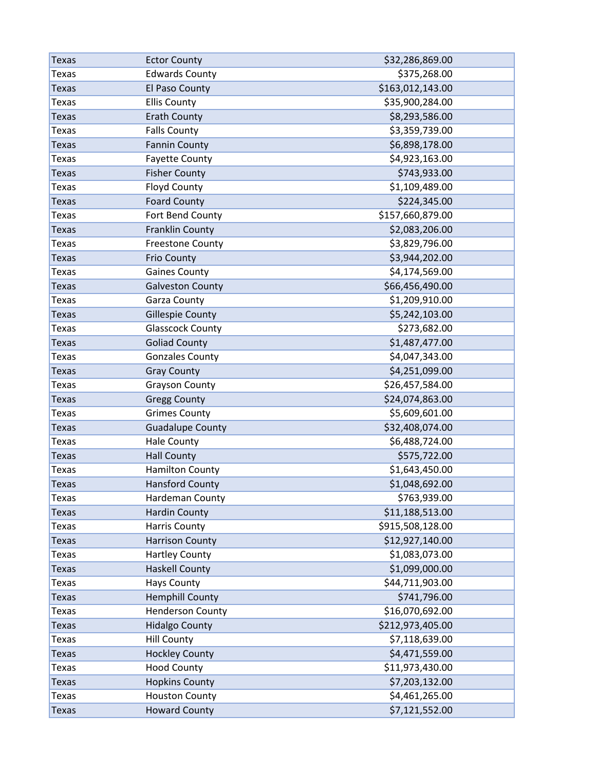| | | |
|---|---|---|
| Texas | Ector County | $32,286,869.00 |
| Texas | Edwards County | $375,268.00 |
| Texas | El Paso County | $163,012,143.00 |
| Texas | Ellis County | $35,900,284.00 |
| Texas | Erath County | $8,293,586.00 |
| Texas | Falls County | $3,359,739.00 |
| Texas | Fannin County | $6,898,178.00 |
| Texas | Fayette County | $4,923,163.00 |
| Texas | Fisher County | $743,933.00 |
| Texas | Floyd County | $1,109,489.00 |
| Texas | Foard County | $224,345.00 |
| Texas | Fort Bend County | $157,660,879.00 |
| Texas | Franklin County | $2,083,206.00 |
| Texas | Freestone County | $3,829,796.00 |
| Texas | Frio County | $3,944,202.00 |
| Texas | Gaines County | $4,174,569.00 |
| Texas | Galveston County | $66,456,490.00 |
| Texas | Garza County | $1,209,910.00 |
| Texas | Gillespie County | $5,242,103.00 |
| Texas | Glasscock County | $273,682.00 |
| Texas | Goliad County | $1,487,477.00 |
| Texas | Gonzales County | $4,047,343.00 |
| Texas | Gray County | $4,251,099.00 |
| Texas | Grayson County | $26,457,584.00 |
| Texas | Gregg County | $24,074,863.00 |
| Texas | Grimes County | $5,609,601.00 |
| Texas | Guadalupe County | $32,408,074.00 |
| Texas | Hale County | $6,488,724.00 |
| Texas | Hall County | $575,722.00 |
| Texas | Hamilton County | $1,643,450.00 |
| Texas | Hansford County | $1,048,692.00 |
| Texas | Hardeman County | $763,939.00 |
| Texas | Hardin County | $11,188,513.00 |
| Texas | Harris County | $915,508,128.00 |
| Texas | Harrison County | $12,927,140.00 |
| Texas | Hartley County | $1,083,073.00 |
| Texas | Haskell County | $1,099,000.00 |
| Texas | Hays County | $44,711,903.00 |
| Texas | Hemphill County | $741,796.00 |
| Texas | Henderson County | $16,070,692.00 |
| Texas | Hidalgo County | $212,973,405.00 |
| Texas | Hill County | $7,118,639.00 |
| Texas | Hockley County | $4,471,559.00 |
| Texas | Hood County | $11,973,430.00 |
| Texas | Hopkins County | $7,203,132.00 |
| Texas | Houston County | $4,461,265.00 |
| Texas | Howard County | $7,121,552.00 |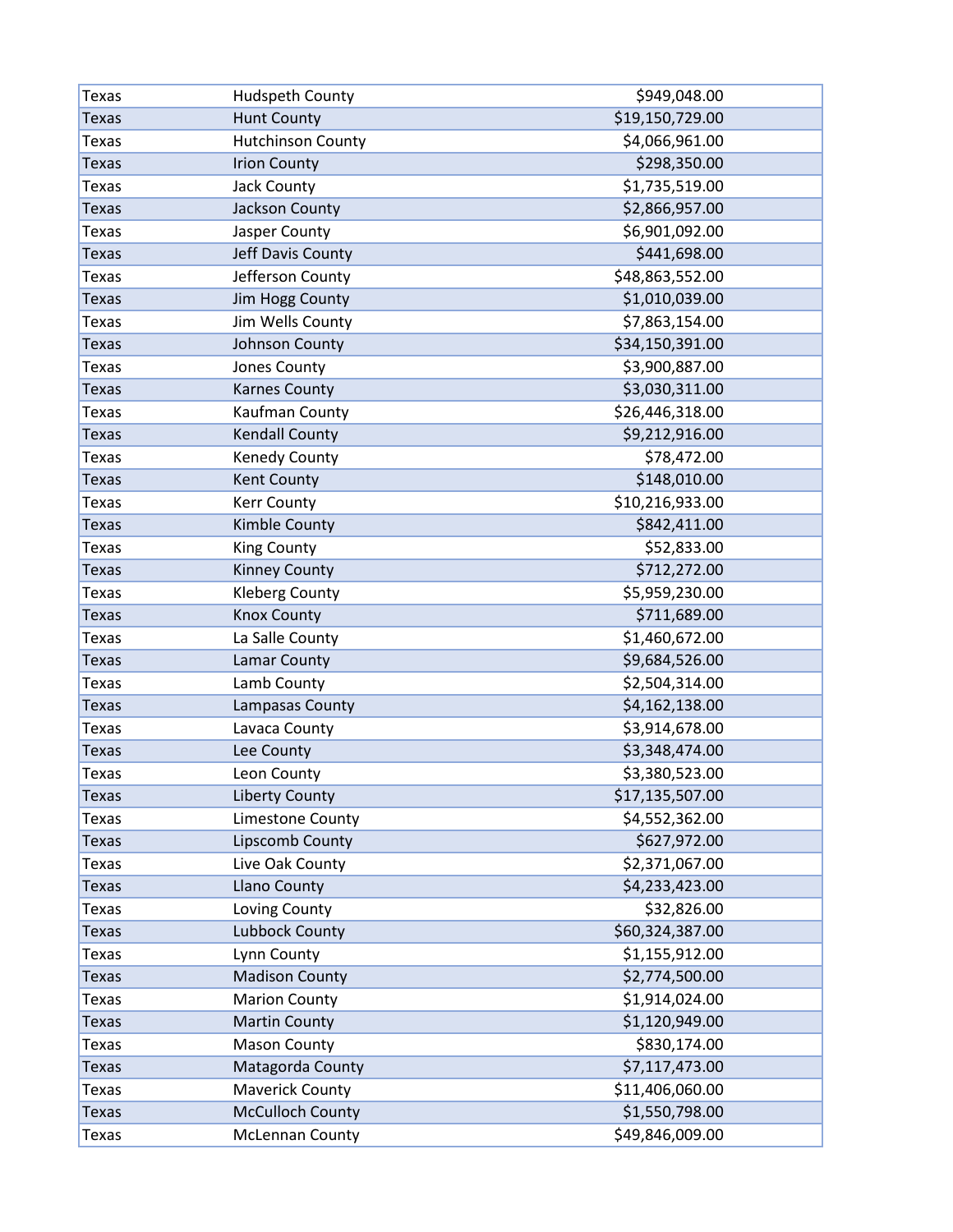| Texas | Hudspeth County | $949,048.00 |
|---|---|---|
| Texas | Hunt County | $19,150,729.00 |
| Texas | Hutchinson County | $4,066,961.00 |
| Texas | Irion County | $298,350.00 |
| Texas | Jack County | $1,735,519.00 |
| Texas | Jackson County | $2,866,957.00 |
| Texas | Jasper County | $6,901,092.00 |
| Texas | Jeff Davis County | $441,698.00 |
| Texas | Jefferson County | $48,863,552.00 |
| Texas | Jim Hogg County | $1,010,039.00 |
| Texas | Jim Wells County | $7,863,154.00 |
| Texas | Johnson County | $34,150,391.00 |
| Texas | Jones County | $3,900,887.00 |
| Texas | Karnes County | $3,030,311.00 |
| Texas | Kaufman County | $26,446,318.00 |
| Texas | Kendall County | $9,212,916.00 |
| Texas | Kenedy County | $78,472.00 |
| Texas | Kent County | $148,010.00 |
| Texas | Kerr County | $10,216,933.00 |
| Texas | Kimble County | $842,411.00 |
| Texas | King County | $52,833.00 |
| Texas | Kinney County | $712,272.00 |
| Texas | Kleberg County | $5,959,230.00 |
| Texas | Knox County | $711,689.00 |
| Texas | La Salle County | $1,460,672.00 |
| Texas | Lamar County | $9,684,526.00 |
| Texas | Lamb County | $2,504,314.00 |
| Texas | Lampasas County | $4,162,138.00 |
| Texas | Lavaca County | $3,914,678.00 |
| Texas | Lee County | $3,348,474.00 |
| Texas | Leon County | $3,380,523.00 |
| Texas | Liberty County | $17,135,507.00 |
| Texas | Limestone County | $4,552,362.00 |
| Texas | Lipscomb County | $627,972.00 |
| Texas | Live Oak County | $2,371,067.00 |
| Texas | Llano County | $4,233,423.00 |
| Texas | Loving County | $32,826.00 |
| Texas | Lubbock County | $60,324,387.00 |
| Texas | Lynn County | $1,155,912.00 |
| Texas | Madison County | $2,774,500.00 |
| Texas | Marion County | $1,914,024.00 |
| Texas | Martin County | $1,120,949.00 |
| Texas | Mason County | $830,174.00 |
| Texas | Matagorda County | $7,117,473.00 |
| Texas | Maverick County | $11,406,060.00 |
| Texas | McCulloch County | $1,550,798.00 |
| Texas | McLennan County | $49,846,009.00 |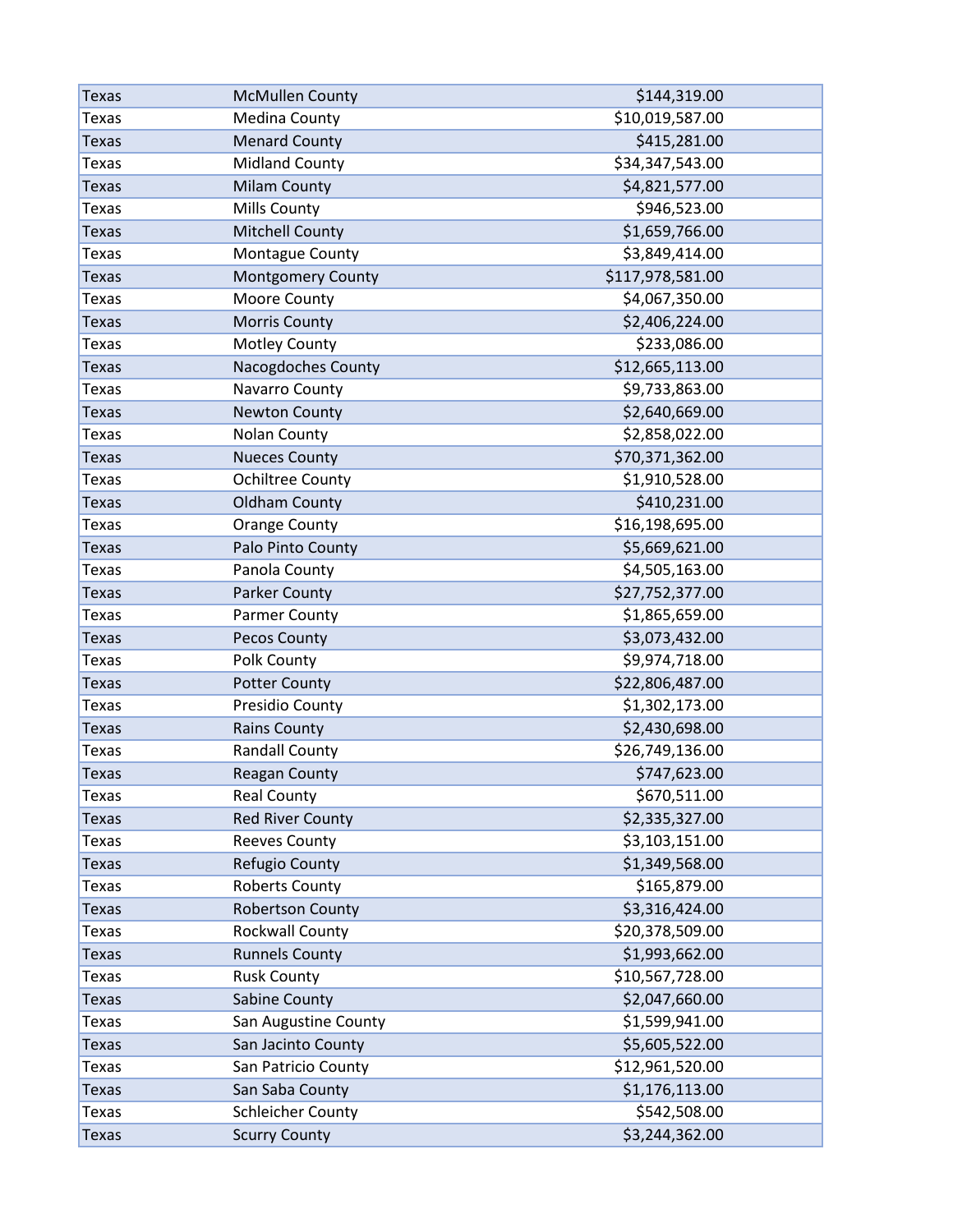| Texas | McMullen County | $144,319.00 |
|---|---|---|
| Texas | Medina County | $10,019,587.00 |
| Texas | Menard County | $415,281.00 |
| Texas | Midland County | $34,347,543.00 |
| Texas | Milam County | $4,821,577.00 |
| Texas | Mills County | $946,523.00 |
| Texas | Mitchell County | $1,659,766.00 |
| Texas | Montague County | $3,849,414.00 |
| Texas | Montgomery County | $117,978,581.00 |
| Texas | Moore County | $4,067,350.00 |
| Texas | Morris County | $2,406,224.00 |
| Texas | Motley County | $233,086.00 |
| Texas | Nacogdoches County | $12,665,113.00 |
| Texas | Navarro County | $9,733,863.00 |
| Texas | Newton County | $2,640,669.00 |
| Texas | Nolan County | $2,858,022.00 |
| Texas | Nueces County | $70,371,362.00 |
| Texas | Ochiltree County | $1,910,528.00 |
| Texas | Oldham County | $410,231.00 |
| Texas | Orange County | $16,198,695.00 |
| Texas | Palo Pinto County | $5,669,621.00 |
| Texas | Panola County | $4,505,163.00 |
| Texas | Parker County | $27,752,377.00 |
| Texas | Parmer County | $1,865,659.00 |
| Texas | Pecos County | $3,073,432.00 |
| Texas | Polk County | $9,974,718.00 |
| Texas | Potter County | $22,806,487.00 |
| Texas | Presidio County | $1,302,173.00 |
| Texas | Rains County | $2,430,698.00 |
| Texas | Randall County | $26,749,136.00 |
| Texas | Reagan County | $747,623.00 |
| Texas | Real County | $670,511.00 |
| Texas | Red River County | $2,335,327.00 |
| Texas | Reeves County | $3,103,151.00 |
| Texas | Refugio County | $1,349,568.00 |
| Texas | Roberts County | $165,879.00 |
| Texas | Robertson County | $3,316,424.00 |
| Texas | Rockwall County | $20,378,509.00 |
| Texas | Runnels County | $1,993,662.00 |
| Texas | Rusk County | $10,567,728.00 |
| Texas | Sabine County | $2,047,660.00 |
| Texas | San Augustine County | $1,599,941.00 |
| Texas | San Jacinto County | $5,605,522.00 |
| Texas | San Patricio County | $12,961,520.00 |
| Texas | San Saba County | $1,176,113.00 |
| Texas | Schleicher County | $542,508.00 |
| Texas | Scurry County | $3,244,362.00 |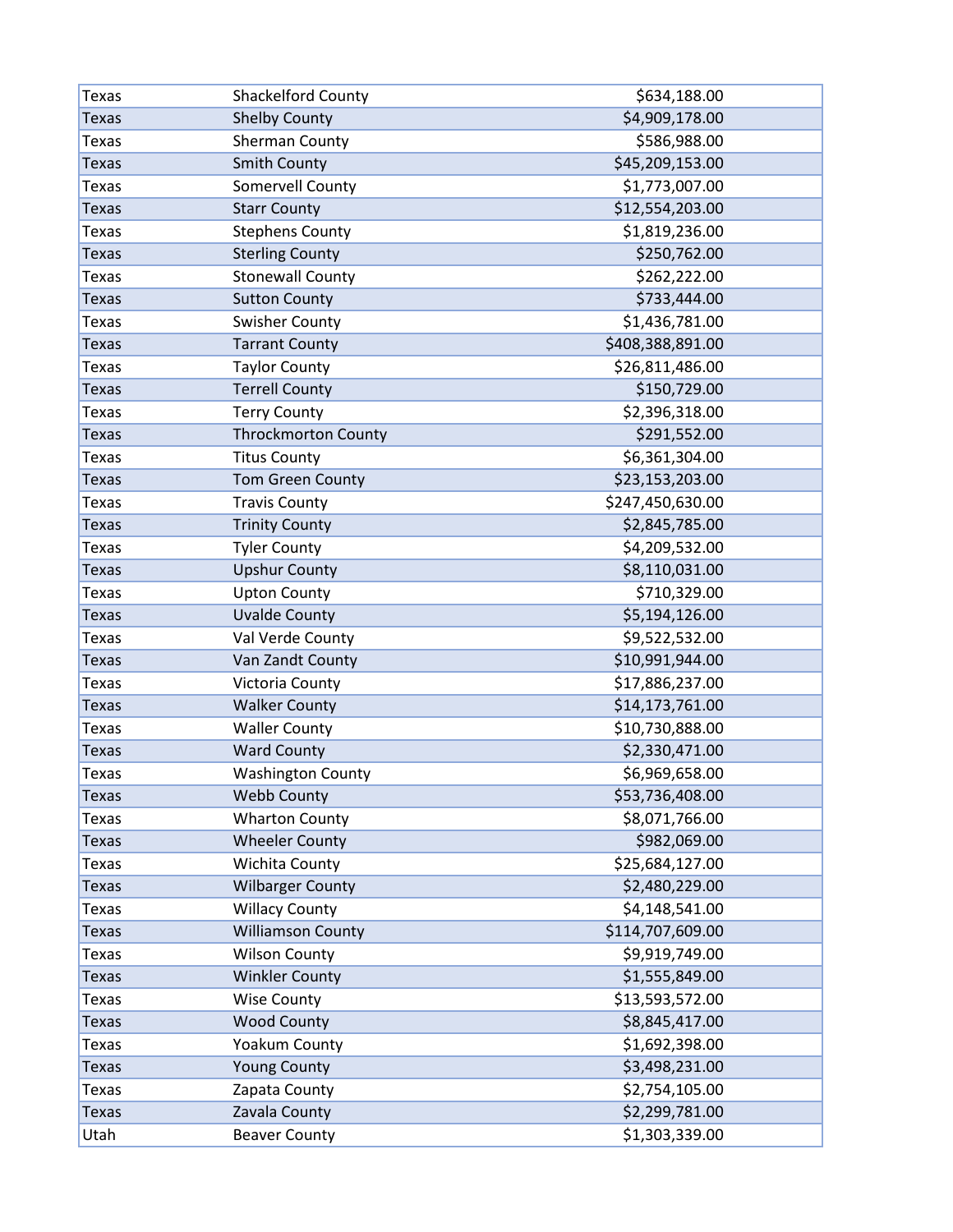| | | |
|---|---|---|
| Texas | Shackelford County | $634,188.00 |
| Texas | Shelby County | $4,909,178.00 |
| Texas | Sherman County | $586,988.00 |
| Texas | Smith County | $45,209,153.00 |
| Texas | Somervell County | $1,773,007.00 |
| Texas | Starr County | $12,554,203.00 |
| Texas | Stephens County | $1,819,236.00 |
| Texas | Sterling County | $250,762.00 |
| Texas | Stonewall County | $262,222.00 |
| Texas | Sutton County | $733,444.00 |
| Texas | Swisher County | $1,436,781.00 |
| Texas | Tarrant County | $408,388,891.00 |
| Texas | Taylor County | $26,811,486.00 |
| Texas | Terrell County | $150,729.00 |
| Texas | Terry County | $2,396,318.00 |
| Texas | Throckmorton County | $291,552.00 |
| Texas | Titus County | $6,361,304.00 |
| Texas | Tom Green County | $23,153,203.00 |
| Texas | Travis County | $247,450,630.00 |
| Texas | Trinity County | $2,845,785.00 |
| Texas | Tyler County | $4,209,532.00 |
| Texas | Upshur County | $8,110,031.00 |
| Texas | Upton County | $710,329.00 |
| Texas | Uvalde County | $5,194,126.00 |
| Texas | Val Verde County | $9,522,532.00 |
| Texas | Van Zandt County | $10,991,944.00 |
| Texas | Victoria County | $17,886,237.00 |
| Texas | Walker County | $14,173,761.00 |
| Texas | Waller County | $10,730,888.00 |
| Texas | Ward County | $2,330,471.00 |
| Texas | Washington County | $6,969,658.00 |
| Texas | Webb County | $53,736,408.00 |
| Texas | Wharton County | $8,071,766.00 |
| Texas | Wheeler County | $982,069.00 |
| Texas | Wichita County | $25,684,127.00 |
| Texas | Wilbarger County | $2,480,229.00 |
| Texas | Willacy County | $4,148,541.00 |
| Texas | Williamson County | $114,707,609.00 |
| Texas | Wilson County | $9,919,749.00 |
| Texas | Winkler County | $1,555,849.00 |
| Texas | Wise County | $13,593,572.00 |
| Texas | Wood County | $8,845,417.00 |
| Texas | Yoakum County | $1,692,398.00 |
| Texas | Young County | $3,498,231.00 |
| Texas | Zapata County | $2,754,105.00 |
| Texas | Zavala County | $2,299,781.00 |
| Utah | Beaver County | $1,303,339.00 |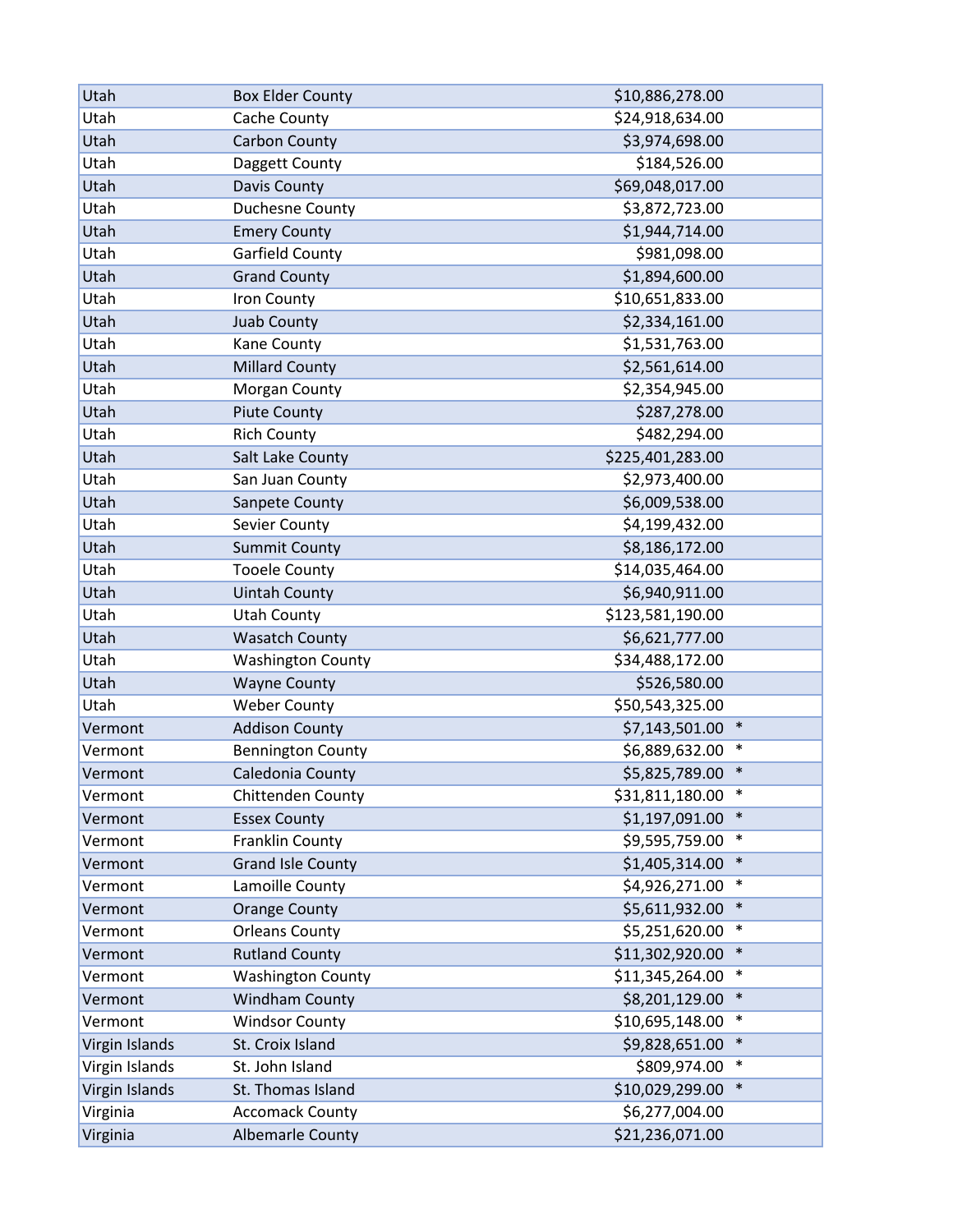| | | | |
|---|---|---|---|
| Utah | Box Elder County | $10,886,278.00 | |
| Utah | Cache County | $24,918,634.00 | |
| Utah | Carbon County | $3,974,698.00 | |
| Utah | Daggett County | $184,526.00 | |
| Utah | Davis County | $69,048,017.00 | |
| Utah | Duchesne County | $3,872,723.00 | |
| Utah | Emery County | $1,944,714.00 | |
| Utah | Garfield County | $981,098.00 | |
| Utah | Grand County | $1,894,600.00 | |
| Utah | Iron County | $10,651,833.00 | |
| Utah | Juab County | $2,334,161.00 | |
| Utah | Kane County | $1,531,763.00 | |
| Utah | Millard County | $2,561,614.00 | |
| Utah | Morgan County | $2,354,945.00 | |
| Utah | Piute County | $287,278.00 | |
| Utah | Rich County | $482,294.00 | |
| Utah | Salt Lake County | $225,401,283.00 | |
| Utah | San Juan County | $2,973,400.00 | |
| Utah | Sanpete County | $6,009,538.00 | |
| Utah | Sevier County | $4,199,432.00 | |
| Utah | Summit County | $8,186,172.00 | |
| Utah | Tooele County | $14,035,464.00 | |
| Utah | Uintah County | $6,940,911.00 | |
| Utah | Utah County | $123,581,190.00 | |
| Utah | Wasatch County | $6,621,777.00 | |
| Utah | Washington County | $34,488,172.00 | |
| Utah | Wayne County | $526,580.00 | |
| Utah | Weber County | $50,543,325.00 | |
| Vermont | Addison County | $7,143,501.00 | * |
| Vermont | Bennington County | $6,889,632.00 | * |
| Vermont | Caledonia County | $5,825,789.00 | * |
| Vermont | Chittenden County | $31,811,180.00 | * |
| Vermont | Essex County | $1,197,091.00 | * |
| Vermont | Franklin County | $9,595,759.00 | * |
| Vermont | Grand Isle County | $1,405,314.00 | * |
| Vermont | Lamoille County | $4,926,271.00 | * |
| Vermont | Orange County | $5,611,932.00 | * |
| Vermont | Orleans County | $5,251,620.00 | * |
| Vermont | Rutland County | $11,302,920.00 | * |
| Vermont | Washington County | $11,345,264.00 | * |
| Vermont | Windham County | $8,201,129.00 | * |
| Vermont | Windsor County | $10,695,148.00 | * |
| Virgin Islands | St. Croix Island | $9,828,651.00 | * |
| Virgin Islands | St. John Island | $809,974.00 | * |
| Virgin Islands | St. Thomas Island | $10,029,299.00 | * |
| Virginia | Accomack County | $6,277,004.00 | |
| Virginia | Albemarle County | $21,236,071.00 | |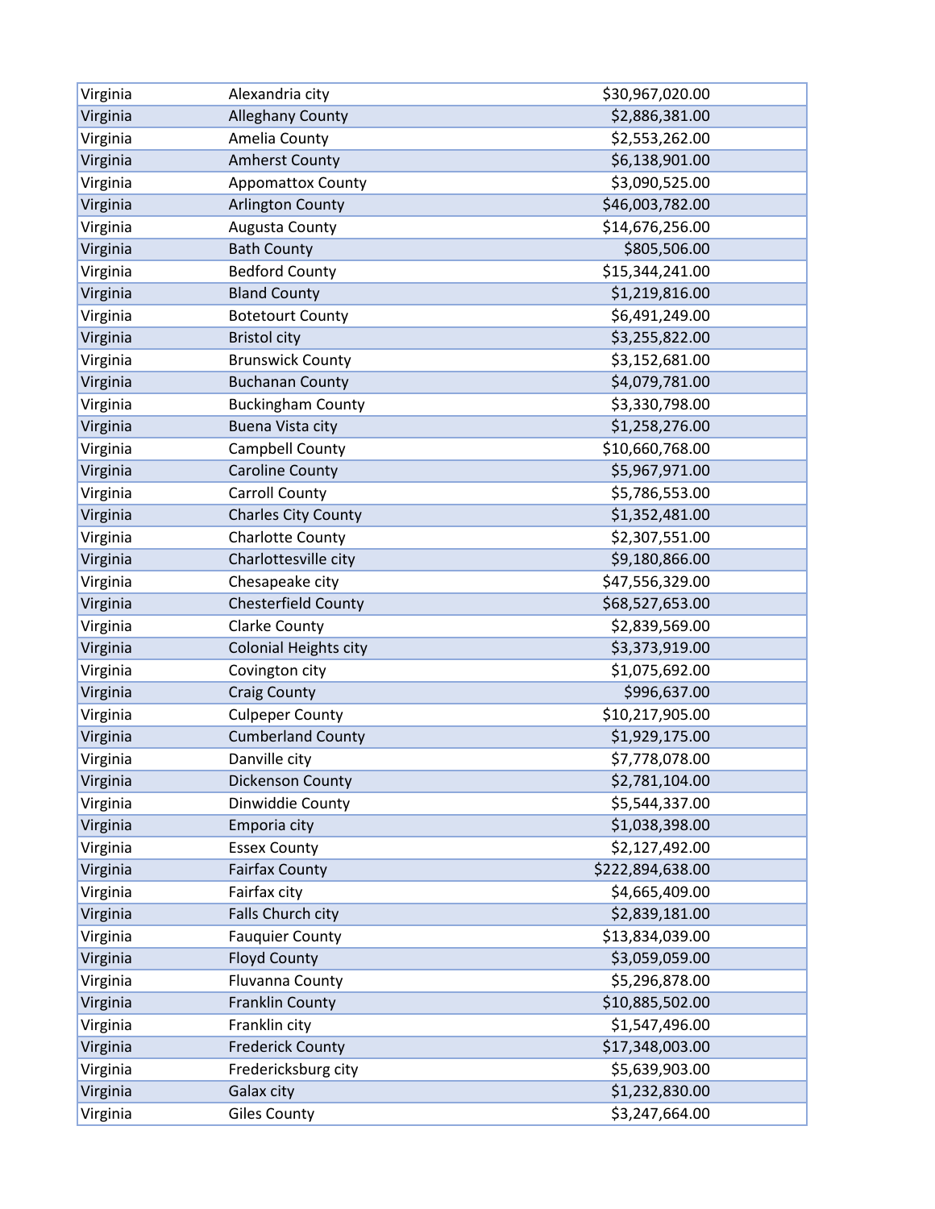| | | |
|---|---|---|
| Virginia | Alexandria city | $30,967,020.00 |
| Virginia | Alleghany County | $2,886,381.00 |
| Virginia | Amelia County | $2,553,262.00 |
| Virginia | Amherst County | $6,138,901.00 |
| Virginia | Appomattox County | $3,090,525.00 |
| Virginia | Arlington County | $46,003,782.00 |
| Virginia | Augusta County | $14,676,256.00 |
| Virginia | Bath County | $805,506.00 |
| Virginia | Bedford County | $15,344,241.00 |
| Virginia | Bland County | $1,219,816.00 |
| Virginia | Botetourt County | $6,491,249.00 |
| Virginia | Bristol city | $3,255,822.00 |
| Virginia | Brunswick County | $3,152,681.00 |
| Virginia | Buchanan County | $4,079,781.00 |
| Virginia | Buckingham County | $3,330,798.00 |
| Virginia | Buena Vista city | $1,258,276.00 |
| Virginia | Campbell County | $10,660,768.00 |
| Virginia | Caroline County | $5,967,971.00 |
| Virginia | Carroll County | $5,786,553.00 |
| Virginia | Charles City County | $1,352,481.00 |
| Virginia | Charlotte County | $2,307,551.00 |
| Virginia | Charlottesville city | $9,180,866.00 |
| Virginia | Chesapeake city | $47,556,329.00 |
| Virginia | Chesterfield County | $68,527,653.00 |
| Virginia | Clarke County | $2,839,569.00 |
| Virginia | Colonial Heights city | $3,373,919.00 |
| Virginia | Covington city | $1,075,692.00 |
| Virginia | Craig County | $996,637.00 |
| Virginia | Culpeper County | $10,217,905.00 |
| Virginia | Cumberland County | $1,929,175.00 |
| Virginia | Danville city | $7,778,078.00 |
| Virginia | Dickenson County | $2,781,104.00 |
| Virginia | Dinwiddie County | $5,544,337.00 |
| Virginia | Emporia city | $1,038,398.00 |
| Virginia | Essex County | $2,127,492.00 |
| Virginia | Fairfax County | $222,894,638.00 |
| Virginia | Fairfax city | $4,665,409.00 |
| Virginia | Falls Church city | $2,839,181.00 |
| Virginia | Fauquier County | $13,834,039.00 |
| Virginia | Floyd County | $3,059,059.00 |
| Virginia | Fluvanna County | $5,296,878.00 |
| Virginia | Franklin County | $10,885,502.00 |
| Virginia | Franklin city | $1,547,496.00 |
| Virginia | Frederick County | $17,348,003.00 |
| Virginia | Fredericksburg city | $5,639,903.00 |
| Virginia | Galax city | $1,232,830.00 |
| Virginia | Giles County | $3,247,664.00 |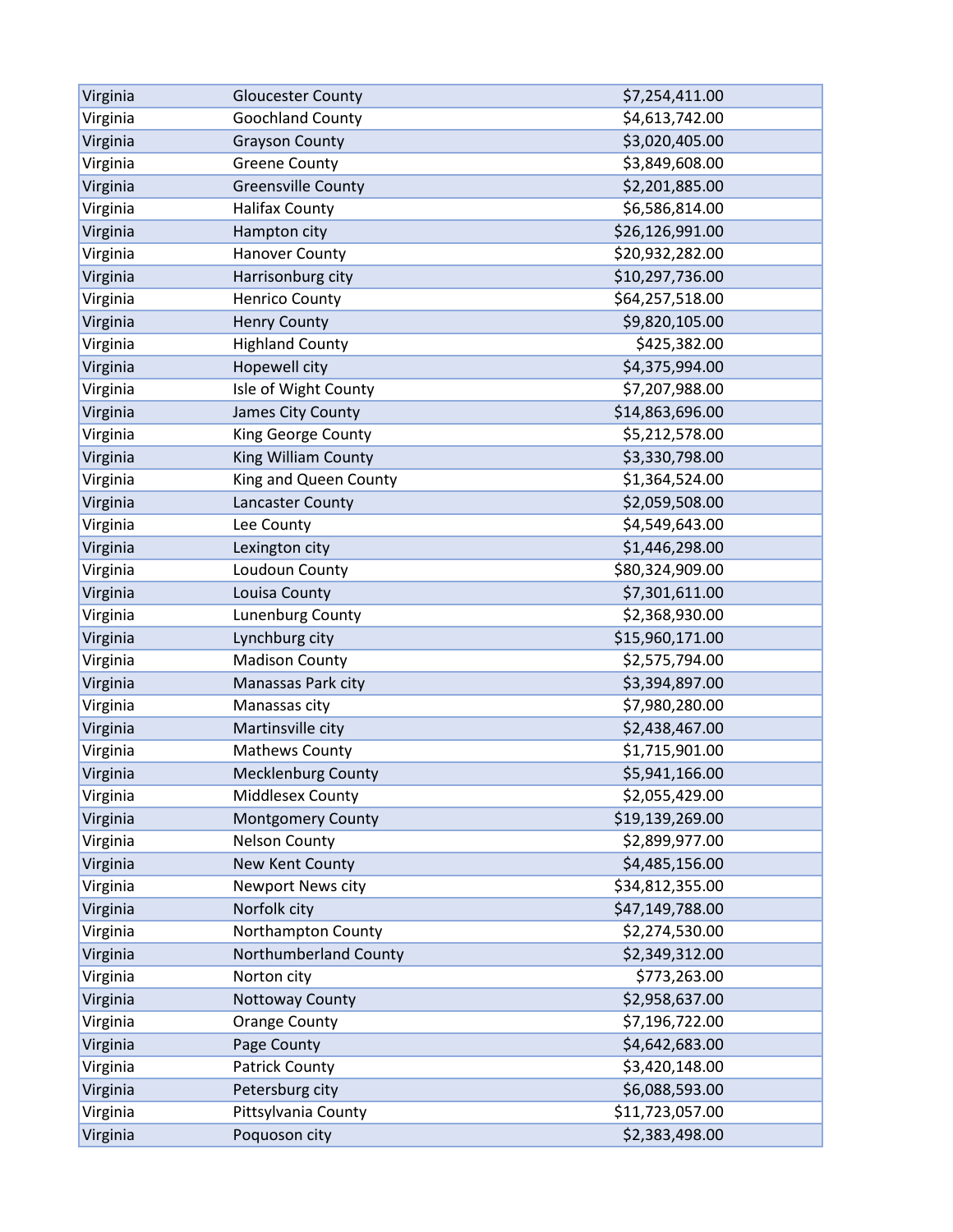| | | |
|---|---|---|
| Virginia | Gloucester County | $7,254,411.00 |
| Virginia | Goochland County | $4,613,742.00 |
| Virginia | Grayson County | $3,020,405.00 |
| Virginia | Greene County | $3,849,608.00 |
| Virginia | Greensville County | $2,201,885.00 |
| Virginia | Halifax County | $6,586,814.00 |
| Virginia | Hampton city | $26,126,991.00 |
| Virginia | Hanover County | $20,932,282.00 |
| Virginia | Harrisonburg city | $10,297,736.00 |
| Virginia | Henrico County | $64,257,518.00 |
| Virginia | Henry County | $9,820,105.00 |
| Virginia | Highland County | $425,382.00 |
| Virginia | Hopewell city | $4,375,994.00 |
| Virginia | Isle of Wight County | $7,207,988.00 |
| Virginia | James City County | $14,863,696.00 |
| Virginia | King George County | $5,212,578.00 |
| Virginia | King William County | $3,330,798.00 |
| Virginia | King and Queen County | $1,364,524.00 |
| Virginia | Lancaster County | $2,059,508.00 |
| Virginia | Lee County | $4,549,643.00 |
| Virginia | Lexington city | $1,446,298.00 |
| Virginia | Loudoun County | $80,324,909.00 |
| Virginia | Louisa County | $7,301,611.00 |
| Virginia | Lunenburg County | $2,368,930.00 |
| Virginia | Lynchburg city | $15,960,171.00 |
| Virginia | Madison County | $2,575,794.00 |
| Virginia | Manassas Park city | $3,394,897.00 |
| Virginia | Manassas city | $7,980,280.00 |
| Virginia | Martinsville city | $2,438,467.00 |
| Virginia | Mathews County | $1,715,901.00 |
| Virginia | Mecklenburg County | $5,941,166.00 |
| Virginia | Middlesex County | $2,055,429.00 |
| Virginia | Montgomery County | $19,139,269.00 |
| Virginia | Nelson County | $2,899,977.00 |
| Virginia | New Kent County | $4,485,156.00 |
| Virginia | Newport News city | $34,812,355.00 |
| Virginia | Norfolk city | $47,149,788.00 |
| Virginia | Northampton County | $2,274,530.00 |
| Virginia | Northumberland County | $2,349,312.00 |
| Virginia | Norton city | $773,263.00 |
| Virginia | Nottoway County | $2,958,637.00 |
| Virginia | Orange County | $7,196,722.00 |
| Virginia | Page County | $4,642,683.00 |
| Virginia | Patrick County | $3,420,148.00 |
| Virginia | Petersburg city | $6,088,593.00 |
| Virginia | Pittsylvania County | $11,723,057.00 |
| Virginia | Poquoson city | $2,383,498.00 |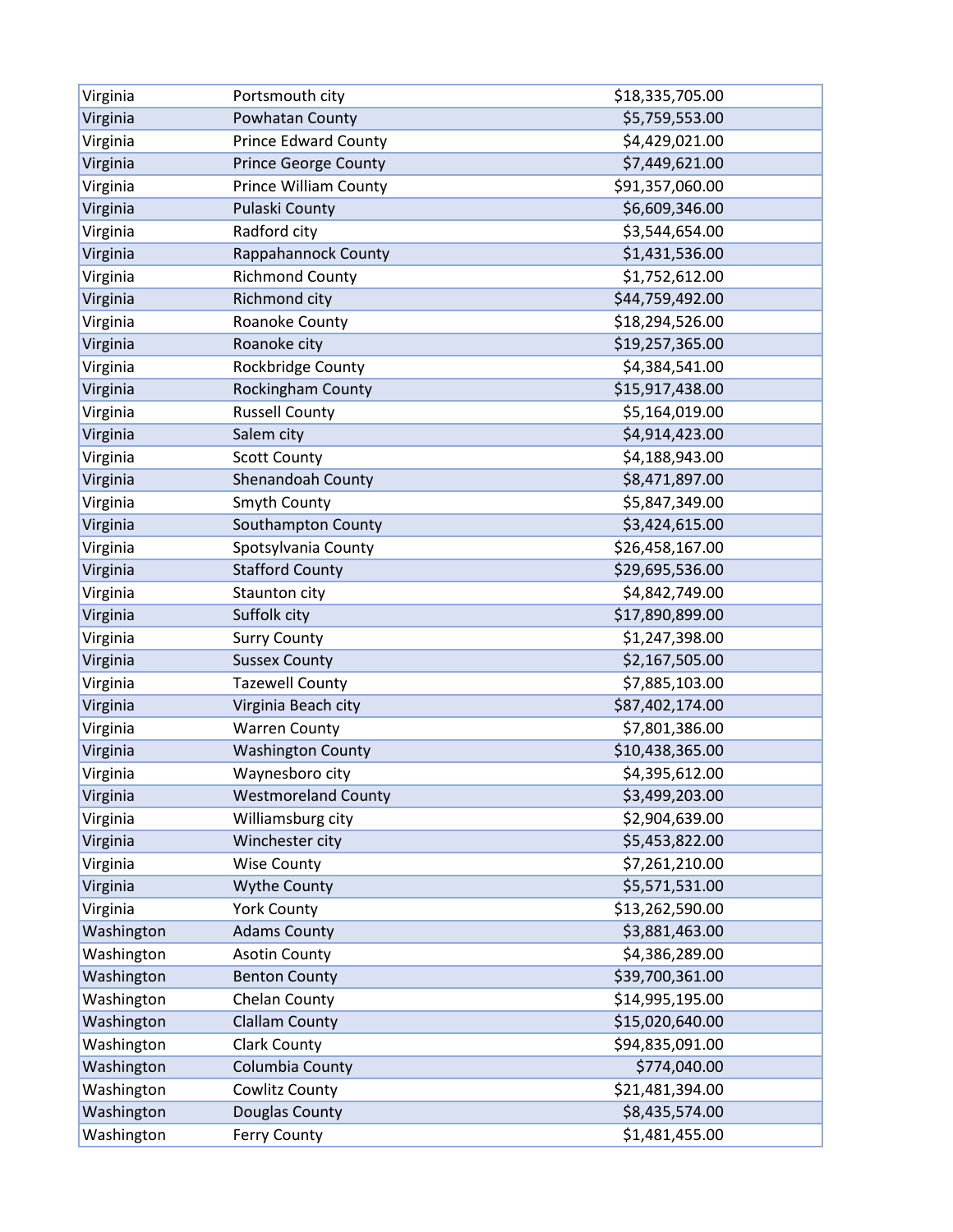| | | |
|---|---|---|
| Virginia | Portsmouth city | $18,335,705.00 |
| Virginia | Powhatan County | $5,759,553.00 |
| Virginia | Prince Edward County | $4,429,021.00 |
| Virginia | Prince George County | $7,449,621.00 |
| Virginia | Prince William County | $91,357,060.00 |
| Virginia | Pulaski County | $6,609,346.00 |
| Virginia | Radford city | $3,544,654.00 |
| Virginia | Rappahannock County | $1,431,536.00 |
| Virginia | Richmond County | $1,752,612.00 |
| Virginia | Richmond city | $44,759,492.00 |
| Virginia | Roanoke County | $18,294,526.00 |
| Virginia | Roanoke city | $19,257,365.00 |
| Virginia | Rockbridge County | $4,384,541.00 |
| Virginia | Rockingham County | $15,917,438.00 |
| Virginia | Russell County | $5,164,019.00 |
| Virginia | Salem city | $4,914,423.00 |
| Virginia | Scott County | $4,188,943.00 |
| Virginia | Shenandoah County | $8,471,897.00 |
| Virginia | Smyth County | $5,847,349.00 |
| Virginia | Southampton County | $3,424,615.00 |
| Virginia | Spotsylvania County | $26,458,167.00 |
| Virginia | Stafford County | $29,695,536.00 |
| Virginia | Staunton city | $4,842,749.00 |
| Virginia | Suffolk city | $17,890,899.00 |
| Virginia | Surry County | $1,247,398.00 |
| Virginia | Sussex County | $2,167,505.00 |
| Virginia | Tazewell County | $7,885,103.00 |
| Virginia | Virginia Beach city | $87,402,174.00 |
| Virginia | Warren County | $7,801,386.00 |
| Virginia | Washington County | $10,438,365.00 |
| Virginia | Waynesboro city | $4,395,612.00 |
| Virginia | Westmoreland County | $3,499,203.00 |
| Virginia | Williamsburg city | $2,904,639.00 |
| Virginia | Winchester city | $5,453,822.00 |
| Virginia | Wise County | $7,261,210.00 |
| Virginia | Wythe County | $5,571,531.00 |
| Virginia | York County | $13,262,590.00 |
| Washington | Adams County | $3,881,463.00 |
| Washington | Asotin County | $4,386,289.00 |
| Washington | Benton County | $39,700,361.00 |
| Washington | Chelan County | $14,995,195.00 |
| Washington | Clallam County | $15,020,640.00 |
| Washington | Clark County | $94,835,091.00 |
| Washington | Columbia County | $774,040.00 |
| Washington | Cowlitz County | $21,481,394.00 |
| Washington | Douglas County | $8,435,574.00 |
| Washington | Ferry County | $1,481,455.00 |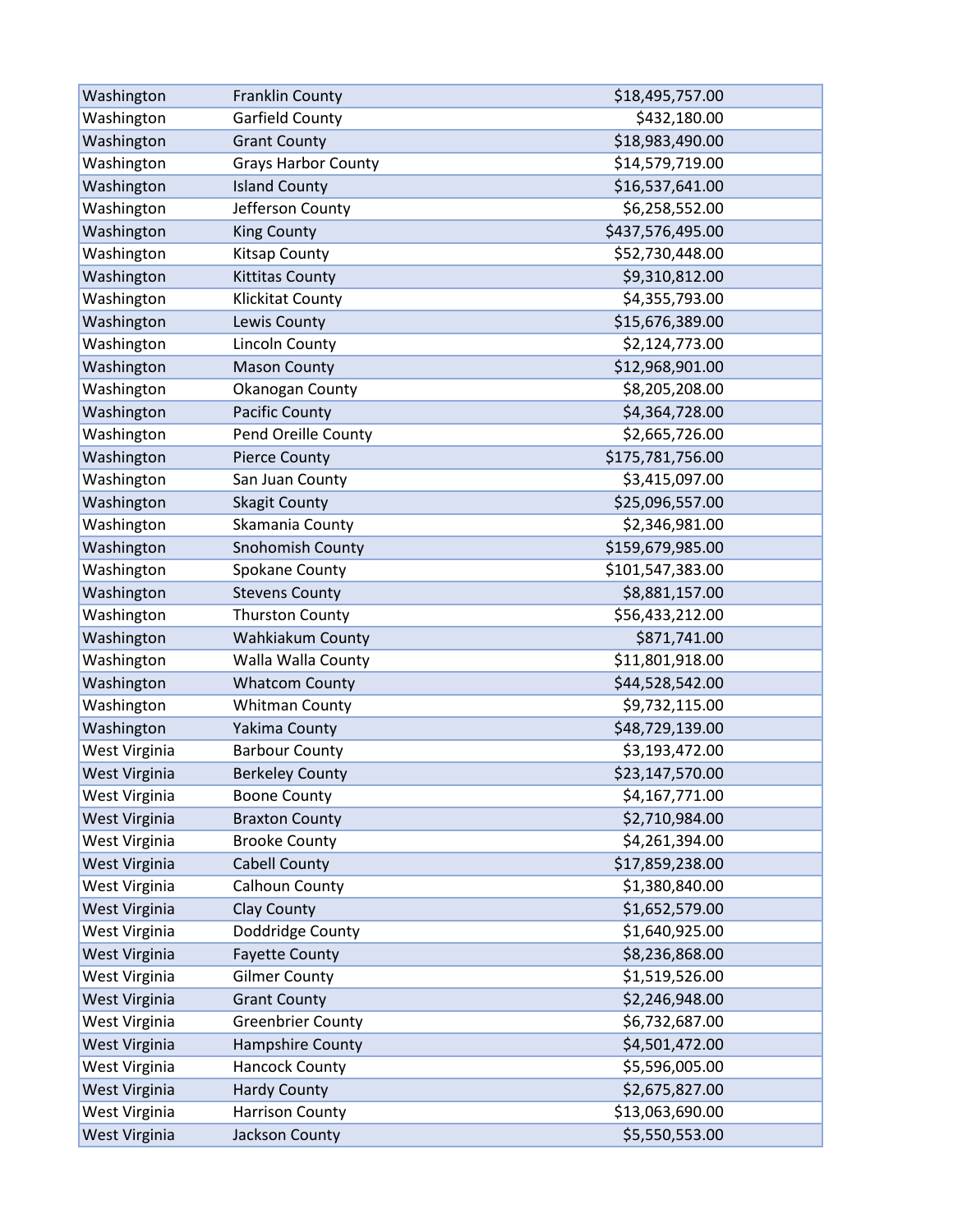| | | |
|---|---|---|
| Washington | Franklin County | $18,495,757.00 |
| Washington | Garfield County | $432,180.00 |
| Washington | Grant County | $18,983,490.00 |
| Washington | Grays Harbor County | $14,579,719.00 |
| Washington | Island County | $16,537,641.00 |
| Washington | Jefferson County | $6,258,552.00 |
| Washington | King County | $437,576,495.00 |
| Washington | Kitsap County | $52,730,448.00 |
| Washington | Kittitas County | $9,310,812.00 |
| Washington | Klickitat County | $4,355,793.00 |
| Washington | Lewis County | $15,676,389.00 |
| Washington | Lincoln County | $2,124,773.00 |
| Washington | Mason County | $12,968,901.00 |
| Washington | Okanogan County | $8,205,208.00 |
| Washington | Pacific County | $4,364,728.00 |
| Washington | Pend Oreille County | $2,665,726.00 |
| Washington | Pierce County | $175,781,756.00 |
| Washington | San Juan County | $3,415,097.00 |
| Washington | Skagit County | $25,096,557.00 |
| Washington | Skamania County | $2,346,981.00 |
| Washington | Snohomish County | $159,679,985.00 |
| Washington | Spokane County | $101,547,383.00 |
| Washington | Stevens County | $8,881,157.00 |
| Washington | Thurston County | $56,433,212.00 |
| Washington | Wahkiakum County | $871,741.00 |
| Washington | Walla Walla County | $11,801,918.00 |
| Washington | Whatcom County | $44,528,542.00 |
| Washington | Whitman County | $9,732,115.00 |
| Washington | Yakima County | $48,729,139.00 |
| West Virginia | Barbour County | $3,193,472.00 |
| West Virginia | Berkeley County | $23,147,570.00 |
| West Virginia | Boone County | $4,167,771.00 |
| West Virginia | Braxton County | $2,710,984.00 |
| West Virginia | Brooke County | $4,261,394.00 |
| West Virginia | Cabell County | $17,859,238.00 |
| West Virginia | Calhoun County | $1,380,840.00 |
| West Virginia | Clay County | $1,652,579.00 |
| West Virginia | Doddridge County | $1,640,925.00 |
| West Virginia | Fayette County | $8,236,868.00 |
| West Virginia | Gilmer County | $1,519,526.00 |
| West Virginia | Grant County | $2,246,948.00 |
| West Virginia | Greenbrier County | $6,732,687.00 |
| West Virginia | Hampshire County | $4,501,472.00 |
| West Virginia | Hancock County | $5,596,005.00 |
| West Virginia | Hardy County | $2,675,827.00 |
| West Virginia | Harrison County | $13,063,690.00 |
| West Virginia | Jackson County | $5,550,553.00 |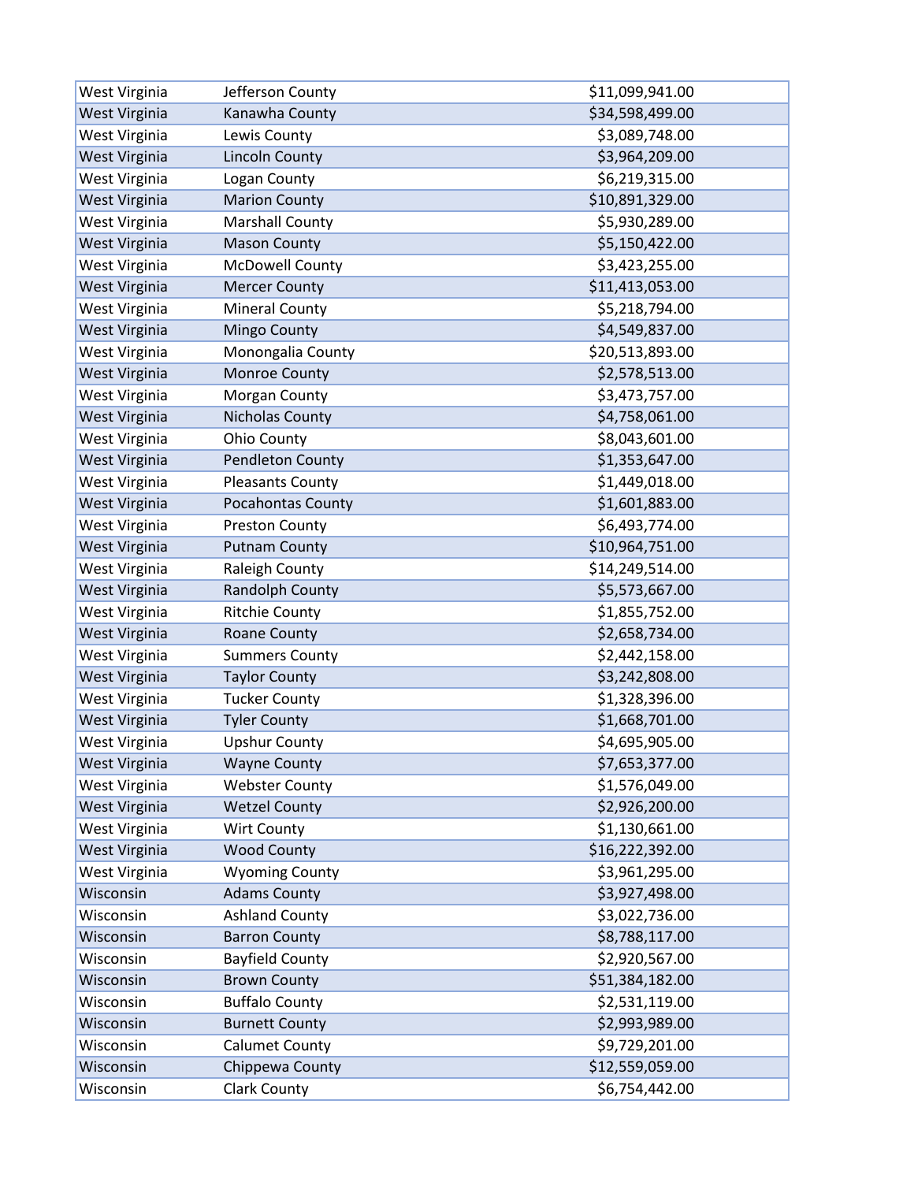| | | |
|---|---|---|
| West Virginia | Jefferson County | $11,099,941.00 |
| West Virginia | Kanawha County | $34,598,499.00 |
| West Virginia | Lewis County | $3,089,748.00 |
| West Virginia | Lincoln County | $3,964,209.00 |
| West Virginia | Logan County | $6,219,315.00 |
| West Virginia | Marion County | $10,891,329.00 |
| West Virginia | Marshall County | $5,930,289.00 |
| West Virginia | Mason County | $5,150,422.00 |
| West Virginia | McDowell County | $3,423,255.00 |
| West Virginia | Mercer County | $11,413,053.00 |
| West Virginia | Mineral County | $5,218,794.00 |
| West Virginia | Mingo County | $4,549,837.00 |
| West Virginia | Monongalia County | $20,513,893.00 |
| West Virginia | Monroe County | $2,578,513.00 |
| West Virginia | Morgan County | $3,473,757.00 |
| West Virginia | Nicholas County | $4,758,061.00 |
| West Virginia | Ohio County | $8,043,601.00 |
| West Virginia | Pendleton County | $1,353,647.00 |
| West Virginia | Pleasants County | $1,449,018.00 |
| West Virginia | Pocahontas County | $1,601,883.00 |
| West Virginia | Preston County | $6,493,774.00 |
| West Virginia | Putnam County | $10,964,751.00 |
| West Virginia | Raleigh County | $14,249,514.00 |
| West Virginia | Randolph County | $5,573,667.00 |
| West Virginia | Ritchie County | $1,855,752.00 |
| West Virginia | Roane County | $2,658,734.00 |
| West Virginia | Summers County | $2,442,158.00 |
| West Virginia | Taylor County | $3,242,808.00 |
| West Virginia | Tucker County | $1,328,396.00 |
| West Virginia | Tyler County | $1,668,701.00 |
| West Virginia | Upshur County | $4,695,905.00 |
| West Virginia | Wayne County | $7,653,377.00 |
| West Virginia | Webster County | $1,576,049.00 |
| West Virginia | Wetzel County | $2,926,200.00 |
| West Virginia | Wirt County | $1,130,661.00 |
| West Virginia | Wood County | $16,222,392.00 |
| West Virginia | Wyoming County | $3,961,295.00 |
| Wisconsin | Adams County | $3,927,498.00 |
| Wisconsin | Ashland County | $3,022,736.00 |
| Wisconsin | Barron County | $8,788,117.00 |
| Wisconsin | Bayfield County | $2,920,567.00 |
| Wisconsin | Brown County | $51,384,182.00 |
| Wisconsin | Buffalo County | $2,531,119.00 |
| Wisconsin | Burnett County | $2,993,989.00 |
| Wisconsin | Calumet County | $9,729,201.00 |
| Wisconsin | Chippewa County | $12,559,059.00 |
| Wisconsin | Clark County | $6,754,442.00 |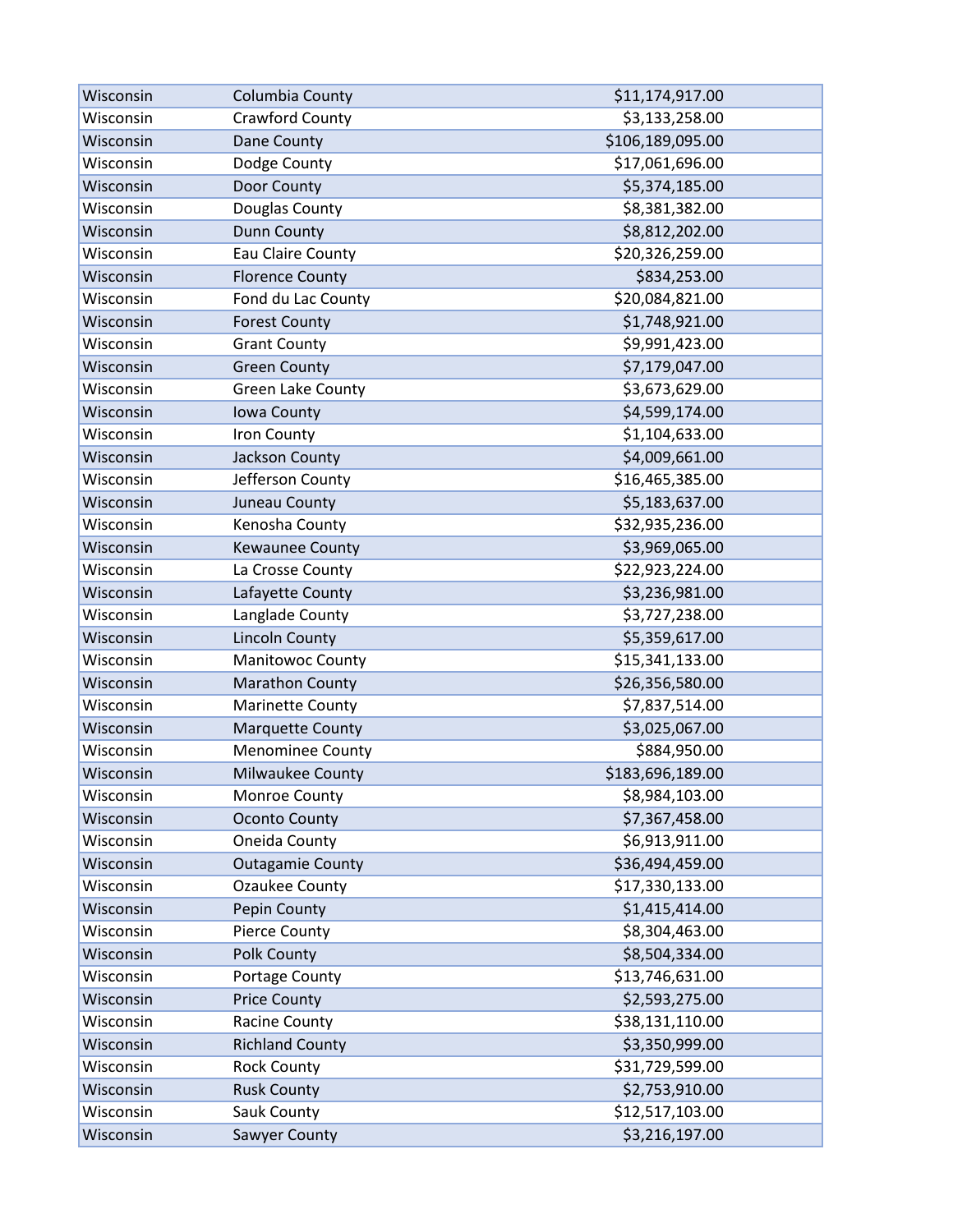| | | |
|---|---|---|
| Wisconsin | Columbia County | $11,174,917.00 |
| Wisconsin | Crawford County | $3,133,258.00 |
| Wisconsin | Dane County | $106,189,095.00 |
| Wisconsin | Dodge County | $17,061,696.00 |
| Wisconsin | Door County | $5,374,185.00 |
| Wisconsin | Douglas County | $8,381,382.00 |
| Wisconsin | Dunn County | $8,812,202.00 |
| Wisconsin | Eau Claire County | $20,326,259.00 |
| Wisconsin | Florence County | $834,253.00 |
| Wisconsin | Fond du Lac County | $20,084,821.00 |
| Wisconsin | Forest County | $1,748,921.00 |
| Wisconsin | Grant County | $9,991,423.00 |
| Wisconsin | Green County | $7,179,047.00 |
| Wisconsin | Green Lake County | $3,673,629.00 |
| Wisconsin | Iowa County | $4,599,174.00 |
| Wisconsin | Iron County | $1,104,633.00 |
| Wisconsin | Jackson County | $4,009,661.00 |
| Wisconsin | Jefferson County | $16,465,385.00 |
| Wisconsin | Juneau County | $5,183,637.00 |
| Wisconsin | Kenosha County | $32,935,236.00 |
| Wisconsin | Kewaunee County | $3,969,065.00 |
| Wisconsin | La Crosse County | $22,923,224.00 |
| Wisconsin | Lafayette County | $3,236,981.00 |
| Wisconsin | Langlade County | $3,727,238.00 |
| Wisconsin | Lincoln County | $5,359,617.00 |
| Wisconsin | Manitowoc County | $15,341,133.00 |
| Wisconsin | Marathon County | $26,356,580.00 |
| Wisconsin | Marinette County | $7,837,514.00 |
| Wisconsin | Marquette County | $3,025,067.00 |
| Wisconsin | Menominee County | $884,950.00 |
| Wisconsin | Milwaukee County | $183,696,189.00 |
| Wisconsin | Monroe County | $8,984,103.00 |
| Wisconsin | Oconto County | $7,367,458.00 |
| Wisconsin | Oneida County | $6,913,911.00 |
| Wisconsin | Outagamie County | $36,494,459.00 |
| Wisconsin | Ozaukee County | $17,330,133.00 |
| Wisconsin | Pepin County | $1,415,414.00 |
| Wisconsin | Pierce County | $8,304,463.00 |
| Wisconsin | Polk County | $8,504,334.00 |
| Wisconsin | Portage County | $13,746,631.00 |
| Wisconsin | Price County | $2,593,275.00 |
| Wisconsin | Racine County | $38,131,110.00 |
| Wisconsin | Richland County | $3,350,999.00 |
| Wisconsin | Rock County | $31,729,599.00 |
| Wisconsin | Rusk County | $2,753,910.00 |
| Wisconsin | Sauk County | $12,517,103.00 |
| Wisconsin | Sawyer County | $3,216,197.00 |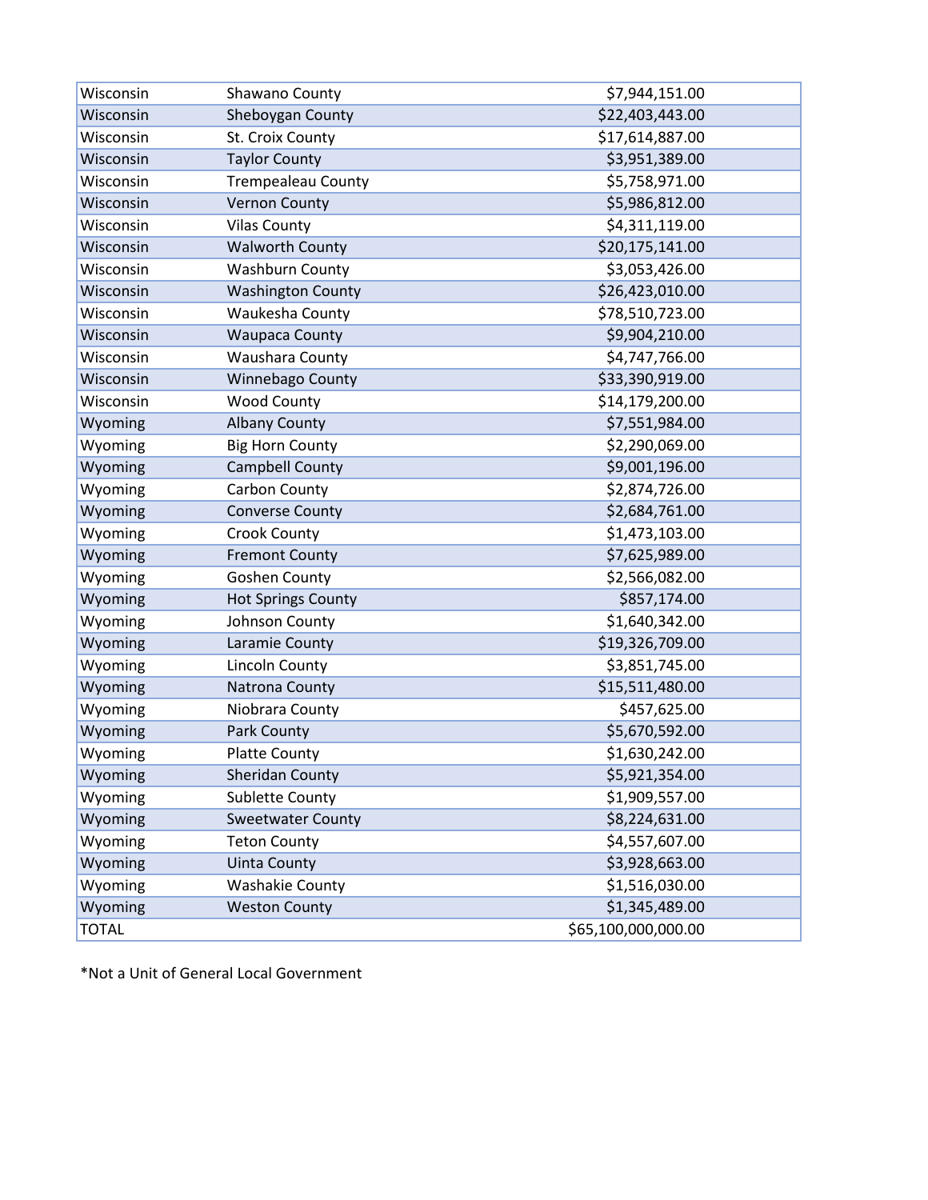| | | |
|---|---|---|
| Wisconsin | Shawano County | $7,944,151.00 |
| Wisconsin | Sheboygan County | $22,403,443.00 |
| Wisconsin | St. Croix County | $17,614,887.00 |
| Wisconsin | Taylor County | $3,951,389.00 |
| Wisconsin | Trempealeau County | $5,758,971.00 |
| Wisconsin | Vernon County | $5,986,812.00 |
| Wisconsin | Vilas County | $4,311,119.00 |
| Wisconsin | Walworth County | $20,175,141.00 |
| Wisconsin | Washburn County | $3,053,426.00 |
| Wisconsin | Washington County | $26,423,010.00 |
| Wisconsin | Waukesha County | $78,510,723.00 |
| Wisconsin | Waupaca County | $9,904,210.00 |
| Wisconsin | Waushara County | $4,747,766.00 |
| Wisconsin | Winnebago County | $33,390,919.00 |
| Wisconsin | Wood County | $14,179,200.00 |
| Wyoming | Albany County | $7,551,984.00 |
| Wyoming | Big Horn County | $2,290,069.00 |
| Wyoming | Campbell County | $9,001,196.00 |
| Wyoming | Carbon County | $2,874,726.00 |
| Wyoming | Converse County | $2,684,761.00 |
| Wyoming | Crook County | $1,473,103.00 |
| Wyoming | Fremont County | $7,625,989.00 |
| Wyoming | Goshen County | $2,566,082.00 |
| Wyoming | Hot Springs County | $857,174.00 |
| Wyoming | Johnson County | $1,640,342.00 |
| Wyoming | Laramie County | $19,326,709.00 |
| Wyoming | Lincoln County | $3,851,745.00 |
| Wyoming | Natrona County | $15,511,480.00 |
| Wyoming | Niobrara County | $457,625.00 |
| Wyoming | Park County | $5,670,592.00 |
| Wyoming | Platte County | $1,630,242.00 |
| Wyoming | Sheridan County | $5,921,354.00 |
| Wyoming | Sublette County | $1,909,557.00 |
| Wyoming | Sweetwater County | $8,224,631.00 |
| Wyoming | Teton County | $4,557,607.00 |
| Wyoming | Uinta County | $3,928,663.00 |
| Wyoming | Washakie County | $1,516,030.00 |
| Wyoming | Weston County | $1,345,489.00 |
| TOTAL | | $65,100,000,000.00 |

*Not a Unit of General Local Government